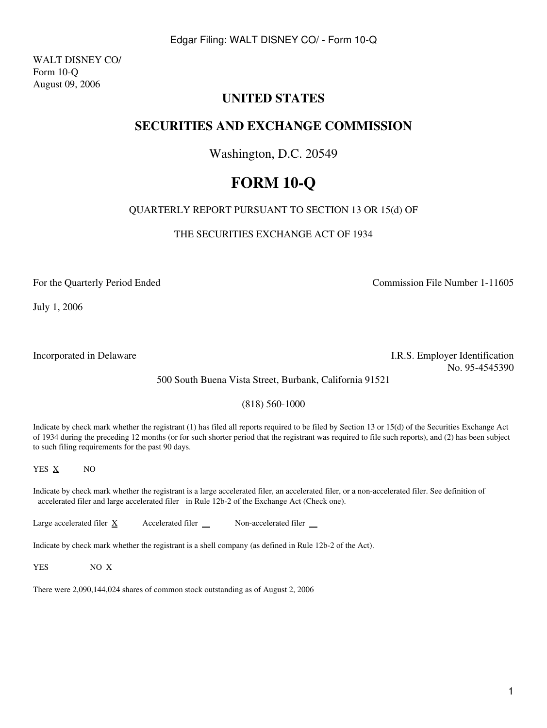WALT DISNEY CO/
Form 10-Q
August 09, 2006

# UNITED STATES

## SECURITIES AND EXCHANGE COMMISSION

Washington, D.C. 20549

# FORM 10-Q

QUARTERLY REPORT PURSUANT TO SECTION 13 OR 15(d) OF

THE SECURITIES EXCHANGE ACT OF 1934

For the Quarterly Period Ended July 1, 2006

Commission File Number 1-11605

Incorporated in Delaware

I.R.S. Employer Identification No. 95-4545390

500 South Buena Vista Street, Burbank, California 91521

(818) 560-1000

Indicate by check mark whether the registrant (1) has filed all reports required to be filed by Section 13 or 15(d) of the Securities Exchange Act of 1934 during the preceding 12 months (or for such shorter period that the registrant was required to file such reports), and (2) has been subject to such filing requirements for the past 90 days.

YES X NO

Indicate by check mark whether the registrant is a large accelerated filer, an accelerated filer, or a non-accelerated filer. See definition of accelerated filer and large accelerated filer in Rule 12b-2 of the Exchange Act (Check one).

Large accelerated filer X Accelerated filer __ Non-accelerated filer __

Indicate by check mark whether the registrant is a shell company (as defined in Rule 12b-2 of the Act).

YES NO X

There were 2,090,144,024 shares of common stock outstanding as of August 2, 2006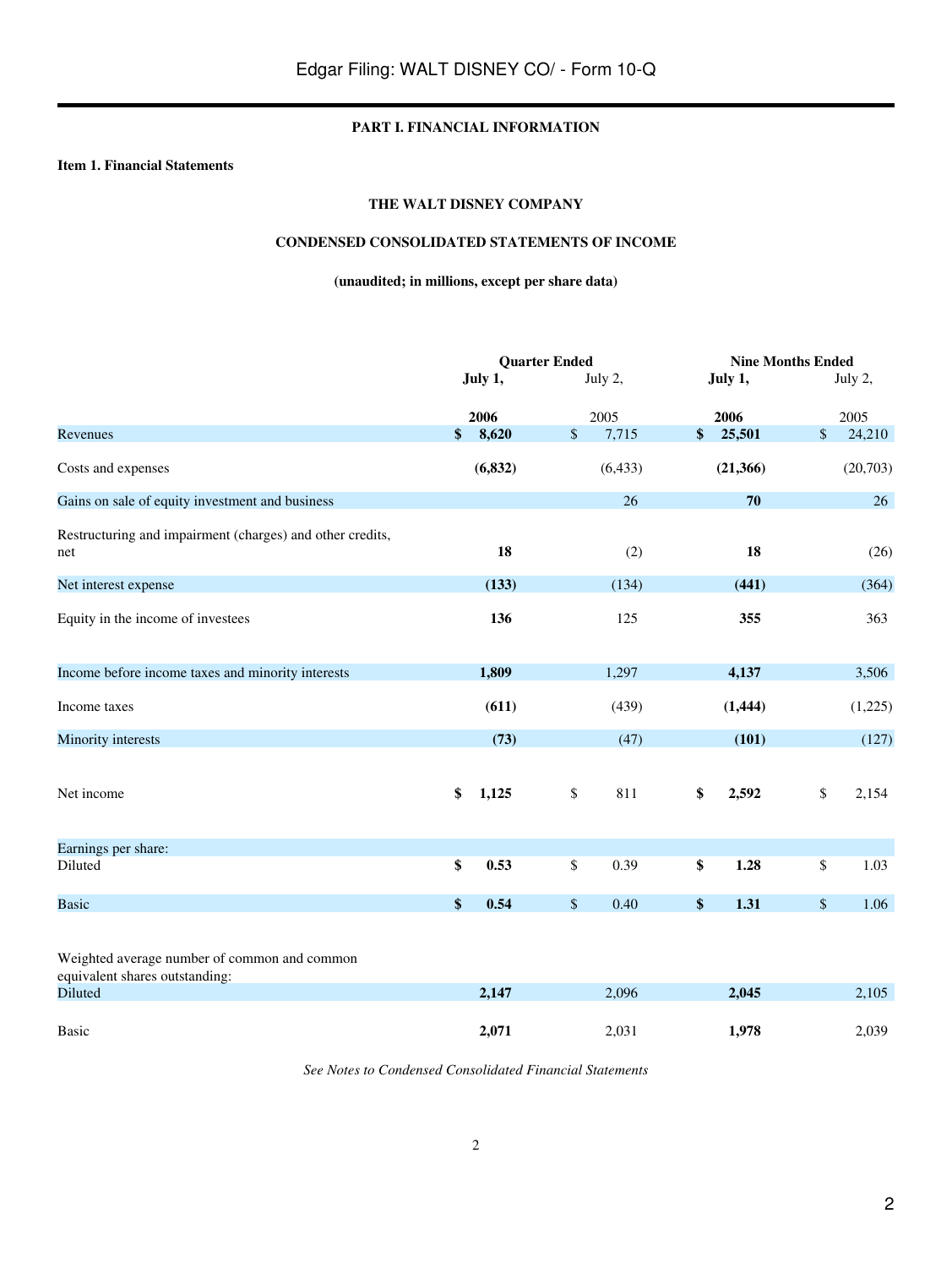## PART I. FINANCIAL INFORMATION

**Item 1. Financial Statements**

### THE WALT DISNEY COMPANY

### CONDENSED CONSOLIDATED STATEMENTS OF INCOME

**(unaudited; in millions, except per share data)**

| | Quarter Ended | | Nine Months Ended | |
|---|---|---|---|---|
| | **July 1, 2006** | July 2, 2005 | **July 1, 2006** | July 2, 2005 |
| Revenues | **$ 8,620** | $ 7,715 | **$ 25,501** | $ 24,210 |
| Costs and expenses | **(6,832)** | (6,433) | **(21,366)** | (20,703) |
| Gains on sale of equity investment and business | | 26 | **70** | 26 |
| Restructuring and impairment (charges) and other credits, net | **18** | (2) | **18** | (26) |
| Net interest expense | **(133)** | (134) | **(441)** | (364) |
| Equity in the income of investees | **136** | 125 | **355** | 363 |
| Income before income taxes and minority interests | **1,809** | 1,297 | **4,137** | 3,506 |
| Income taxes | **(611)** | (439) | **(1,444)** | (1,225) |
| Minority interests | **(73)** | (47) | **(101)** | (127) |
| Net income | **$ 1,125** | $ 811 | **$ 2,592** | $ 2,154 |
| Earnings per share: | | | | |
| Diluted | **$ 0.53** | $ 0.39 | **$ 1.28** | $ 1.03 |
| Basic | **$ 0.54** | $ 0.40 | **$ 1.31** | $ 1.06 |
| Weighted average number of common and common equivalent shares outstanding: | | | | |
| Diluted | **2,147** | 2,096 | **2,045** | 2,105 |
| Basic | **2,071** | 2,031 | **1,978** | 2,039 |

*See Notes to Condensed Consolidated Financial Statements*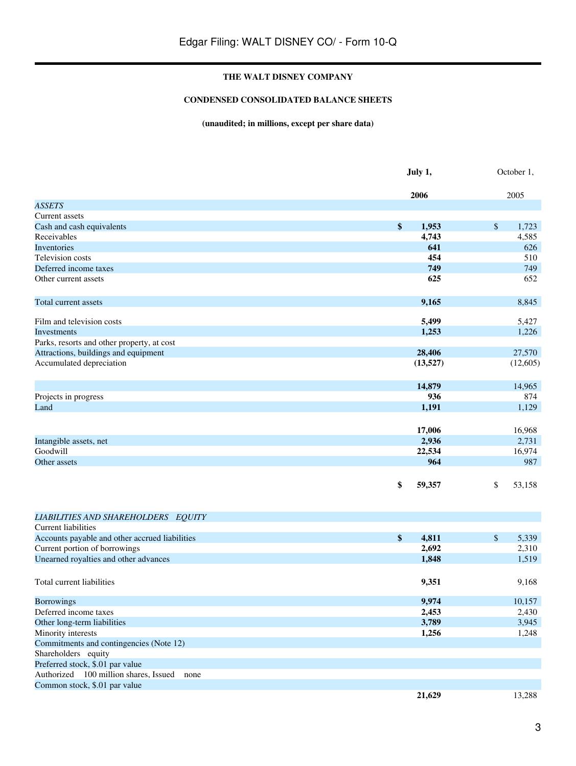**THE WALT DISNEY COMPANY**

**CONDENSED CONSOLIDATED BALANCE SHEETS**

**(unaudited; in millions, except per share data)**

| | July 1, 2006 | October 1, 2005 |
|---|---|---|
| *ASSETS* | | |
| Current assets | | |
| Cash and cash equivalents | $ 1,953 | $ 1,723 |
| Receivables | 4,743 | 4,585 |
| Inventories | 641 | 626 |
| Television costs | 454 | 510 |
| Deferred income taxes | 749 | 749 |
| Other current assets | 625 | 652 |
| Total current assets | 9,165 | 8,845 |
| Film and television costs | 5,499 | 5,427 |
| Investments | 1,253 | 1,226 |
| Parks, resorts and other property, at cost | | |
| Attractions, buildings and equipment | 28,406 | 27,570 |
| Accumulated depreciation | (13,527) | (12,605) |
| | 14,879 | 14,965 |
| Projects in progress | 936 | 874 |
| Land | 1,191 | 1,129 |
| | 17,006 | 16,968 |
| Intangible assets, net | 2,936 | 2,731 |
| Goodwill | 22,534 | 16,974 |
| Other assets | 964 | 987 |
| | $ 59,357 | $ 53,158 |
| *LIABILITIES AND SHAREHOLDERS EQUITY* | | |
| Current liabilities | | |
| Accounts payable and other accrued liabilities | $ 4,811 | $ 5,339 |
| Current portion of borrowings | 2,692 | 2,310 |
| Unearned royalties and other advances | 1,848 | 1,519 |
| Total current liabilities | 9,351 | 9,168 |
| Borrowings | 9,974 | 10,157 |
| Deferred income taxes | 2,453 | 2,430 |
| Other long-term liabilities | 3,789 | 3,945 |
| Minority interests | 1,256 | 1,248 |
| Commitments and contingencies (Note 12) | | |
| Shareholders equity | | |
| Preferred stock, $.01 par value | | |
| Authorized 100 million shares, Issued none | | |
| Common stock, $.01 par value | | |
| | 21,629 | 13,288 |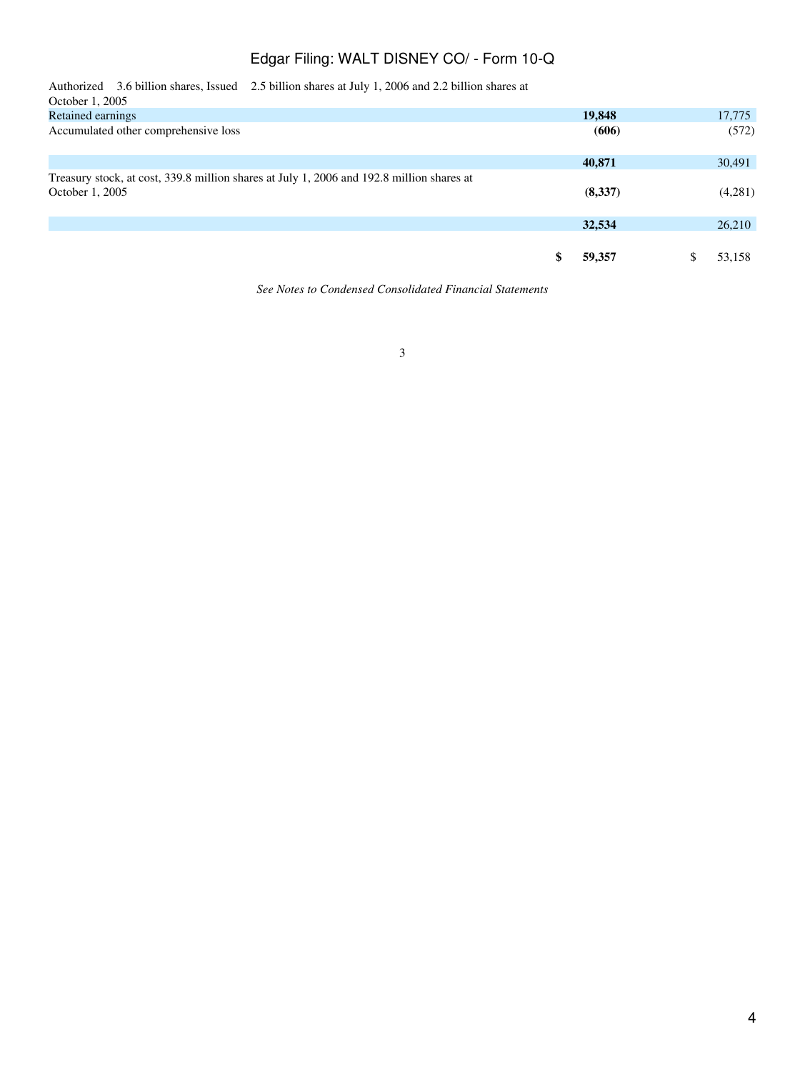| | | |
|---|---|---|
| Authorized — 3.6 billion shares, Issued — 2.5 billion shares at July 1, 2006 and 2.2 billion shares at October 1, 2005 | | |
| Retained earnings | **19,848** | 17,775 |
| Accumulated other comprehensive loss | **(606)** | (572) |
| | **40,871** | 30,491 |
| Treasury stock, at cost, 339.8 million shares at July 1, 2006 and 192.8 million shares at October 1, 2005 | **(8,337)** | (4,281) |
| | **32,534** | 26,210 |
| | **$ 59,357** | $ 53,158 |

*See Notes to Condensed Consolidated Financial Statements*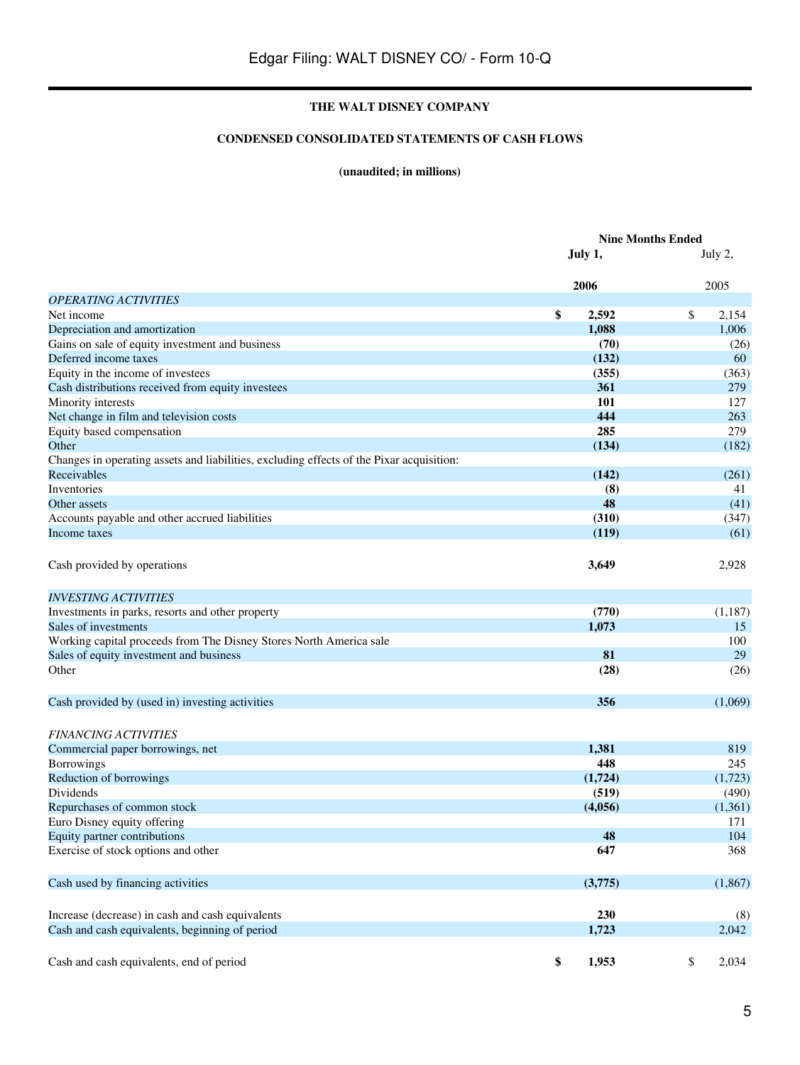**THE WALT DISNEY COMPANY**

**CONDENSED CONSOLIDATED STATEMENTS OF CASH FLOWS**

**(unaudited; in millions)**

| | Nine Months Ended | |
|---|---|---|
| | **July 1, 2006** | July 2, 2005 |
| *OPERATING ACTIVITIES* | | |
| Net income | **$ 2,592** | $ 2,154 |
| Depreciation and amortization | **1,088** | 1,006 |
| Gains on sale of equity investment and business | **(70)** | (26) |
| Deferred income taxes | **(132)** | 60 |
| Equity in the income of investees | **(355)** | (363) |
| Cash distributions received from equity investees | **361** | 279 |
| Minority interests | **101** | 127 |
| Net change in film and television costs | **444** | 263 |
| Equity based compensation | **285** | 279 |
| Other | **(134)** | (182) |
| Changes in operating assets and liabilities, excluding effects of the Pixar acquisition: | | |
| Receivables | **(142)** | (261) |
| Inventories | **(8)** | 41 |
| Other assets | **48** | (41) |
| Accounts payable and other accrued liabilities | **(310)** | (347) |
| Income taxes | **(119)** | (61) |
| Cash provided by operations | **3,649** | 2,928 |
| *INVESTING ACTIVITIES* | | |
| Investments in parks, resorts and other property | **(770)** | (1,187) |
| Sales of investments | **1,073** | 15 |
| Working capital proceeds from The Disney Stores North America sale | | 100 |
| Sales of equity investment and business | **81** | 29 |
| Other | **(28)** | (26) |
| Cash provided by (used in) investing activities | **356** | (1,069) |
| *FINANCING ACTIVITIES* | | |
| Commercial paper borrowings, net | **1,381** | 819 |
| Borrowings | **448** | 245 |
| Reduction of borrowings | **(1,724)** | (1,723) |
| Dividends | **(519)** | (490) |
| Repurchases of common stock | **(4,056)** | (1,361) |
| Euro Disney equity offering | | 171 |
| Equity partner contributions | **48** | 104 |
| Exercise of stock options and other | **647** | 368 |
| Cash used by financing activities | **(3,775)** | (1,867) |
| Increase (decrease) in cash and cash equivalents | **230** | (8) |
| Cash and cash equivalents, beginning of period | **1,723** | 2,042 |
| Cash and cash equivalents, end of period | **$ 1,953** | $ 2,034 |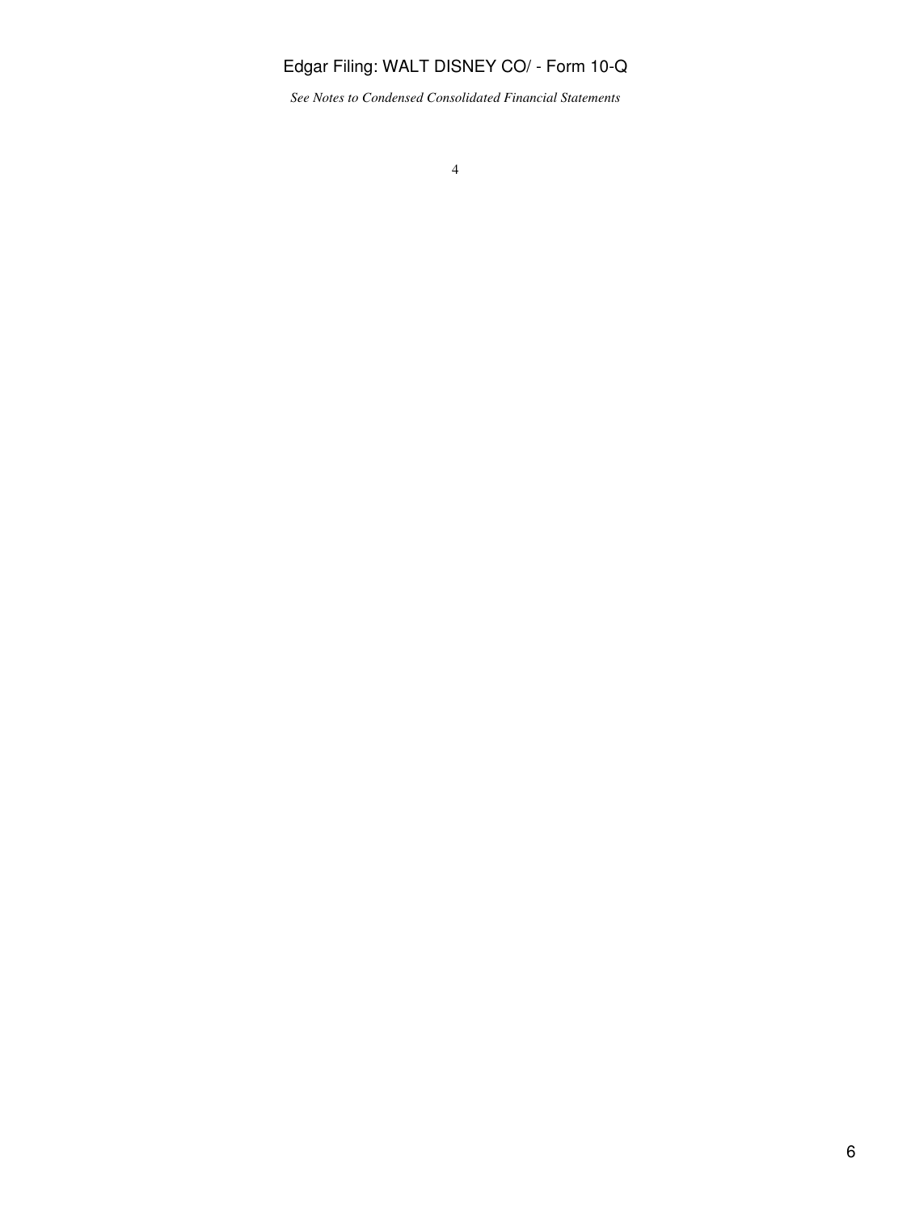*See Notes to Condensed Consolidated Financial Statements*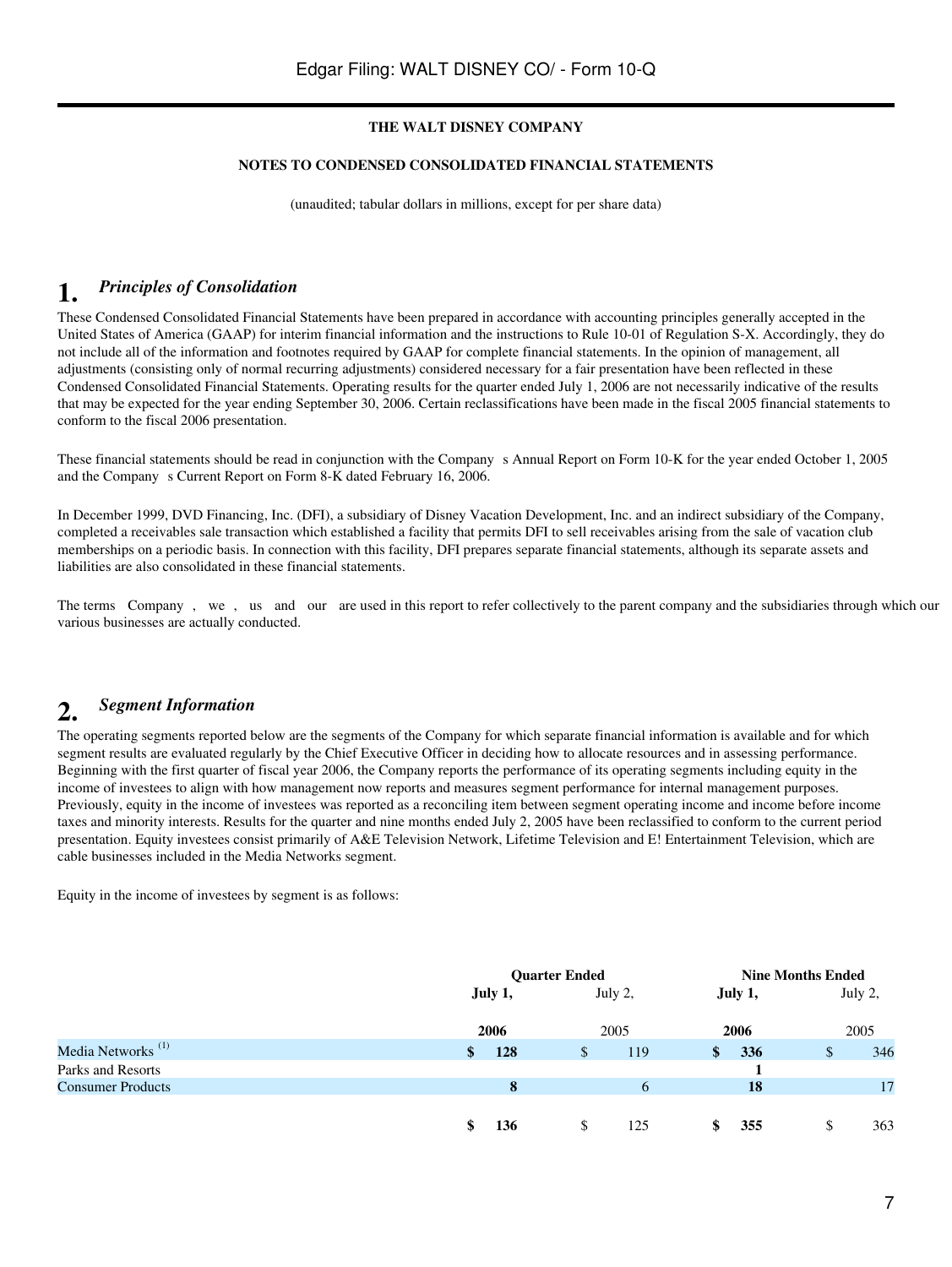**THE WALT DISNEY COMPANY**

**NOTES TO CONDENSED CONSOLIDATED FINANCIAL STATEMENTS**

(unaudited; tabular dollars in millions, except for per share data)

## 1. *Principles of Consolidation*

These Condensed Consolidated Financial Statements have been prepared in accordance with accounting principles generally accepted in the United States of America (GAAP) for interim financial information and the instructions to Rule 10-01 of Regulation S-X. Accordingly, they do not include all of the information and footnotes required by GAAP for complete financial statements. In the opinion of management, all adjustments (consisting only of normal recurring adjustments) considered necessary for a fair presentation have been reflected in these Condensed Consolidated Financial Statements. Operating results for the quarter ended July 1, 2006 are not necessarily indicative of the results that may be expected for the year ending September 30, 2006. Certain reclassifications have been made in the fiscal 2005 financial statements to conform to the fiscal 2006 presentation.

These financial statements should be read in conjunction with the Company s Annual Report on Form 10-K for the year ended October 1, 2005 and the Company s Current Report on Form 8-K dated February 16, 2006.

In December 1999, DVD Financing, Inc. (DFI), a subsidiary of Disney Vacation Development, Inc. and an indirect subsidiary of the Company, completed a receivables sale transaction which established a facility that permits DFI to sell receivables arising from the sale of vacation club memberships on a periodic basis. In connection with this facility, DFI prepares separate financial statements, although its separate assets and liabilities are also consolidated in these financial statements.

The terms Company , we , us and our are used in this report to refer collectively to the parent company and the subsidiaries through which our various businesses are actually conducted.

## 2. *Segment Information*

The operating segments reported below are the segments of the Company for which separate financial information is available and for which segment results are evaluated regularly by the Chief Executive Officer in deciding how to allocate resources and in assessing performance. Beginning with the first quarter of fiscal year 2006, the Company reports the performance of its operating segments including equity in the income of investees to align with how management now reports and measures segment performance for internal management purposes. Previously, equity in the income of investees was reported as a reconciling item between segment operating income and income before income taxes and minority interests. Results for the quarter and nine months ended July 2, 2005 have been reclassified to conform to the current period presentation. Equity investees consist primarily of A&E Television Network, Lifetime Television and E! Entertainment Television, which are cable businesses included in the Media Networks segment.

Equity in the income of investees by segment is as follows:

| | Quarter Ended | | Nine Months Ended | |
|---|---|---|---|---|
| | **July 1, 2006** | July 2, 2005 | **July 1, 2006** | July 2, 2005 |
| Media Networks [1] | **$ 128** | $ 119 | **$ 336** | $ 346 |
| Parks and Resorts | | | **1** | |
| Consumer Products | **8** | 6 | **18** | 17 |
| | **$ 136** | $ 125 | **$ 355** | $ 363 |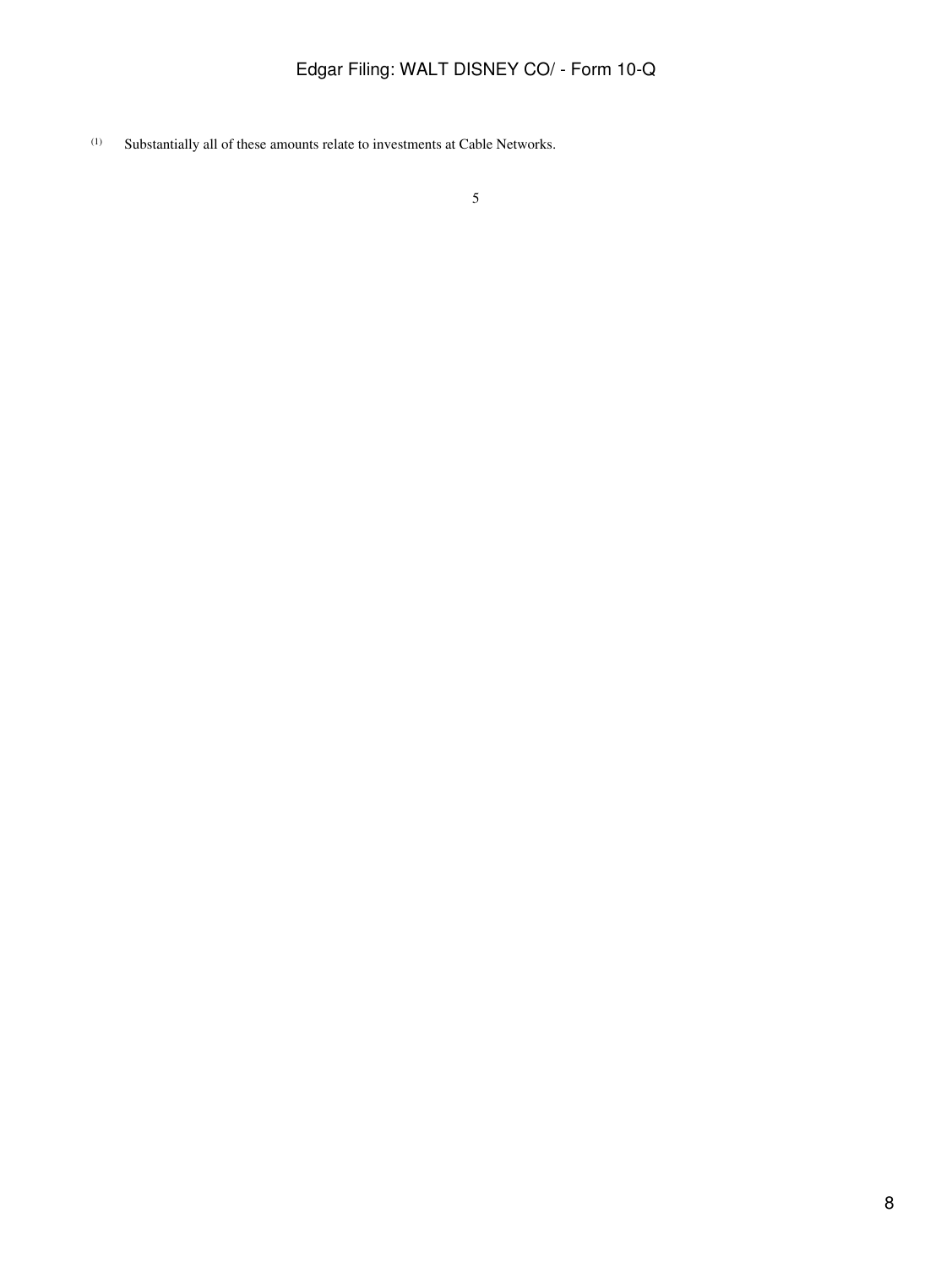(1) Substantially all of these amounts relate to investments at Cable Networks.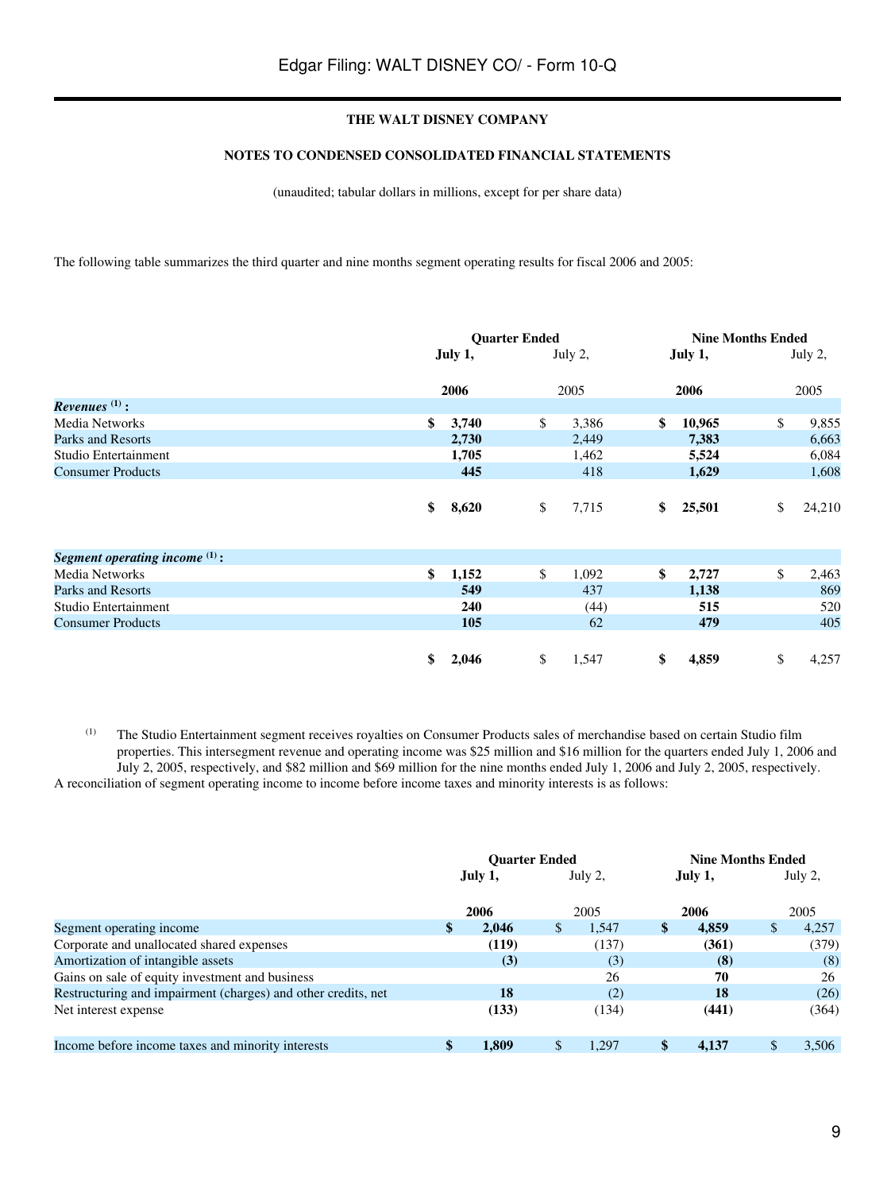**THE WALT DISNEY COMPANY**

**NOTES TO CONDENSED CONSOLIDATED FINANCIAL STATEMENTS**

(unaudited; tabular dollars in millions, except for per share data)

The following table summarizes the third quarter and nine months segment operating results for fiscal 2006 and 2005:

| | Quarter Ended | | Nine Months Ended | |
|---|---|---|---|---|
| | **July 1, 2006** | July 2, 2005 | **July 1, 2006** | July 2, 2005 |
| ***Revenues*** [(1)] **:** | | | | |
| Media Networks | **$ 3,740** | $ 3,386 | **$ 10,965** | $ 9,855 |
| Parks and Resorts | **2,730** | 2,449 | **7,383** | 6,663 |
| Studio Entertainment | **1,705** | 1,462 | **5,524** | 6,084 |
| Consumer Products | **445** | 418 | **1,629** | 1,608 |
| | **$ 8,620** | $ 7,715 | **$ 25,501** | $ 24,210 |
| ***Segment operating income*** [(1)] **:** | | | | |
| Media Networks | **$ 1,152** | $ 1,092 | **$ 2,727** | $ 2,463 |
| Parks and Resorts | **549** | 437 | **1,138** | 869 |
| Studio Entertainment | **240** | (44) | **515** | 520 |
| Consumer Products | **105** | 62 | **479** | 405 |
| | **$ 2,046** | $ 1,547 | **$ 4,859** | $ 4,257 |

(1) The Studio Entertainment segment receives royalties on Consumer Products sales of merchandise based on certain Studio film properties. This intersegment revenue and operating income was $25 million and $16 million for the quarters ended July 1, 2006 and July 2, 2005, respectively, and $82 million and $69 million for the nine months ended July 1, 2006 and July 2, 2005, respectively.

A reconciliation of segment operating income to income before income taxes and minority interests is as follows:

| | Quarter Ended | | Nine Months Ended | |
|---|---|---|---|---|
| | **July 1, 2006** | July 2, 2005 | **July 1, 2006** | July 2, 2005 |
| Segment operating income | **$ 2,046** | $ 1,547 | **$ 4,859** | $ 4,257 |
| Corporate and unallocated shared expenses | **(119)** | (137) | **(361)** | (379) |
| Amortization of intangible assets | **(3)** | (3) | **(8)** | (8) |
| Gains on sale of equity investment and business | | 26 | **70** | 26 |
| Restructuring and impairment (charges) and other credits, net | **18** | (2) | **18** | (26) |
| Net interest expense | **(133)** | (134) | **(441)** | (364) |
| Income before income taxes and minority interests | **$ 1,809** | $ 1,297 | **$ 4,137** | $ 3,506 |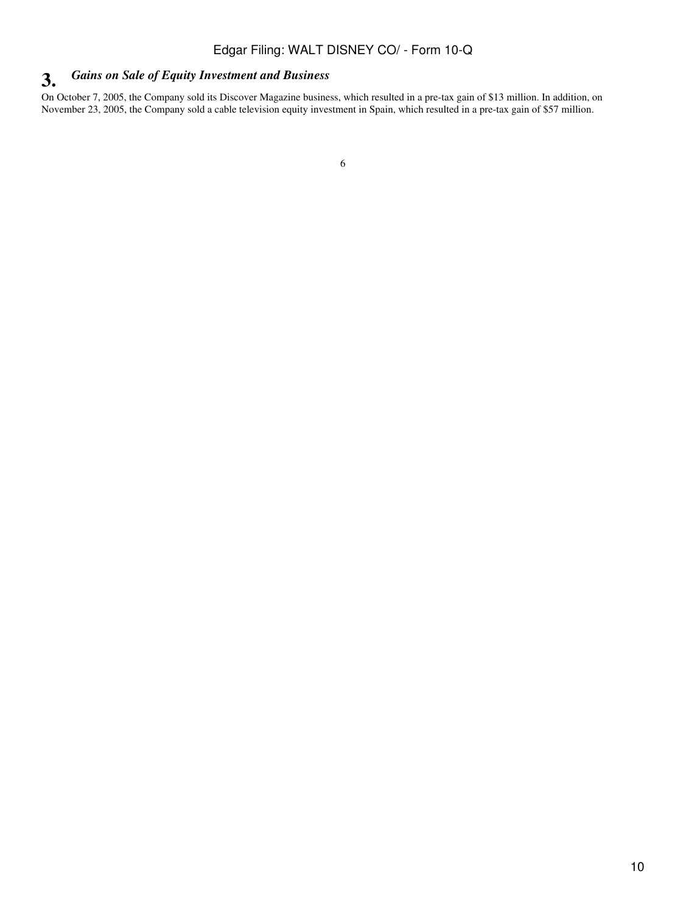## 3. *Gains on Sale of Equity Investment and Business*

On October 7, 2005, the Company sold its Discover Magazine business, which resulted in a pre-tax gain of $13 million. In addition, on November 23, 2005, the Company sold a cable television equity investment in Spain, which resulted in a pre-tax gain of $57 million.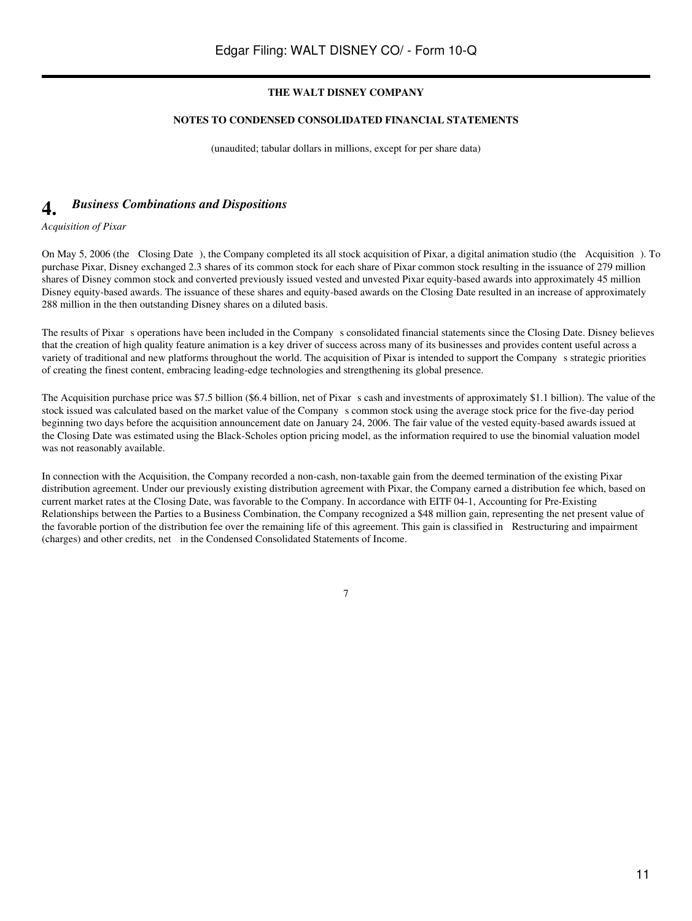**THE WALT DISNEY COMPANY**

**NOTES TO CONDENSED CONSOLIDATED FINANCIAL STATEMENTS**

(unaudited; tabular dollars in millions, except for per share data)

## 4. *Business Combinations and Dispositions*

*Acquisition of Pixar*

On May 5, 2006 (the Closing Date ), the Company completed its all stock acquisition of Pixar, a digital animation studio (the Acquisition ). To purchase Pixar, Disney exchanged 2.3 shares of its common stock for each share of Pixar common stock resulting in the issuance of 279 million shares of Disney common stock and converted previously issued vested and unvested Pixar equity-based awards into approximately 45 million Disney equity-based awards. The issuance of these shares and equity-based awards on the Closing Date resulted in an increase of approximately 288 million in the then outstanding Disney shares on a diluted basis.

The results of Pixar s operations have been included in the Company s consolidated financial statements since the Closing Date. Disney believes that the creation of high quality feature animation is a key driver of success across many of its businesses and provides content useful across a variety of traditional and new platforms throughout the world. The acquisition of Pixar is intended to support the Company s strategic priorities of creating the finest content, embracing leading-edge technologies and strengthening its global presence.

The Acquisition purchase price was $7.5 billion ($6.4 billion, net of Pixar s cash and investments of approximately $1.1 billion). The value of the stock issued was calculated based on the market value of the Company s common stock using the average stock price for the five-day period beginning two days before the acquisition announcement date on January 24, 2006. The fair value of the vested equity-based awards issued at the Closing Date was estimated using the Black-Scholes option pricing model, as the information required to use the binomial valuation model was not reasonably available.

In connection with the Acquisition, the Company recorded a non-cash, non-taxable gain from the deemed termination of the existing Pixar distribution agreement. Under our previously existing distribution agreement with Pixar, the Company earned a distribution fee which, based on current market rates at the Closing Date, was favorable to the Company. In accordance with EITF 04-1, Accounting for Pre-Existing Relationships between the Parties to a Business Combination, the Company recognized a $48 million gain, representing the net present value of the favorable portion of the distribution fee over the remaining life of this agreement. This gain is classified in Restructuring and impairment (charges) and other credits, net in the Condensed Consolidated Statements of Income.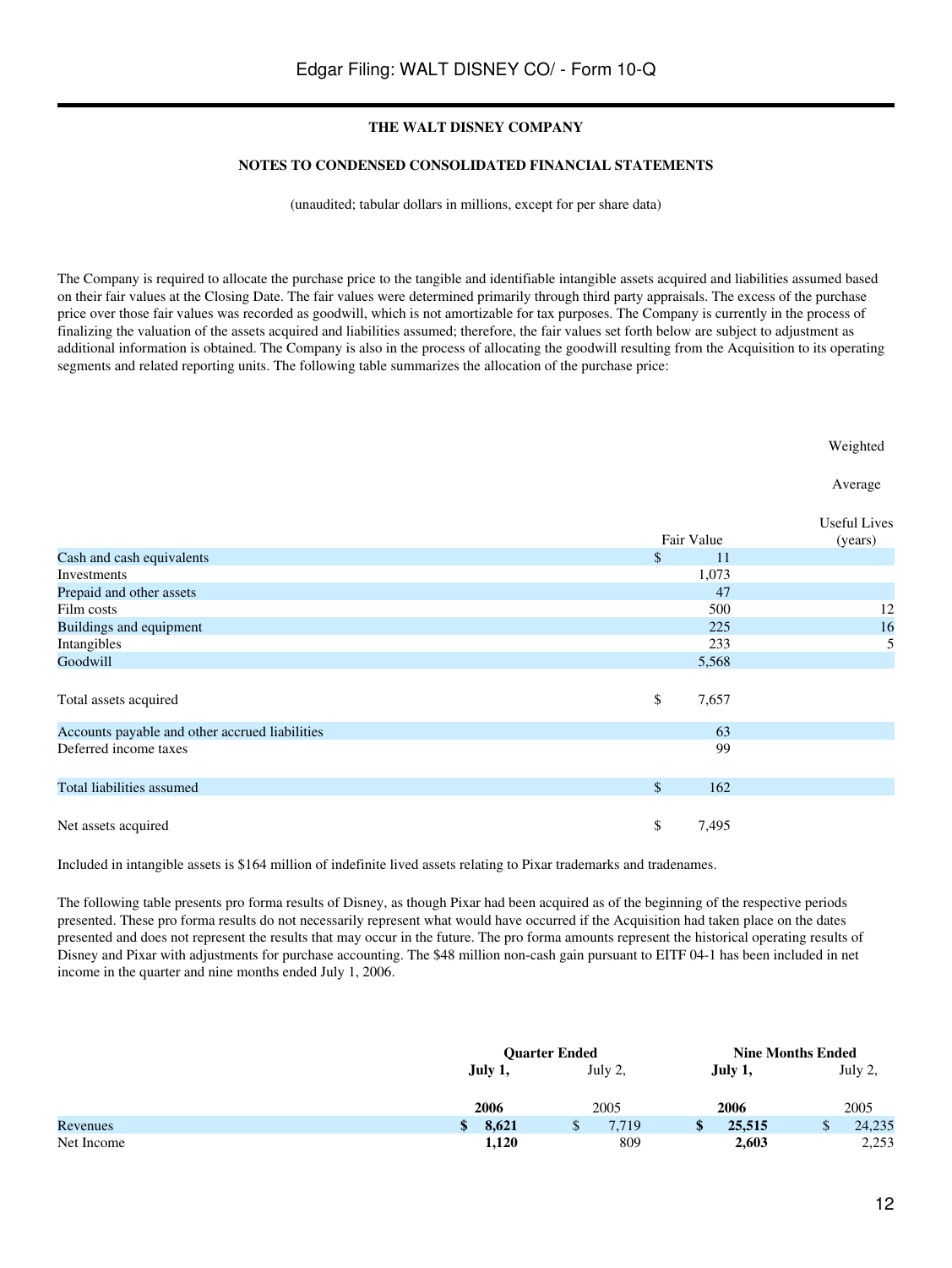**THE WALT DISNEY COMPANY**

**NOTES TO CONDENSED CONSOLIDATED FINANCIAL STATEMENTS**

(unaudited; tabular dollars in millions, except for per share data)

The Company is required to allocate the purchase price to the tangible and identifiable intangible assets acquired and liabilities assumed based on their fair values at the Closing Date. The fair values were determined primarily through third party appraisals. The excess of the purchase price over those fair values was recorded as goodwill, which is not amortizable for tax purposes. The Company is currently in the process of finalizing the valuation of the assets acquired and liabilities assumed; therefore, the fair values set forth below are subject to adjustment as additional information is obtained. The Company is also in the process of allocating the goodwill resulting from the Acquisition to its operating segments and related reporting units. The following table summarizes the allocation of the purchase price:

| | Fair Value | Weighted Average Useful Lives (years) |
|---|---|---|
| Cash and cash equivalents | $ 11 | |
| Investments | 1,073 | |
| Prepaid and other assets | 47 | |
| Film costs | 500 | 12 |
| Buildings and equipment | 225 | 16 |
| Intangibles | 233 | 5 |
| Goodwill | 5,568 | |
| Total assets acquired | $ 7,657 | |
| Accounts payable and other accrued liabilities | 63 | |
| Deferred income taxes | 99 | |
| Total liabilities assumed | $ 162 | |
| Net assets acquired | $ 7,495 | |

Included in intangible assets is $164 million of indefinite lived assets relating to Pixar trademarks and tradenames.

The following table presents pro forma results of Disney, as though Pixar had been acquired as of the beginning of the respective periods presented. These pro forma results do not necessarily represent what would have occurred if the Acquisition had taken place on the dates presented and does not represent the results that may occur in the future. The pro forma amounts represent the historical operating results of Disney and Pixar with adjustments for purchase accounting. The $48 million non-cash gain pursuant to EITF 04-1 has been included in net income in the quarter and nine months ended July 1, 2006.

| | Quarter Ended | | Nine Months Ended | |
|---|---|---|---|---|
| | **July 1, 2006** | July 2, 2005 | **July 1, 2006** | July 2, 2005 |
| Revenues | **$ 8,621** | $ 7,719 | **$ 25,515** | $ 24,235 |
| Net Income | **1,120** | 809 | **2,603** | 2,253 |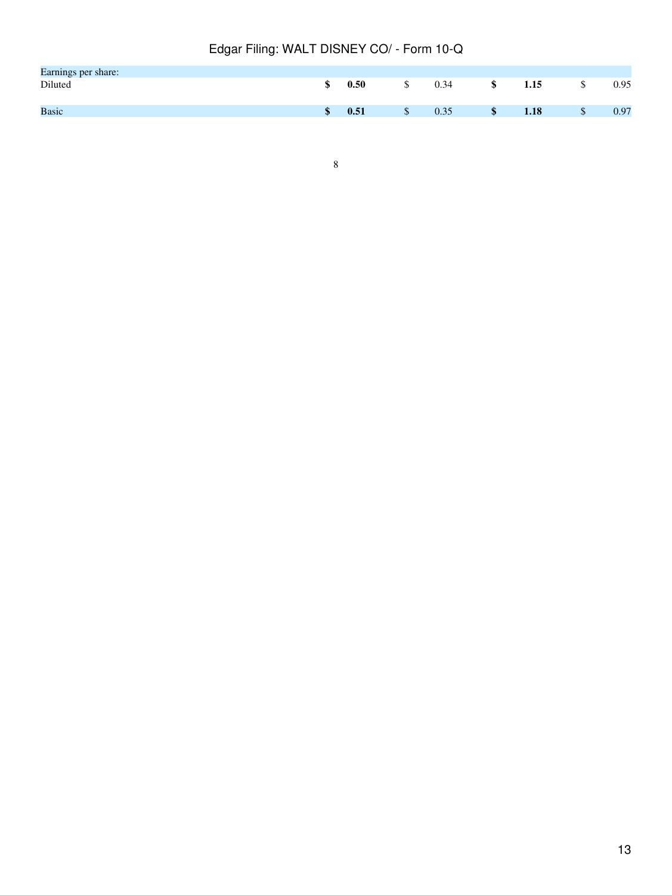| | | | | |
|---|---|---|---|---|
| Earnings per share: | | | | |
| Diluted | **$ 0.50** | $ 0.34 | **$ 1.15** | $ 0.95 |
| Basic | **$ 0.51** | $ 0.35 | **$ 1.18** | $ 0.97 |

8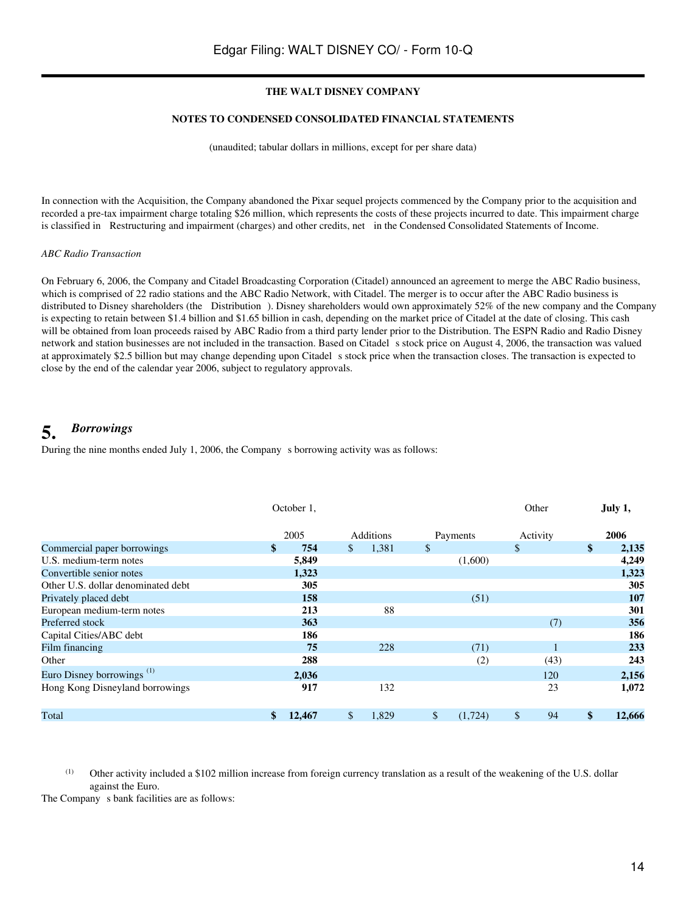THE WALT DISNEY COMPANY

NOTES TO CONDENSED CONSOLIDATED FINANCIAL STATEMENTS

(unaudited; tabular dollars in millions, except for per share data)

In connection with the Acquisition, the Company abandoned the Pixar sequel projects commenced by the Company prior to the acquisition and recorded a pre-tax impairment charge totaling $26 million, which represents the costs of these projects incurred to date. This impairment charge is classified in Restructuring and impairment (charges) and other credits, net in the Condensed Consolidated Statements of Income.

*ABC Radio Transaction*

On February 6, 2006, the Company and Citadel Broadcasting Corporation (Citadel) announced an agreement to merge the ABC Radio business, which is comprised of 22 radio stations and the ABC Radio Network, with Citadel. The merger is to occur after the ABC Radio business is distributed to Disney shareholders (the Distribution ). Disney shareholders would own approximately 52% of the new company and the Company is expecting to retain between $1.4 billion and $1.65 billion in cash, depending on the market price of Citadel at the date of closing. This cash will be obtained from loan proceeds raised by ABC Radio from a third party lender prior to the Distribution. The ESPN Radio and Radio Disney network and station businesses are not included in the transaction. Based on Citadel s stock price on August 4, 2006, the transaction was valued at approximately $2.5 billion but may change depending upon Citadel s stock price when the transaction closes. The transaction is expected to close by the end of the calendar year 2006, subject to regulatory approvals.

## 5. *Borrowings*

During the nine months ended July 1, 2006, the Company s borrowing activity was as follows:

| | October 1, 2005 | Additions | Payments | Other Activity | **July 1, 2006** |
|---|---|---|---|---|---|
| Commercial paper borrowings | $ 754 | $ 1,381 | $ | $ | **$ 2,135** |
| U.S. medium-term notes | 5,849 | | (1,600) | | **4,249** |
| Convertible senior notes | 1,323 | | | | **1,323** |
| Other U.S. dollar denominated debt | 305 | | | | **305** |
| Privately placed debt | 158 | | (51) | | **107** |
| European medium-term notes | 213 | 88 | | | **301** |
| Preferred stock | 363 | | | (7) | **356** |
| Capital Cities/ABC debt | 186 | | | | **186** |
| Film financing | 75 | 228 | (71) | 1 | **233** |
| Other | 288 | | (2) | (43) | **243** |
| Euro Disney borrowings [(1)] | 2,036 | | | 120 | **2,156** |
| Hong Kong Disneyland borrowings | 917 | 132 | | 23 | **1,072** |
| Total | $ 12,467 | $ 1,829 | $ (1,724) | $ 94 | **$ 12,666** |

(1) Other activity included a $102 million increase from foreign currency translation as a result of the weakening of the U.S. dollar against the Euro.

The Company s bank facilities are as follows: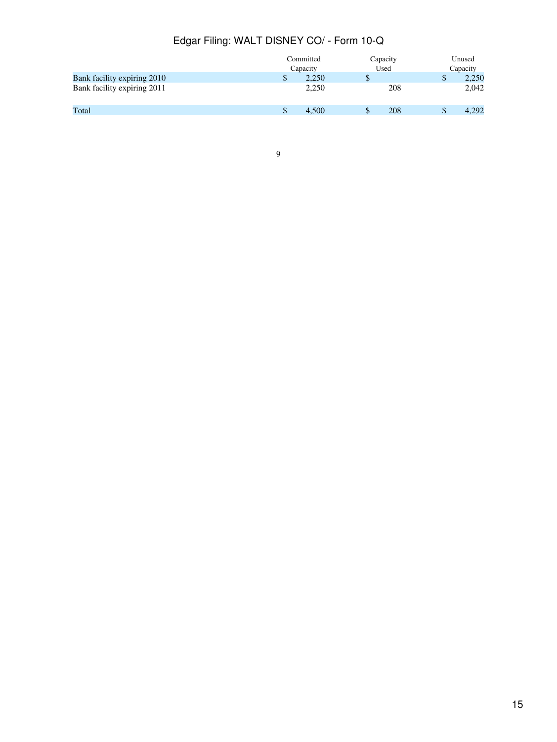| | Committed Capacity | Capacity Used | Unused Capacity |
|---|---|---|---|
| Bank facility expiring 2010 | $ 2,250 | $ | $ 2,250 |
| Bank facility expiring 2011 | 2,250 | 208 | 2,042 |
| Total | $ 4,500 | $ 208 | $ 4,292 |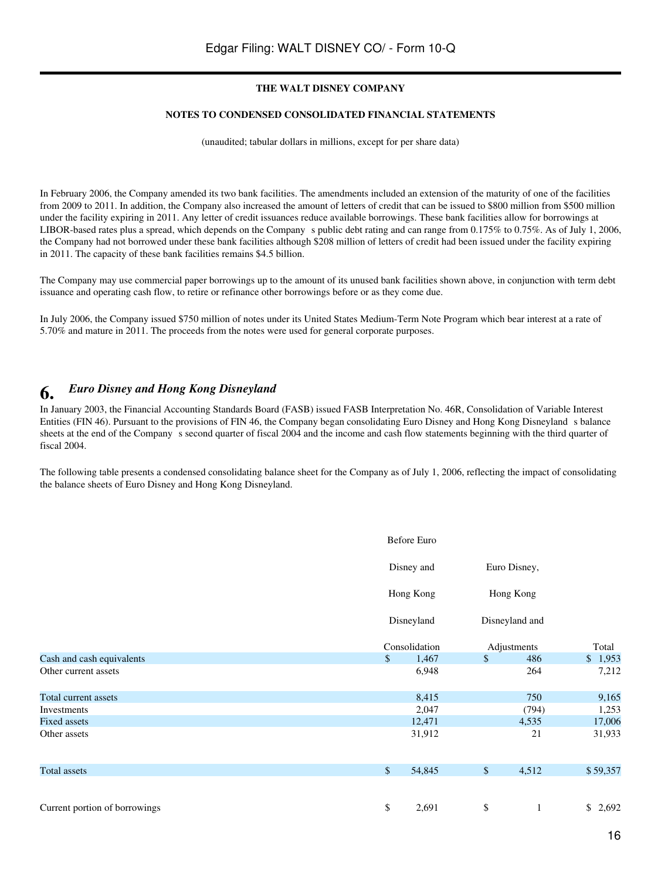**THE WALT DISNEY COMPANY**

**NOTES TO CONDENSED CONSOLIDATED FINANCIAL STATEMENTS**

(unaudited; tabular dollars in millions, except for per share data)

In February 2006, the Company amended its two bank facilities. The amendments included an extension of the maturity of one of the facilities from 2009 to 2011. In addition, the Company also increased the amount of letters of credit that can be issued to $800 million from $500 million under the facility expiring in 2011. Any letter of credit issuances reduce available borrowings. These bank facilities allow for borrowings at LIBOR-based rates plus a spread, which depends on the Company s public debt rating and can range from 0.175% to 0.75%. As of July 1, 2006, the Company had not borrowed under these bank facilities although $208 million of letters of credit had been issued under the facility expiring in 2011. The capacity of these bank facilities remains $4.5 billion.

The Company may use commercial paper borrowings up to the amount of its unused bank facilities shown above, in conjunction with term debt issuance and operating cash flow, to retire or refinance other borrowings before or as they come due.

In July 2006, the Company issued $750 million of notes under its United States Medium-Term Note Program which bear interest at a rate of 5.70% and mature in 2011. The proceeds from the notes were used for general corporate purposes.

## 6. *Euro Disney and Hong Kong Disneyland*

In January 2003, the Financial Accounting Standards Board (FASB) issued FASB Interpretation No. 46R, Consolidation of Variable Interest Entities (FIN 46). Pursuant to the provisions of FIN 46, the Company began consolidating Euro Disney and Hong Kong Disneyland s balance sheets at the end of the Company s second quarter of fiscal 2004 and the income and cash flow statements beginning with the third quarter of fiscal 2004.

The following table presents a condensed consolidating balance sheet for the Company as of July 1, 2006, reflecting the impact of consolidating the balance sheets of Euro Disney and Hong Kong Disneyland.

| | Before Euro Disney and Hong Kong Disneyland Consolidation | Euro Disney, Hong Kong Disneyland and Adjustments | Total |
|---|---|---|---|
| Cash and cash equivalents | $ 1,467 | $ 486 | $ 1,953 |
| Other current assets | 6,948 | 264 | 7,212 |
| Total current assets | 8,415 | 750 | 9,165 |
| Investments | 2,047 | (794) | 1,253 |
| Fixed assets | 12,471 | 4,535 | 17,006 |
| Other assets | 31,912 | 21 | 31,933 |
| Total assets | $ 54,845 | $ 4,512 | $ 59,357 |
| Current portion of borrowings | $ 2,691 | $ 1 | $ 2,692 |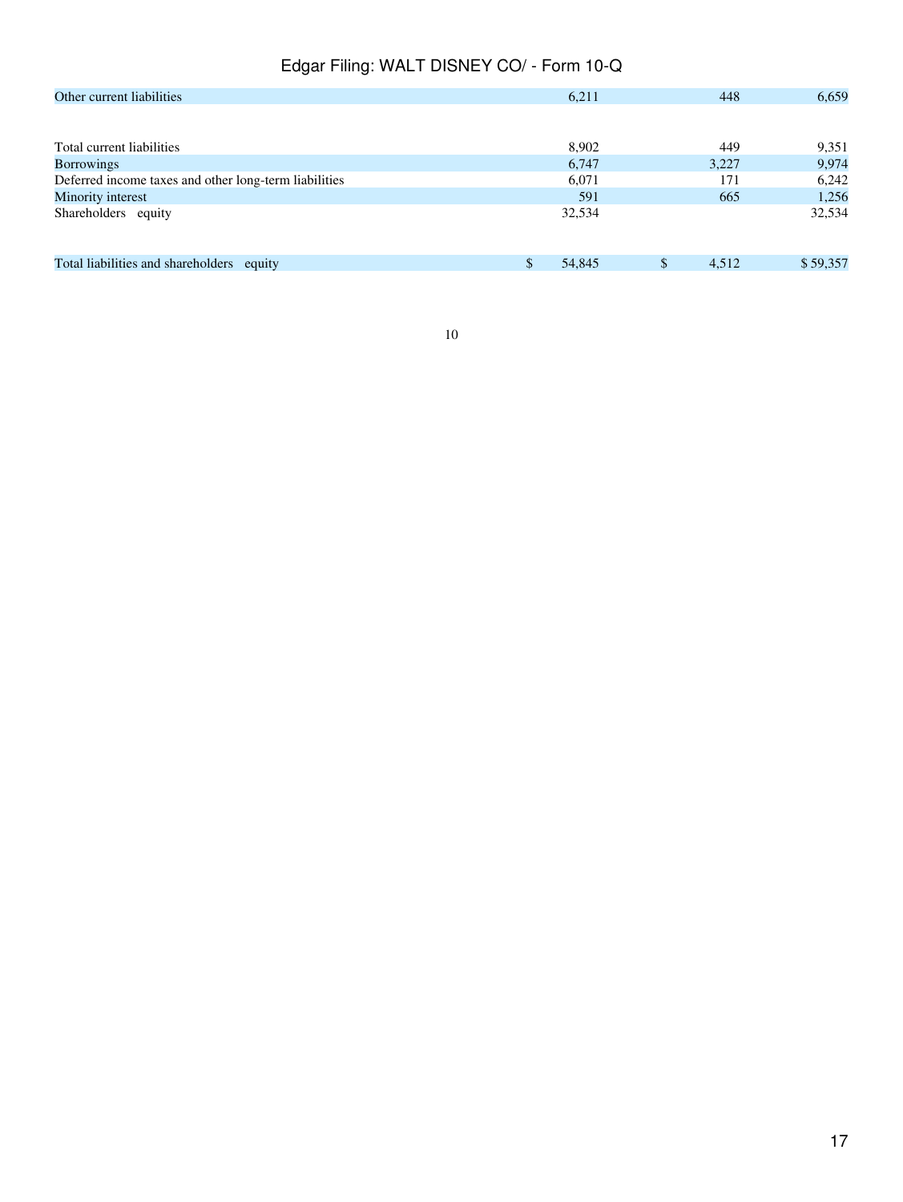| | | | |
|---|---|---|---|
| Other current liabilities | 6,211 | 448 | 6,659 |
| Total current liabilities | 8,902 | 449 | 9,351 |
| Borrowings | 6,747 | 3,227 | 9,974 |
| Deferred income taxes and other long-term liabilities | 6,071 | 171 | 6,242 |
| Minority interest | 591 | 665 | 1,256 |
| Shareholders equity | 32,534 | | 32,534 |
| Total liabilities and shareholders equity | $ 54,845 | $ 4,512 | $ 59,357 |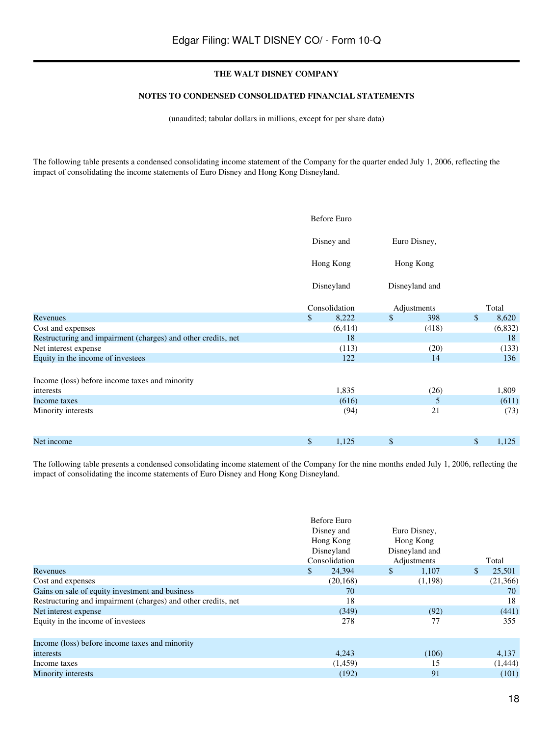**THE WALT DISNEY COMPANY**

**NOTES TO CONDENSED CONSOLIDATED FINANCIAL STATEMENTS**

(unaudited; tabular dollars in millions, except for per share data)

The following table presents a condensed consolidating income statement of the Company for the quarter ended July 1, 2006, reflecting the impact of consolidating the income statements of Euro Disney and Hong Kong Disneyland.

| | Before Euro Disney and Hong Kong Disneyland Consolidation | Euro Disney, Hong Kong Disneyland and Adjustments | Total |
|---|---|---|---|
| Revenues | $ 8,222 | $ 398 | $ 8,620 |
| Cost and expenses | (6,414) | (418) | (6,832) |
| Restructuring and impairment (charges) and other credits, net | 18 | | 18 |
| Net interest expense | (113) | (20) | (133) |
| Equity in the income of investees | 122 | 14 | 136 |
| Income (loss) before income taxes and minority interests | 1,835 | (26) | 1,809 |
| Income taxes | (616) | 5 | (611) |
| Minority interests | (94) | 21 | (73) |
| Net income | $ 1,125 | $ | $ 1,125 |

The following table presents a condensed consolidating income statement of the Company for the nine months ended July 1, 2006, reflecting the impact of consolidating the income statements of Euro Disney and Hong Kong Disneyland.

| | Before Euro Disney and Hong Kong Disneyland Consolidation | Euro Disney, Hong Kong Disneyland and Adjustments | Total |
|---|---|---|---|
| Revenues | $ 24,394 | $ 1,107 | $ 25,501 |
| Cost and expenses | (20,168) | (1,198) | (21,366) |
| Gains on sale of equity investment and business | 70 | | 70 |
| Restructuring and impairment (charges) and other credits, net | 18 | | 18 |
| Net interest expense | (349) | (92) | (441) |
| Equity in the income of investees | 278 | 77 | 355 |
| Income (loss) before income taxes and minority interests | 4,243 | (106) | 4,137 |
| Income taxes | (1,459) | 15 | (1,444) |
| Minority interests | (192) | 91 | (101) |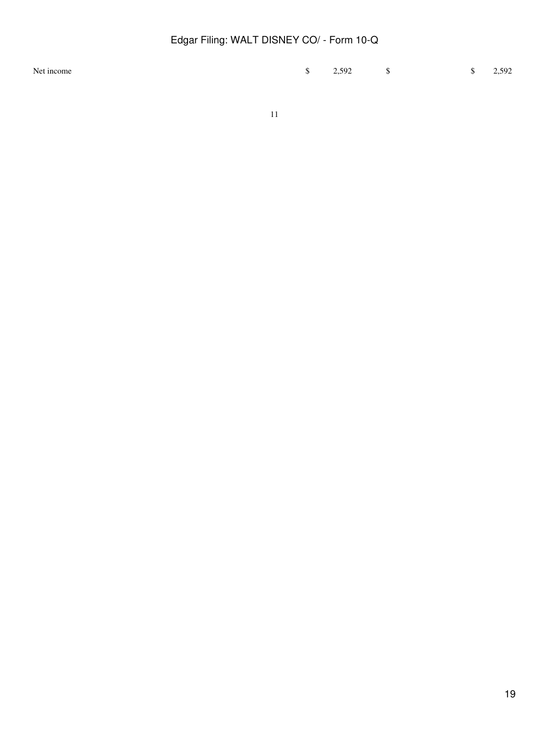| | | | |
|---|---|---|---|
| Net income | $ 2,592 | $ | $ 2,592 |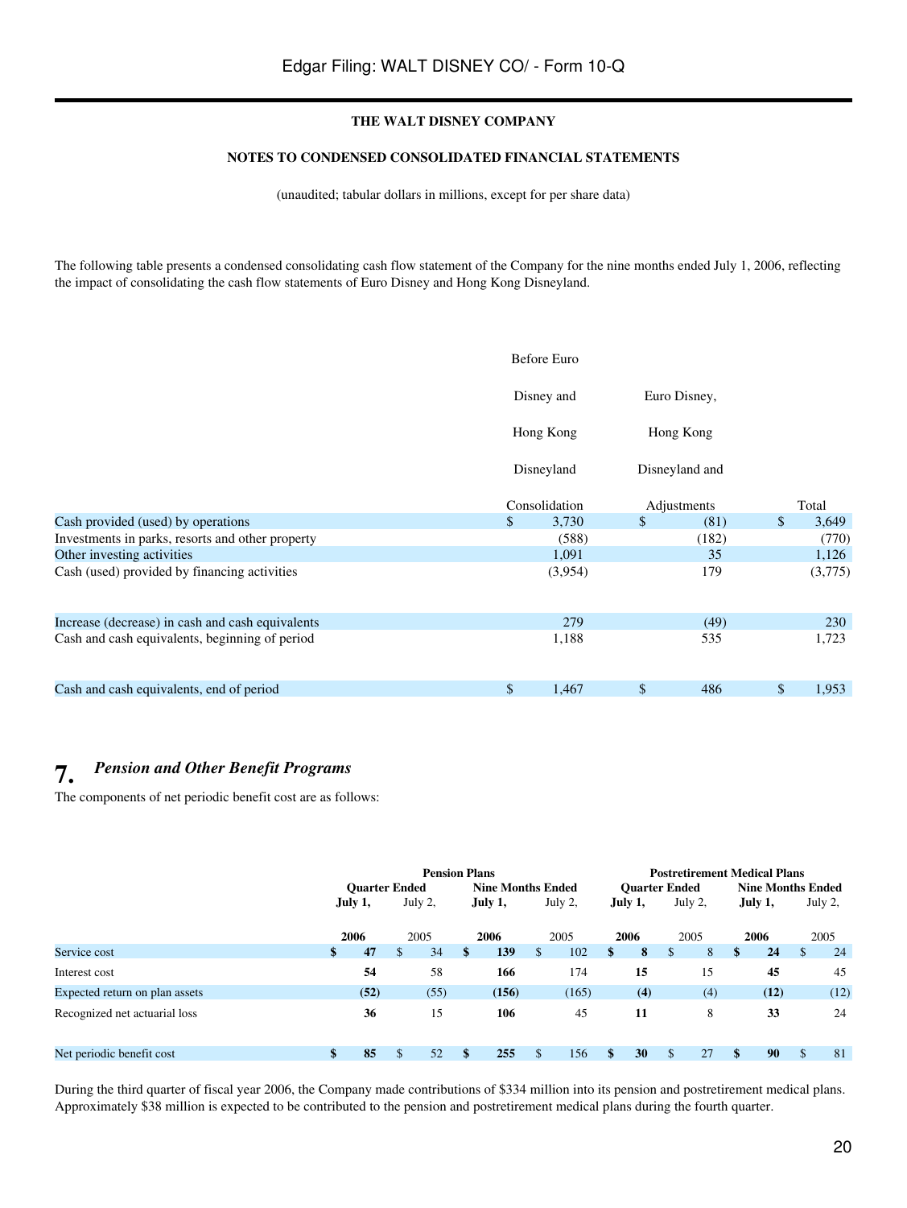THE WALT DISNEY COMPANY

NOTES TO CONDENSED CONSOLIDATED FINANCIAL STATEMENTS

(unaudited; tabular dollars in millions, except for per share data)

The following table presents a condensed consolidating cash flow statement of the Company for the nine months ended July 1, 2006, reflecting the impact of consolidating the cash flow statements of Euro Disney and Hong Kong Disneyland.

| | Before Euro Disney and Hong Kong Disneyland Consolidation | Euro Disney, Hong Kong Disneyland and Adjustments | Total |
|---|---|---|---|
| Cash provided (used) by operations | $ 3,730 | $ (81) | $ 3,649 |
| Investments in parks, resorts and other property | (588) | (182) | (770) |
| Other investing activities | 1,091 | 35 | 1,126 |
| Cash (used) provided by financing activities | (3,954) | 179 | (3,775) |
| Increase (decrease) in cash and cash equivalents | 279 | (49) | 230 |
| Cash and cash equivalents, beginning of period | 1,188 | 535 | 1,723 |
| Cash and cash equivalents, end of period | $ 1,467 | $ 486 | $ 1,953 |

## 7. *Pension and Other Benefit Programs*

The components of net periodic benefit cost are as follows:

| | Pension Plans | | | | Postretirement Medical Plans | | | |
|---|---|---|---|---|---|---|---|---|
| | Quarter Ended | | Nine Months Ended | | Quarter Ended | | Nine Months Ended | |
| | **July 1, 2006** | July 2, 2005 | **July 1, 2006** | July 2, 2005 | **July 1, 2006** | July 2, 2005 | **July 1, 2006** | July 2, 2005 |
| Service cost | **$ 47** | $ 34 | **$ 139** | $ 102 | **$ 8** | $ 8 | **$ 24** | $ 24 |
| Interest cost | **54** | 58 | **166** | 174 | **15** | 15 | **45** | 45 |
| Expected return on plan assets | **(52)** | (55) | **(156)** | (165) | **(4)** | (4) | **(12)** | (12) |
| Recognized net actuarial loss | **36** | 15 | **106** | 45 | **11** | 8 | **33** | 24 |
| Net periodic benefit cost | **$ 85** | $ 52 | **$ 255** | $ 156 | **$ 30** | $ 27 | **$ 90** | $ 81 |

During the third quarter of fiscal year 2006, the Company made contributions of $334 million into its pension and postretirement medical plans. Approximately $38 million is expected to be contributed to the pension and postretirement medical plans during the fourth quarter.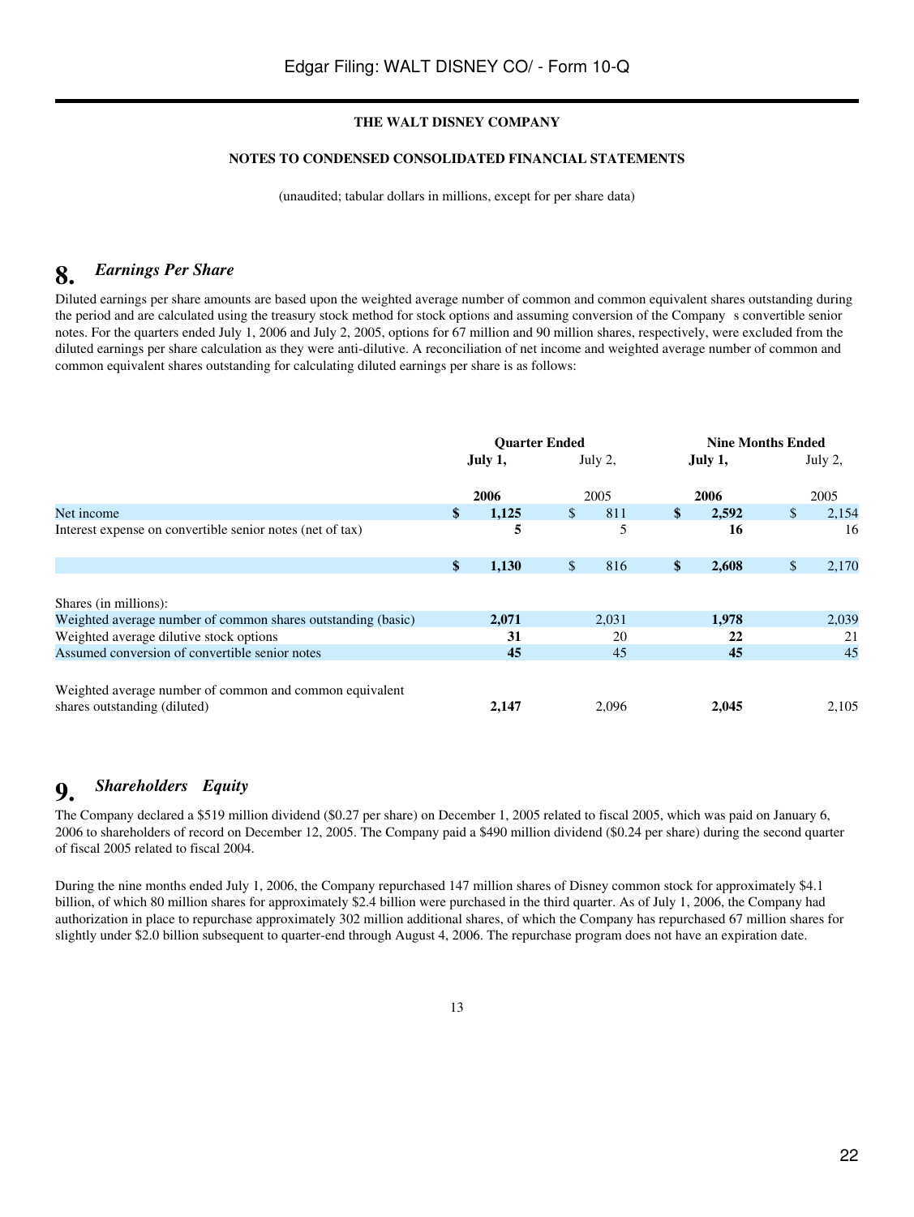THE WALT DISNEY COMPANY

NOTES TO CONDENSED CONSOLIDATED FINANCIAL STATEMENTS

(unaudited; tabular dollars in millions, except for per share data)

## 8. *Earnings Per Share*

Diluted earnings per share amounts are based upon the weighted average number of common and common equivalent shares outstanding during the period and are calculated using the treasury stock method for stock options and assuming conversion of the Company s convertible senior notes. For the quarters ended July 1, 2006 and July 2, 2005, options for 67 million and 90 million shares, respectively, were excluded from the diluted earnings per share calculation as they were anti-dilutive. A reconciliation of net income and weighted average number of common and common equivalent shares outstanding for calculating diluted earnings per share is as follows:

| | Quarter Ended | | Nine Months Ended | |
|---|---|---|---|---|
| | **July 1, 2006** | July 2, 2005 | **July 1, 2006** | July 2, 2005 |
| Net income | **$ 1,125** | $ 811 | **$ 2,592** | $ 2,154 |
| Interest expense on convertible senior notes (net of tax) | **5** | 5 | **16** | 16 |
| | **$ 1,130** | $ 816 | **$ 2,608** | $ 2,170 |
| Shares (in millions): | | | | |
| Weighted average number of common shares outstanding (basic) | **2,071** | 2,031 | **1,978** | 2,039 |
| Weighted average dilutive stock options | **31** | 20 | **22** | 21 |
| Assumed conversion of convertible senior notes | **45** | 45 | **45** | 45 |
| Weighted average number of common and common equivalent shares outstanding (diluted) | **2,147** | 2,096 | **2,045** | 2,105 |

## 9. *Shareholders Equity*

The Company declared a $519 million dividend ($0.27 per share) on December 1, 2005 related to fiscal 2005, which was paid on January 6, 2006 to shareholders of record on December 12, 2005. The Company paid a $490 million dividend ($0.24 per share) during the second quarter of fiscal 2005 related to fiscal 2004.

During the nine months ended July 1, 2006, the Company repurchased 147 million shares of Disney common stock for approximately $4.1 billion, of which 80 million shares for approximately $2.4 billion were purchased in the third quarter. As of July 1, 2006, the Company had authorization in place to repurchase approximately 302 million additional shares, of which the Company has repurchased 67 million shares for slightly under $2.0 billion subsequent to quarter-end through August 4, 2006. The repurchase program does not have an expiration date.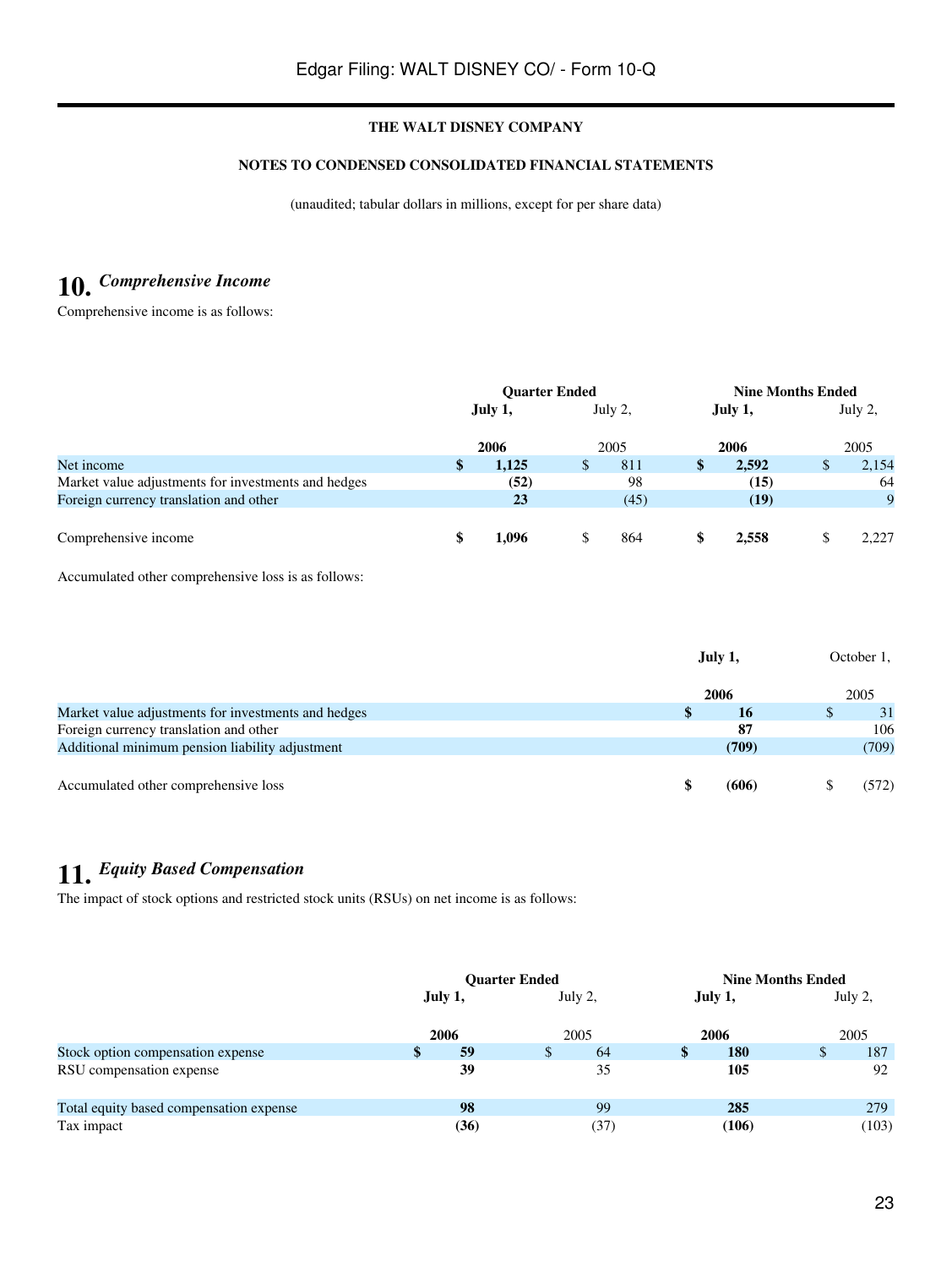**THE WALT DISNEY COMPANY**

**NOTES TO CONDENSED CONSOLIDATED FINANCIAL STATEMENTS**

(unaudited; tabular dollars in millions, except for per share data)

## 10. *Comprehensive Income*

Comprehensive income is as follows:

| | Quarter Ended | | Nine Months Ended | |
|---|---|---|---|---|
| | **July 1, 2006** | July 2, 2005 | **July 1, 2006** | July 2, 2005 |
| Net income | **$ 1,125** | $ 811 | **$ 2,592** | $ 2,154 |
| Market value adjustments for investments and hedges | **(52)** | 98 | **(15)** | 64 |
| Foreign currency translation and other | **23** | (45) | **(19)** | 9 |
| Comprehensive income | **$ 1,096** | $ 864 | **$ 2,558** | $ 2,227 |

Accumulated other comprehensive loss is as follows:

| | **July 1, 2006** | October 1, 2005 |
|---|---|---|
| Market value adjustments for investments and hedges | **$ 16** | $ 31 |
| Foreign currency translation and other | **87** | 106 |
| Additional minimum pension liability adjustment | **(709)** | (709) |
| Accumulated other comprehensive loss | **$ (606)** | $ (572) |

## 11. *Equity Based Compensation*

The impact of stock options and restricted stock units (RSUs) on net income is as follows:

| | Quarter Ended | | Nine Months Ended | |
|---|---|---|---|---|
| | **July 1, 2006** | July 2, 2005 | **July 1, 2006** | July 2, 2005 |
| Stock option compensation expense | **$ 59** | $ 64 | **$ 180** | $ 187 |
| RSU compensation expense | **39** | 35 | **105** | 92 |
| Total equity based compensation expense | **98** | 99 | **285** | 279 |
| Tax impact | **(36)** | (37) | **(106)** | (103) |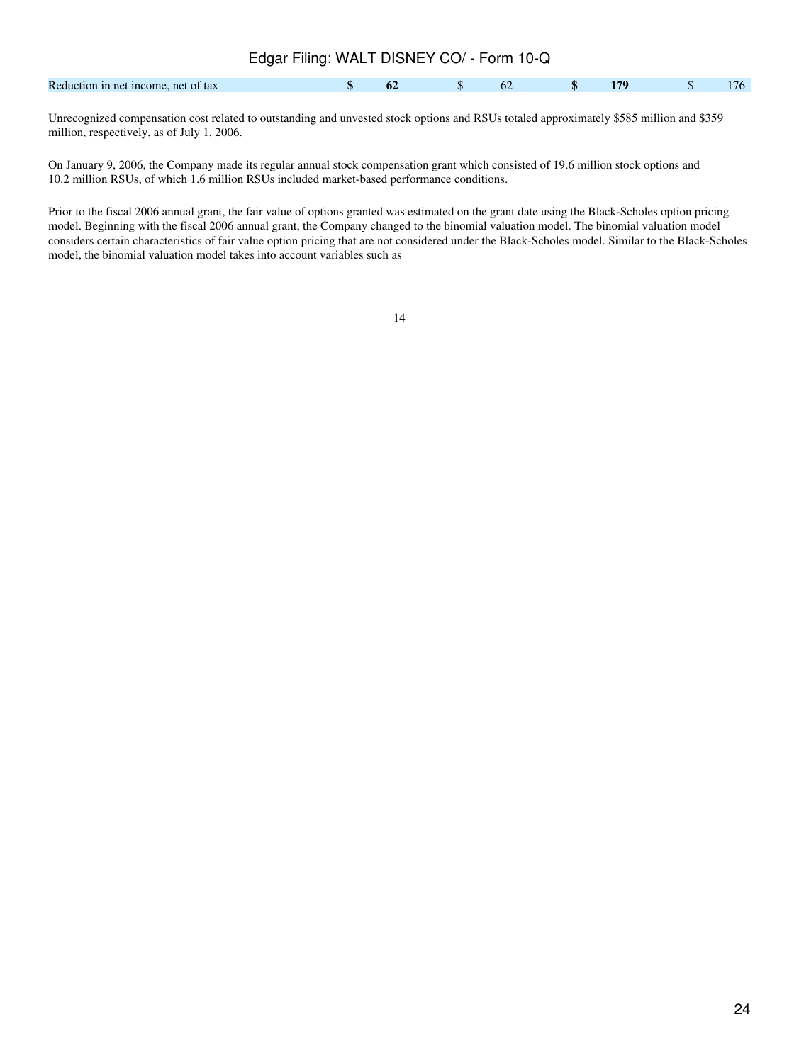| Reduction in net income, net of tax | **$** | **62** | $ | 62 | **$** | **179** | $ | 176 |
|---|---|---|---|---|---|---|---|---|

Unrecognized compensation cost related to outstanding and unvested stock options and RSUs totaled approximately $585 million and $359 million, respectively, as of July 1, 2006.

On January 9, 2006, the Company made its regular annual stock compensation grant which consisted of 19.6 million stock options and 10.2 million RSUs, of which 1.6 million RSUs included market-based performance conditions.

Prior to the fiscal 2006 annual grant, the fair value of options granted was estimated on the grant date using the Black-Scholes option pricing model. Beginning with the fiscal 2006 annual grant, the Company changed to the binomial valuation model. The binomial valuation model considers certain characteristics of fair value option pricing that are not considered under the Black-Scholes model. Similar to the Black-Scholes model, the binomial valuation model takes into account variables such as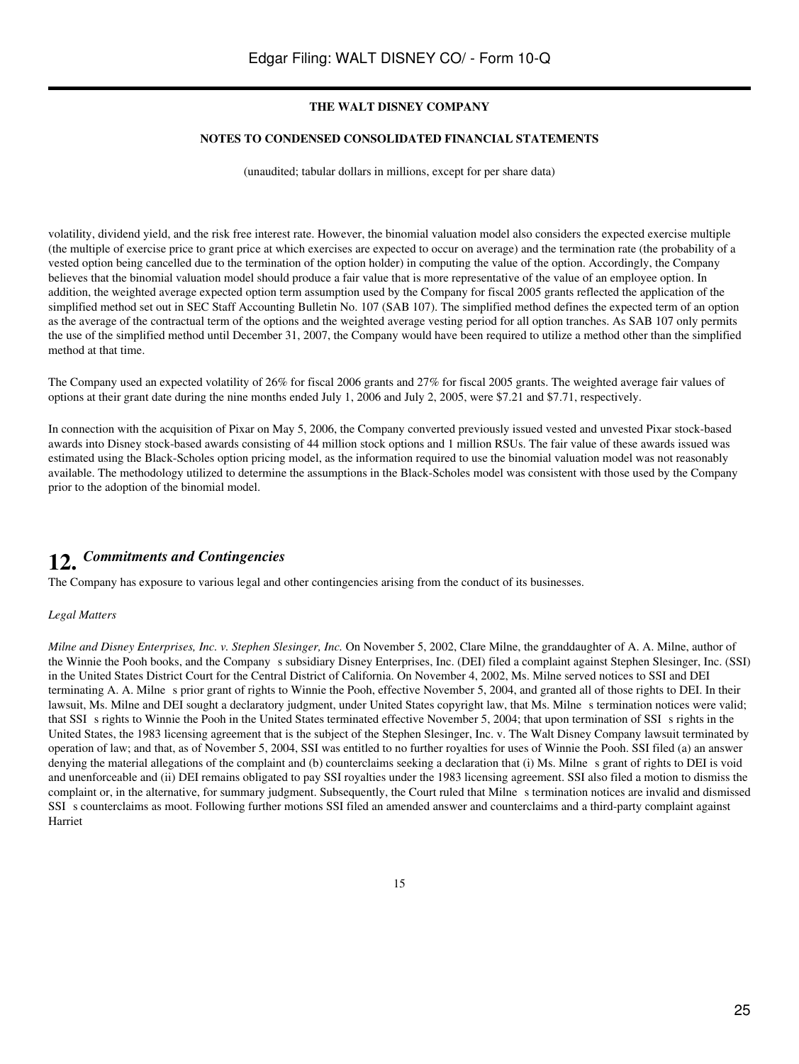**THE WALT DISNEY COMPANY**

**NOTES TO CONDENSED CONSOLIDATED FINANCIAL STATEMENTS**

(unaudited; tabular dollars in millions, except for per share data)

volatility, dividend yield, and the risk free interest rate. However, the binomial valuation model also considers the expected exercise multiple (the multiple of exercise price to grant price at which exercises are expected to occur on average) and the termination rate (the probability of a vested option being cancelled due to the termination of the option holder) in computing the value of the option. Accordingly, the Company believes that the binomial valuation model should produce a fair value that is more representative of the value of an employee option. In addition, the weighted average expected option term assumption used by the Company for fiscal 2005 grants reflected the application of the simplified method set out in SEC Staff Accounting Bulletin No. 107 (SAB 107). The simplified method defines the expected term of an option as the average of the contractual term of the options and the weighted average vesting period for all option tranches. As SAB 107 only permits the use of the simplified method until December 31, 2007, the Company would have been required to utilize a method other than the simplified method at that time.

The Company used an expected volatility of 26% for fiscal 2006 grants and 27% for fiscal 2005 grants. The weighted average fair values of options at their grant date during the nine months ended July 1, 2006 and July 2, 2005, were $7.21 and $7.71, respectively.

In connection with the acquisition of Pixar on May 5, 2006, the Company converted previously issued vested and unvested Pixar stock-based awards into Disney stock-based awards consisting of 44 million stock options and 1 million RSUs. The fair value of these awards issued was estimated using the Black-Scholes option pricing model, as the information required to use the binomial valuation model was not reasonably available. The methodology utilized to determine the assumptions in the Black-Scholes model was consistent with those used by the Company prior to the adoption of the binomial model.

## 12. *Commitments and Contingencies*

The Company has exposure to various legal and other contingencies arising from the conduct of its businesses.

*Legal Matters*

*Milne and Disney Enterprises, Inc. v. Stephen Slesinger, Inc.* On November 5, 2002, Clare Milne, the granddaughter of A. A. Milne, author of the Winnie the Pooh books, and the Company s subsidiary Disney Enterprises, Inc. (DEI) filed a complaint against Stephen Slesinger, Inc. (SSI) in the United States District Court for the Central District of California. On November 4, 2002, Ms. Milne served notices to SSI and DEI terminating A. A. Milne s prior grant of rights to Winnie the Pooh, effective November 5, 2004, and granted all of those rights to DEI. In their lawsuit, Ms. Milne and DEI sought a declaratory judgment, under United States copyright law, that Ms. Milne s termination notices were valid; that SSI s rights to Winnie the Pooh in the United States terminated effective November 5, 2004; that upon termination of SSI s rights in the United States, the 1983 licensing agreement that is the subject of the Stephen Slesinger, Inc. v. The Walt Disney Company lawsuit terminated by operation of law; and that, as of November 5, 2004, SSI was entitled to no further royalties for uses of Winnie the Pooh. SSI filed (a) an answer denying the material allegations of the complaint and (b) counterclaims seeking a declaration that (i) Ms. Milne s grant of rights to DEI is void and unenforceable and (ii) DEI remains obligated to pay SSI royalties under the 1983 licensing agreement. SSI also filed a motion to dismiss the complaint or, in the alternative, for summary judgment. Subsequently, the Court ruled that Milne s termination notices are invalid and dismissed SSI s counterclaims as moot. Following further motions SSI filed an amended answer and counterclaims and a third-party complaint against Harriet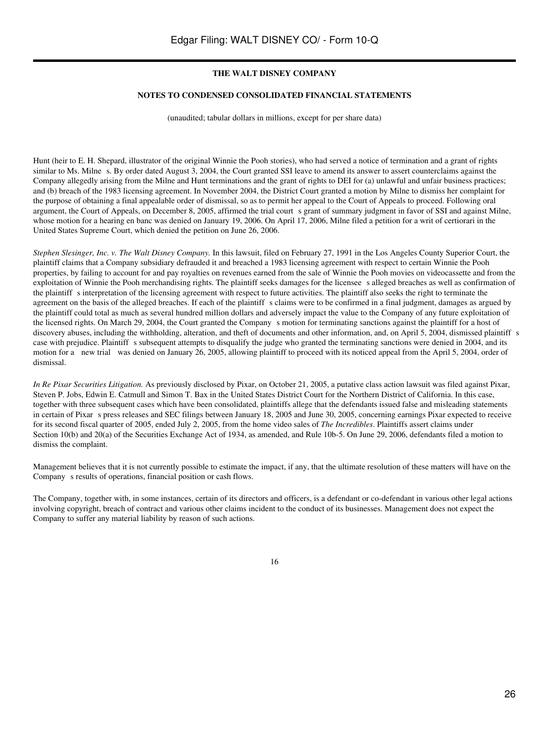**THE WALT DISNEY COMPANY**

**NOTES TO CONDENSED CONSOLIDATED FINANCIAL STATEMENTS**

(unaudited; tabular dollars in millions, except for per share data)

Hunt (heir to E. H. Shepard, illustrator of the original Winnie the Pooh stories), who had served a notice of termination and a grant of rights similar to Ms. Milne s. By order dated August 3, 2004, the Court granted SSI leave to amend its answer to assert counterclaims against the Company allegedly arising from the Milne and Hunt terminations and the grant of rights to DEI for (a) unlawful and unfair business practices; and (b) breach of the 1983 licensing agreement. In November 2004, the District Court granted a motion by Milne to dismiss her complaint for the purpose of obtaining a final appealable order of dismissal, so as to permit her appeal to the Court of Appeals to proceed. Following oral argument, the Court of Appeals, on December 8, 2005, affirmed the trial court s grant of summary judgment in favor of SSI and against Milne, whose motion for a hearing en banc was denied on January 19, 2006. On April 17, 2006, Milne filed a petition for a writ of certiorari in the United States Supreme Court, which denied the petition on June 26, 2006.

*Stephen Slesinger, Inc. v. The Walt Disney Company.* In this lawsuit, filed on February 27, 1991 in the Los Angeles County Superior Court, the plaintiff claims that a Company subsidiary defrauded it and breached a 1983 licensing agreement with respect to certain Winnie the Pooh properties, by failing to account for and pay royalties on revenues earned from the sale of Winnie the Pooh movies on videocassette and from the exploitation of Winnie the Pooh merchandising rights. The plaintiff seeks damages for the licensee s alleged breaches as well as confirmation of the plaintiff s interpretation of the licensing agreement with respect to future activities. The plaintiff also seeks the right to terminate the agreement on the basis of the alleged breaches. If each of the plaintiff s claims were to be confirmed in a final judgment, damages as argued by the plaintiff could total as much as several hundred million dollars and adversely impact the value to the Company of any future exploitation of the licensed rights. On March 29, 2004, the Court granted the Company s motion for terminating sanctions against the plaintiff for a host of discovery abuses, including the withholding, alteration, and theft of documents and other information, and, on April 5, 2004, dismissed plaintiff s case with prejudice. Plaintiff s subsequent attempts to disqualify the judge who granted the terminating sanctions were denied in 2004, and its motion for a new trial was denied on January 26, 2005, allowing plaintiff to proceed with its noticed appeal from the April 5, 2004, order of dismissal.

*In Re Pixar Securities Litigation.* As previously disclosed by Pixar, on October 21, 2005, a putative class action lawsuit was filed against Pixar, Steven P. Jobs, Edwin E. Catmull and Simon T. Bax in the United States District Court for the Northern District of California. In this case, together with three subsequent cases which have been consolidated, plaintiffs allege that the defendants issued false and misleading statements in certain of Pixar s press releases and SEC filings between January 18, 2005 and June 30, 2005, concerning earnings Pixar expected to receive for its second fiscal quarter of 2005, ended July 2, 2005, from the home video sales of *The Incredibles*. Plaintiffs assert claims under Section 10(b) and 20(a) of the Securities Exchange Act of 1934, as amended, and Rule 10b-5. On June 29, 2006, defendants filed a motion to dismiss the complaint.

Management believes that it is not currently possible to estimate the impact, if any, that the ultimate resolution of these matters will have on the Company s results of operations, financial position or cash flows.

The Company, together with, in some instances, certain of its directors and officers, is a defendant or co-defendant in various other legal actions involving copyright, breach of contract and various other claims incident to the conduct of its businesses. Management does not expect the Company to suffer any material liability by reason of such actions.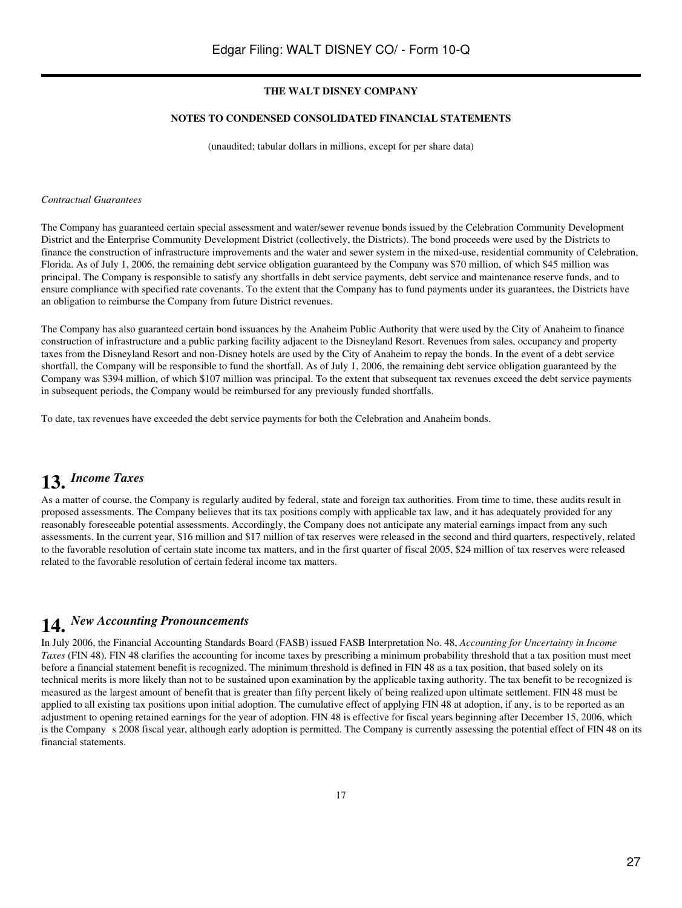**THE WALT DISNEY COMPANY**

**NOTES TO CONDENSED CONSOLIDATED FINANCIAL STATEMENTS**

(unaudited; tabular dollars in millions, except for per share data)

*Contractual Guarantees*

The Company has guaranteed certain special assessment and water/sewer revenue bonds issued by the Celebration Community Development District and the Enterprise Community Development District (collectively, the Districts). The bond proceeds were used by the Districts to finance the construction of infrastructure improvements and the water and sewer system in the mixed-use, residential community of Celebration, Florida. As of July 1, 2006, the remaining debt service obligation guaranteed by the Company was $70 million, of which $45 million was principal. The Company is responsible to satisfy any shortfalls in debt service payments, debt service and maintenance reserve funds, and to ensure compliance with specified rate covenants. To the extent that the Company has to fund payments under its guarantees, the Districts have an obligation to reimburse the Company from future District revenues.

The Company has also guaranteed certain bond issuances by the Anaheim Public Authority that were used by the City of Anaheim to finance construction of infrastructure and a public parking facility adjacent to the Disneyland Resort. Revenues from sales, occupancy and property taxes from the Disneyland Resort and non-Disney hotels are used by the City of Anaheim to repay the bonds. In the event of a debt service shortfall, the Company will be responsible to fund the shortfall. As of July 1, 2006, the remaining debt service obligation guaranteed by the Company was $394 million, of which $107 million was principal. To the extent that subsequent tax revenues exceed the debt service payments in subsequent periods, the Company would be reimbursed for any previously funded shortfalls.

To date, tax revenues have exceeded the debt service payments for both the Celebration and Anaheim bonds.

## 13. *Income Taxes*

As a matter of course, the Company is regularly audited by federal, state and foreign tax authorities. From time to time, these audits result in proposed assessments. The Company believes that its tax positions comply with applicable tax law, and it has adequately provided for any reasonably foreseeable potential assessments. Accordingly, the Company does not anticipate any material earnings impact from any such assessments. In the current year, $16 million and $17 million of tax reserves were released in the second and third quarters, respectively, related to the favorable resolution of certain state income tax matters, and in the first quarter of fiscal 2005, $24 million of tax reserves were released related to the favorable resolution of certain federal income tax matters.

## 14. *New Accounting Pronouncements*

In July 2006, the Financial Accounting Standards Board (FASB) issued FASB Interpretation No. 48, *Accounting for Uncertainty in Income Taxes* (FIN 48). FIN 48 clarifies the accounting for income taxes by prescribing a minimum probability threshold that a tax position must meet before a financial statement benefit is recognized. The minimum threshold is defined in FIN 48 as a tax position, that based solely on its technical merits is more likely than not to be sustained upon examination by the applicable taxing authority. The tax benefit to be recognized is measured as the largest amount of benefit that is greater than fifty percent likely of being realized upon ultimate settlement. FIN 48 must be applied to all existing tax positions upon initial adoption. The cumulative effect of applying FIN 48 at adoption, if any, is to be reported as an adjustment to opening retained earnings for the year of adoption. FIN 48 is effective for fiscal years beginning after December 15, 2006, which is the Company s 2008 fiscal year, although early adoption is permitted. The Company is currently assessing the potential effect of FIN 48 on its financial statements.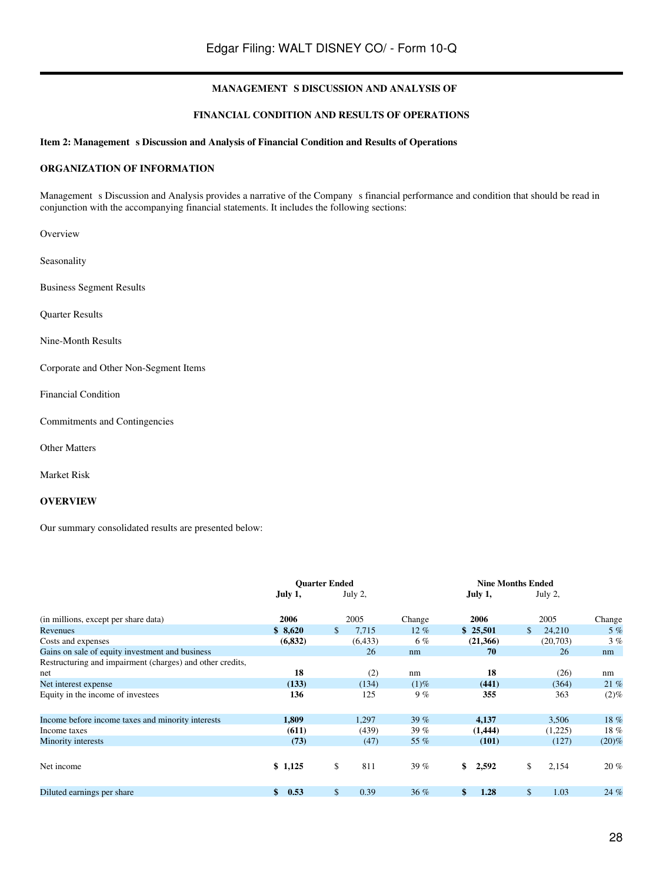# MANAGEMENT S DISCUSSION AND ANALYSIS OF

# FINANCIAL CONDITION AND RESULTS OF OPERATIONS

**Item 2: Management s Discussion and Analysis of Financial Condition and Results of Operations**

## ORGANIZATION OF INFORMATION

Management s Discussion and Analysis provides a narrative of the Company s financial performance and condition that should be read in conjunction with the accompanying financial statements. It includes the following sections:

Overview

Seasonality

Business Segment Results

Quarter Results

Nine-Month Results

Corporate and Other Non-Segment Items

Financial Condition

Commitments and Contingencies

Other Matters

Market Risk

## OVERVIEW

Our summary consolidated results are presented below:

| | Quarter Ended | | | Nine Months Ended | | |
|---|---|---|---|---|---|---|
| | **July 1,** | July 2, | | **July 1,** | July 2, | |
| (in millions, except per share data) | **2006** | 2005 | Change | **2006** | 2005 | Change |
| Revenues | **$ 8,620** | $ 7,715 | 12 % | **$ 25,501** | $ 24,210 | 5 % |
| Costs and expenses | **(6,832)** | (6,433) | 6 % | **(21,366)** | (20,703) | 3 % |
| Gains on sale of equity investment and business | | 26 | nm | **70** | 26 | nm |
| Restructuring and impairment (charges) and other credits, net | **18** | (2) | nm | **18** | (26) | nm |
| Net interest expense | **(133)** | (134) | (1)% | **(441)** | (364) | 21 % |
| Equity in the income of investees | **136** | 125 | 9 % | **355** | 363 | (2)% |
| Income before income taxes and minority interests | **1,809** | 1,297 | 39 % | **4,137** | 3,506 | 18 % |
| Income taxes | **(611)** | (439) | 39 % | **(1,444)** | (1,225) | 18 % |
| Minority interests | **(73)** | (47) | 55 % | **(101)** | (127) | (20)% |
| Net income | **$ 1,125** | $ 811 | 39 % | **$ 2,592** | $ 2,154 | 20 % |
| Diluted earnings per share | **$ 0.53** | $ 0.39 | 36 % | **$ 1.28** | $ 1.03 | 24 % |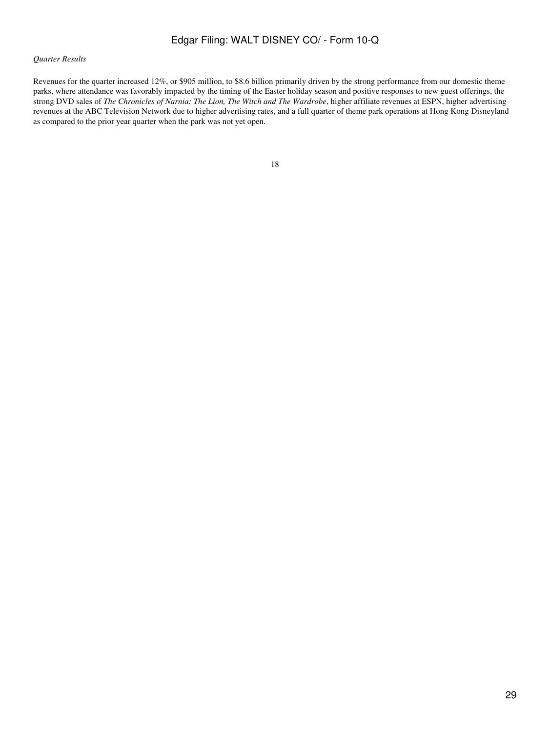*Quarter Results*

Revenues for the quarter increased 12%, or $905 million, to $8.6 billion primarily driven by the strong performance from our domestic theme parks, where attendance was favorably impacted by the timing of the Easter holiday season and positive responses to new guest offerings, the strong DVD sales of *The Chronicles of Narnia: The Lion, The Witch and The Wardrobe*, higher affiliate revenues at ESPN, higher advertising revenues at the ABC Television Network due to higher advertising rates, and a full quarter of theme park operations at Hong Kong Disneyland as compared to the prior year quarter when the park was not yet open.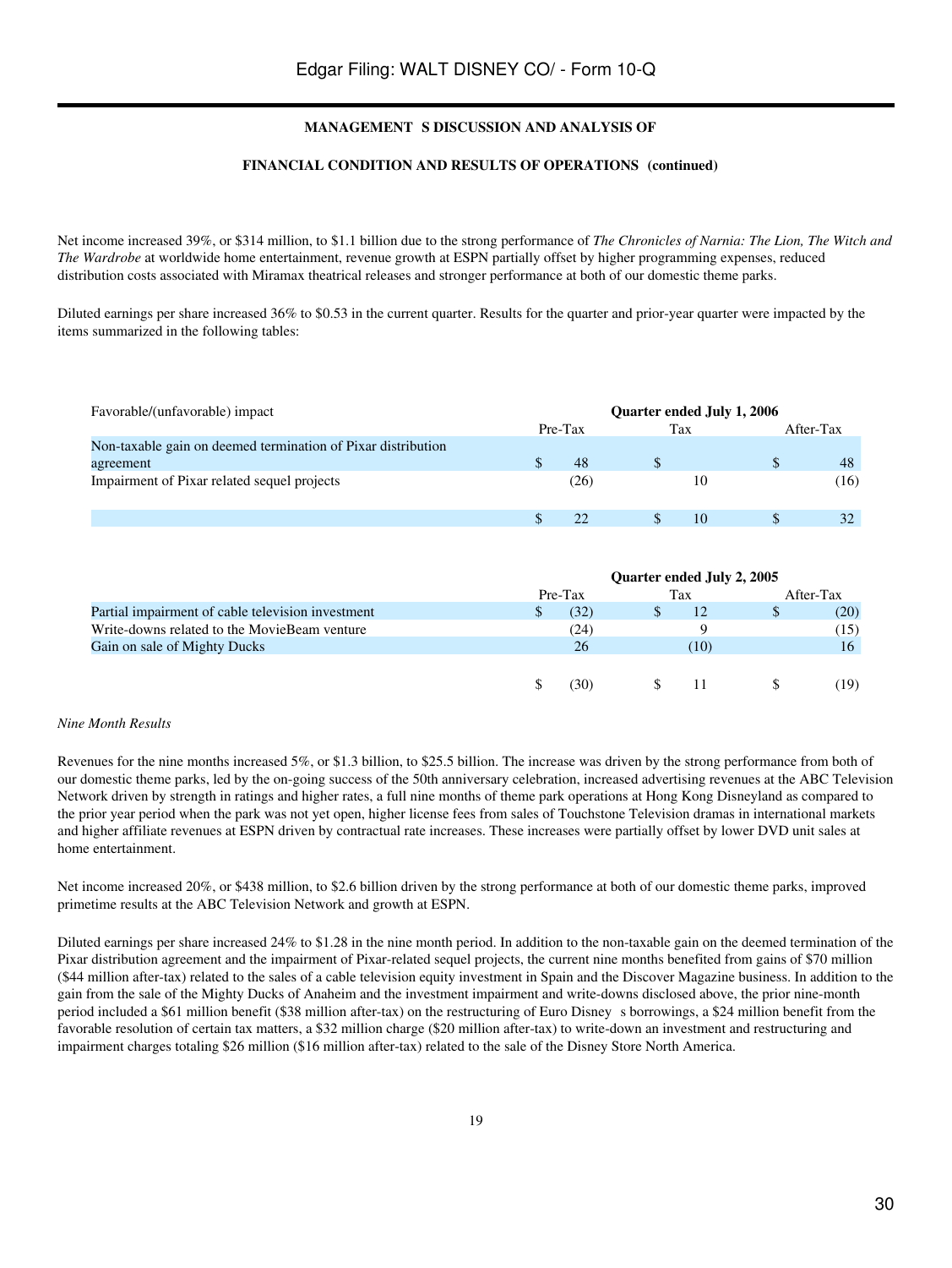**MANAGEMENT S DISCUSSION AND ANALYSIS OF**

**FINANCIAL CONDITION AND RESULTS OF OPERATIONS (continued)**

Net income increased 39%, or $314 million, to $1.1 billion due to the strong performance of *The Chronicles of Narnia: The Lion, The Witch and The Wardrobe* at worldwide home entertainment, revenue growth at ESPN partially offset by higher programming expenses, reduced distribution costs associated with Miramax theatrical releases and stronger performance at both of our domestic theme parks.

Diluted earnings per share increased 36% to $0.53 in the current quarter. Results for the quarter and prior-year quarter were impacted by the items summarized in the following tables:

| Favorable/(unfavorable) impact | Quarter ended July 1, 2006 | | |
|---|---|---|---|
| | Pre-Tax | Tax | After-Tax |
| Non-taxable gain on deemed termination of Pixar distribution agreement | $ 48 | $ | $ 48 |
| Impairment of Pixar related sequel projects | (26) | 10 | (16) |
| | $ 22 | $ 10 | $ 32 |

| | Quarter ended July 2, 2005 | | |
|---|---|---|---|
| | Pre-Tax | Tax | After-Tax |
| Partial impairment of cable television investment | $ (32) | $ 12 | $ (20) |
| Write-downs related to the MovieBeam venture | (24) | 9 | (15) |
| Gain on sale of Mighty Ducks | 26 | (10) | 16 |
| | $ (30) | $ 11 | $ (19) |

*Nine Month Results*

Revenues for the nine months increased 5%, or $1.3 billion, to $25.5 billion. The increase was driven by the strong performance from both of our domestic theme parks, led by the on-going success of the 50th anniversary celebration, increased advertising revenues at the ABC Television Network driven by strength in ratings and higher rates, a full nine months of theme park operations at Hong Kong Disneyland as compared to the prior year period when the park was not yet open, higher license fees from sales of Touchstone Television dramas in international markets and higher affiliate revenues at ESPN driven by contractual rate increases. These increases were partially offset by lower DVD unit sales at home entertainment.

Net income increased 20%, or $438 million, to $2.6 billion driven by the strong performance at both of our domestic theme parks, improved primetime results at the ABC Television Network and growth at ESPN.

Diluted earnings per share increased 24% to $1.28 in the nine month period. In addition to the non-taxable gain on the deemed termination of the Pixar distribution agreement and the impairment of Pixar-related sequel projects, the current nine months benefited from gains of $70 million ($44 million after-tax) related to the sales of a cable television equity investment in Spain and the Discover Magazine business. In addition to the gain from the sale of the Mighty Ducks of Anaheim and the investment impairment and write-downs disclosed above, the prior nine-month period included a $61 million benefit ($38 million after-tax) on the restructuring of Euro Disney s borrowings, a $24 million benefit from the favorable resolution of certain tax matters, a $32 million charge ($20 million after-tax) to write-down an investment and restructuring and impairment charges totaling $26 million ($16 million after-tax) related to the sale of the Disney Store North America.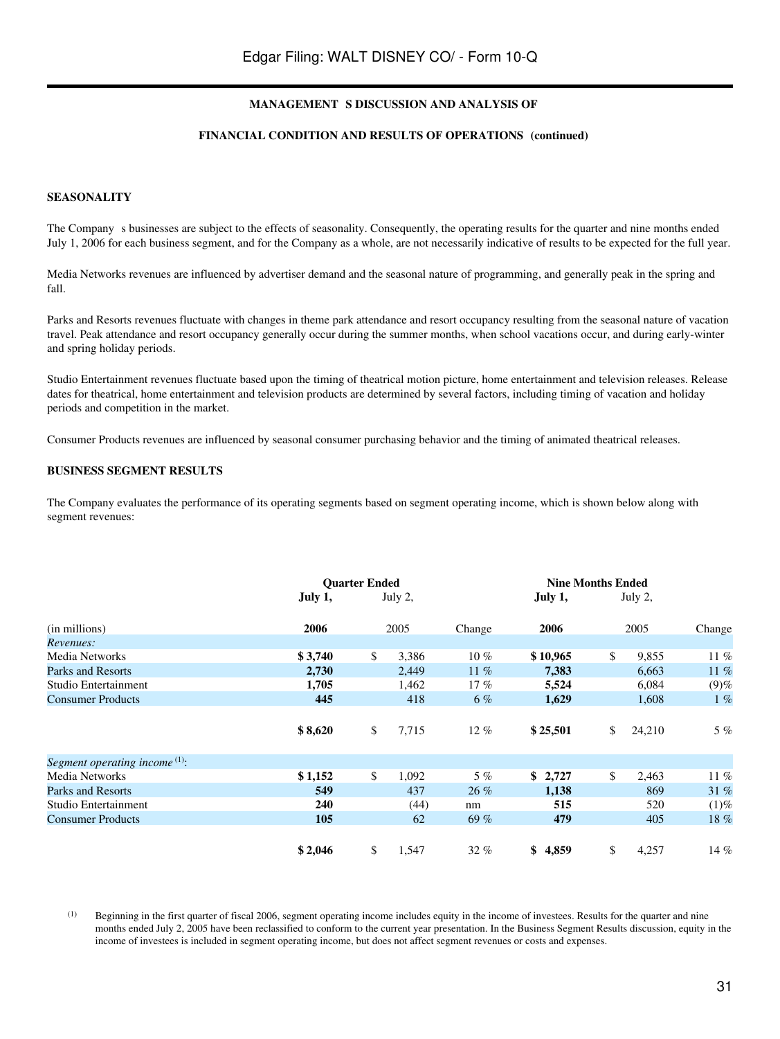## MANAGEMENT'S DISCUSSION AND ANALYSIS OF

## FINANCIAL CONDITION AND RESULTS OF OPERATIONS (continued)

### SEASONALITY

The Company's businesses are subject to the effects of seasonality. Consequently, the operating results for the quarter and nine months ended July 1, 2006 for each business segment, and for the Company as a whole, are not necessarily indicative of results to be expected for the full year.

Media Networks revenues are influenced by advertiser demand and the seasonal nature of programming, and generally peak in the spring and fall.

Parks and Resorts revenues fluctuate with changes in theme park attendance and resort occupancy resulting from the seasonal nature of vacation travel. Peak attendance and resort occupancy generally occur during the summer months, when school vacations occur, and during early-winter and spring holiday periods.

Studio Entertainment revenues fluctuate based upon the timing of theatrical motion picture, home entertainment and television releases. Release dates for theatrical, home entertainment and television products are determined by several factors, including timing of vacation and holiday periods and competition in the market.

Consumer Products revenues are influenced by seasonal consumer purchasing behavior and the timing of animated theatrical releases.

### BUSINESS SEGMENT RESULTS

The Company evaluates the performance of its operating segments based on segment operating income, which is shown below along with segment revenues:

| | Quarter Ended | | | Nine Months Ended | | |
|---|---|---|---|---|---|---|
| | **July 1,** | July 2, | | **July 1,** | July 2, | |
| (in millions) | **2006** | 2005 | Change | **2006** | 2005 | Change |
| *Revenues:* | | | | | | |
| Media Networks | **$ 3,740** | $ 3,386 | 10 % | **$ 10,965** | $ 9,855 | 11 % |
| Parks and Resorts | **2,730** | 2,449 | 11 % | **7,383** | 6,663 | 11 % |
| Studio Entertainment | **1,705** | 1,462 | 17 % | **5,524** | 6,084 | (9)% |
| Consumer Products | **445** | 418 | 6 % | **1,629** | 1,608 | 1 % |
| | **$ 8,620** | $ 7,715 | 12 % | **$ 25,501** | $ 24,210 | 5 % |
| *Segment operating income* (1): | | | | | | |
| Media Networks | **$ 1,152** | $ 1,092 | 5 % | **$ 2,727** | $ 2,463 | 11 % |
| Parks and Resorts | **549** | 437 | 26 % | **1,138** | 869 | 31 % |
| Studio Entertainment | **240** | (44) | nm | **515** | 520 | (1)% |
| Consumer Products | **105** | 62 | 69 % | **479** | 405 | 18 % |
| | **$ 2,046** | $ 1,547 | 32 % | **$ 4,859** | $ 4,257 | 14 % |

(1) Beginning in the first quarter of fiscal 2006, segment operating income includes equity in the income of investees. Results for the quarter and nine months ended July 2, 2005 have been reclassified to conform to the current year presentation. In the Business Segment Results discussion, equity in the income of investees is included in segment operating income, but does not affect segment revenues or costs and expenses.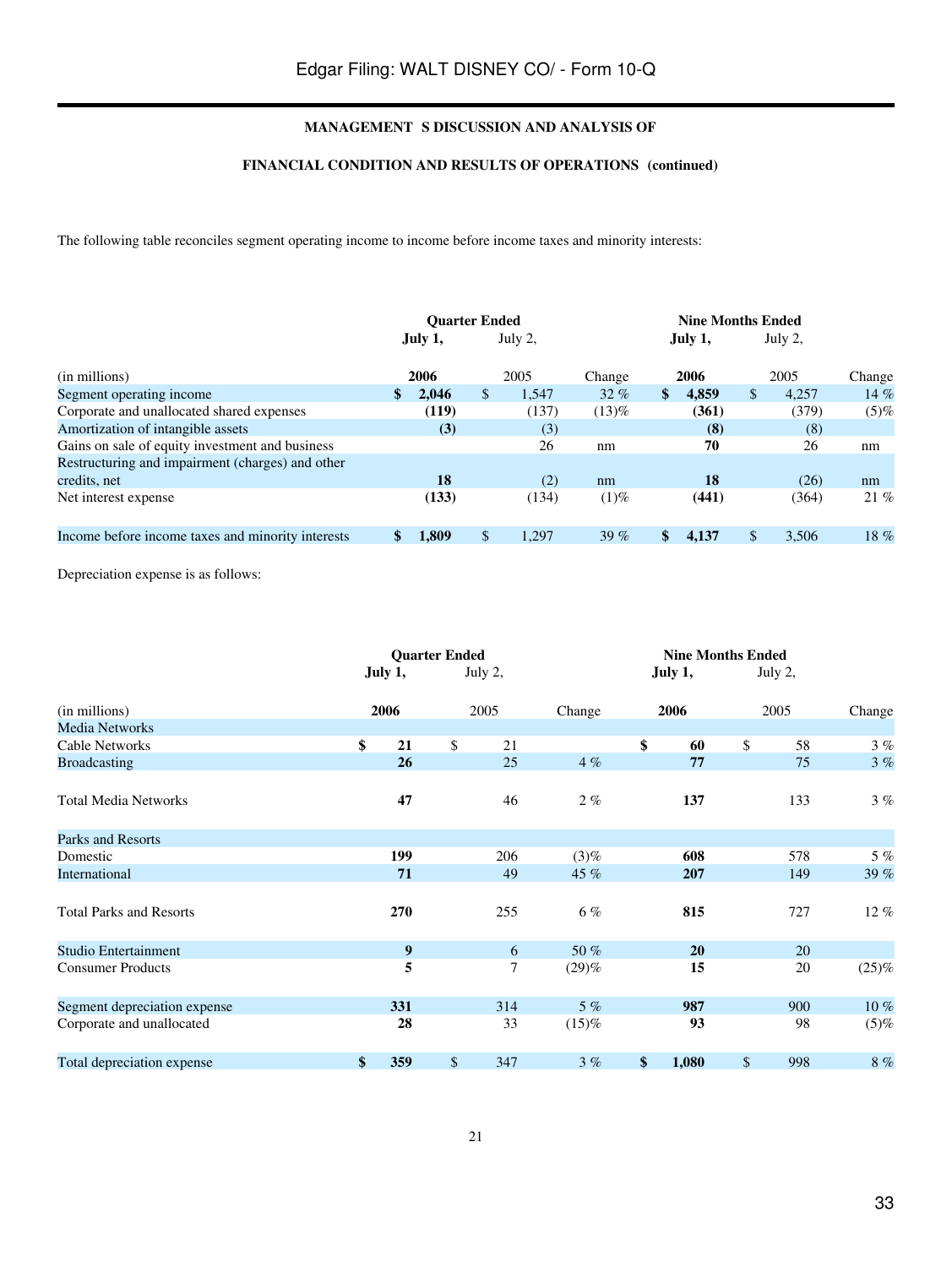**MANAGEMENT S DISCUSSION AND ANALYSIS OF**

**FINANCIAL CONDITION AND RESULTS OF OPERATIONS (continued)**

The following table reconciles segment operating income to income before income taxes and minority interests:

| | Quarter Ended | | | Nine Months Ended | | |
|---|---|---|---|---|---|---|
| | July 1, | July 2, | | July 1, | July 2, | |
| (in millions) | 2006 | 2005 | Change | 2006 | 2005 | Change |
| Segment operating income | $ 2,046 | $ 1,547 | 32 % | $ 4,859 | $ 4,257 | 14 % |
| Corporate and unallocated shared expenses | (119) | (137) | (13)% | (361) | (379) | (5)% |
| Amortization of intangible assets | (3) | (3) | | (8) | (8) | |
| Gains on sale of equity investment and business | | 26 | nm | 70 | 26 | nm |
| Restructuring and impairment (charges) and other credits, net | 18 | (2) | nm | 18 | (26) | nm |
| Net interest expense | (133) | (134) | (1)% | (441) | (364) | 21 % |
| Income before income taxes and minority interests | $ 1,809 | $ 1,297 | 39 % | $ 4,137 | $ 3,506 | 18 % |

Depreciation expense is as follows:

| | Quarter Ended | | | Nine Months Ended | | |
|---|---|---|---|---|---|---|
| | July 1, | July 2, | | July 1, | July 2, | |
| (in millions) | 2006 | 2005 | Change | 2006 | 2005 | Change |
| Media Networks | | | | | | |
| Cable Networks | $ 21 | $ 21 | | $ 60 | $ 58 | 3 % |
| Broadcasting | 26 | 25 | 4 % | 77 | 75 | 3 % |
| Total Media Networks | 47 | 46 | 2 % | 137 | 133 | 3 % |
| Parks and Resorts | | | | | | |
| Domestic | 199 | 206 | (3)% | 608 | 578 | 5 % |
| International | 71 | 49 | 45 % | 207 | 149 | 39 % |
| Total Parks and Resorts | 270 | 255 | 6 % | 815 | 727 | 12 % |
| Studio Entertainment | 9 | 6 | 50 % | 20 | 20 | |
| Consumer Products | 5 | 7 | (29)% | 15 | 20 | (25)% |
| Segment depreciation expense | 331 | 314 | 5 % | 987 | 900 | 10 % |
| Corporate and unallocated | 28 | 33 | (15)% | 93 | 98 | (5)% |
| Total depreciation expense | $ 359 | $ 347 | 3 % | $ 1,080 | $ 998 | 8 % |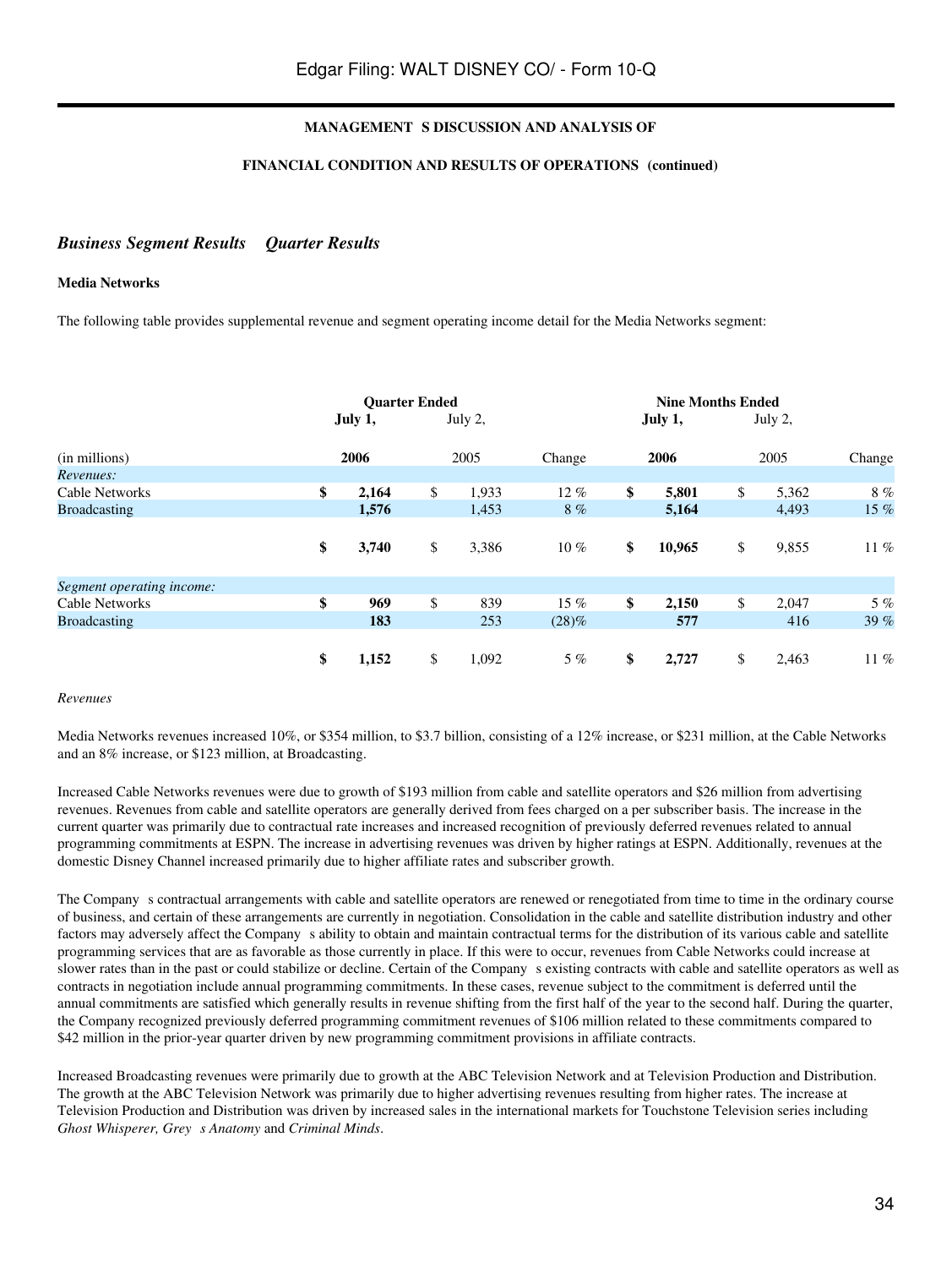**MANAGEMENT S DISCUSSION AND ANALYSIS OF**

**FINANCIAL CONDITION AND RESULTS OF OPERATIONS (continued)**

## *Business Segment Results Quarter Results*

### Media Networks

The following table provides supplemental revenue and segment operating income detail for the Media Networks segment:

| | Quarter Ended | | | Nine Months Ended | | |
|---|---|---|---|---|---|---|
| | **July 1,** | July 2, | | **July 1,** | July 2, | |
| (in millions) | **2006** | 2005 | Change | **2006** | 2005 | Change |
| *Revenues:* | | | | | | |
| Cable Networks | **$ 2,164** | $ 1,933 | 12 % | **$ 5,801** | $ 5,362 | 8 % |
| Broadcasting | **1,576** | 1,453 | 8 % | **5,164** | 4,493 | 15 % |
| | **$ 3,740** | $ 3,386 | 10 % | **$ 10,965** | $ 9,855 | 11 % |
| *Segment operating income:* | | | | | | |
| Cable Networks | **$ 969** | $ 839 | 15 % | **$ 2,150** | $ 2,047 | 5 % |
| Broadcasting | **183** | 253 | (28)% | **577** | 416 | 39 % |
| | **$ 1,152** | $ 1,092 | 5 % | **$ 2,727** | $ 2,463 | 11 % |

*Revenues*

Media Networks revenues increased 10%, or $354 million, to $3.7 billion, consisting of a 12% increase, or $231 million, at the Cable Networks and an 8% increase, or $123 million, at Broadcasting.

Increased Cable Networks revenues were due to growth of $193 million from cable and satellite operators and $26 million from advertising revenues. Revenues from cable and satellite operators are generally derived from fees charged on a per subscriber basis. The increase in the current quarter was primarily due to contractual rate increases and increased recognition of previously deferred revenues related to annual programming commitments at ESPN. The increase in advertising revenues was driven by higher ratings at ESPN. Additionally, revenues at the domestic Disney Channel increased primarily due to higher affiliate rates and subscriber growth.

The Company s contractual arrangements with cable and satellite operators are renewed or renegotiated from time to time in the ordinary course of business, and certain of these arrangements are currently in negotiation. Consolidation in the cable and satellite distribution industry and other factors may adversely affect the Company s ability to obtain and maintain contractual terms for the distribution of its various cable and satellite programming services that are as favorable as those currently in place. If this were to occur, revenues from Cable Networks could increase at slower rates than in the past or could stabilize or decline. Certain of the Company s existing contracts with cable and satellite operators as well as contracts in negotiation include annual programming commitments. In these cases, revenue subject to the commitment is deferred until the annual commitments are satisfied which generally results in revenue shifting from the first half of the year to the second half. During the quarter, the Company recognized previously deferred programming commitment revenues of $106 million related to these commitments compared to $42 million in the prior-year quarter driven by new programming commitment provisions in affiliate contracts.

Increased Broadcasting revenues were primarily due to growth at the ABC Television Network and at Television Production and Distribution. The growth at the ABC Television Network was primarily due to higher advertising revenues resulting from higher rates. The increase at Television Production and Distribution was driven by increased sales in the international markets for Touchstone Television series including *Ghost Whisperer, Grey s Anatomy* and *Criminal Minds*.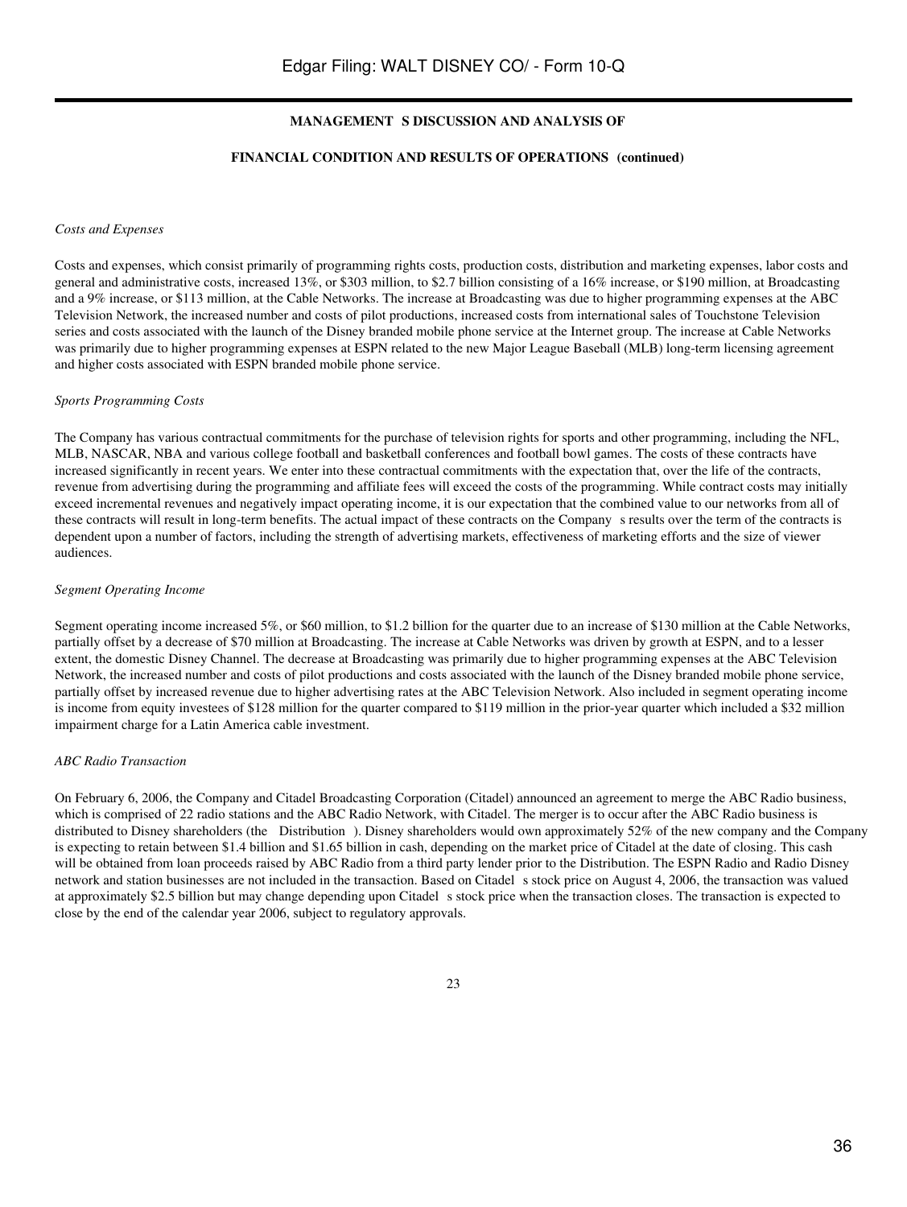**MANAGEMENT S DISCUSSION AND ANALYSIS OF**

**FINANCIAL CONDITION AND RESULTS OF OPERATIONS (continued)**

*Costs and Expenses*

Costs and expenses, which consist primarily of programming rights costs, production costs, distribution and marketing expenses, labor costs and general and administrative costs, increased 13%, or $303 million, to $2.7 billion consisting of a 16% increase, or $190 million, at Broadcasting and a 9% increase, or $113 million, at the Cable Networks. The increase at Broadcasting was due to higher programming expenses at the ABC Television Network, the increased number and costs of pilot productions, increased costs from international sales of Touchstone Television series and costs associated with the launch of the Disney branded mobile phone service at the Internet group. The increase at Cable Networks was primarily due to higher programming expenses at ESPN related to the new Major League Baseball (MLB) long-term licensing agreement and higher costs associated with ESPN branded mobile phone service.

*Sports Programming Costs*

The Company has various contractual commitments for the purchase of television rights for sports and other programming, including the NFL, MLB, NASCAR, NBA and various college football and basketball conferences and football bowl games. The costs of these contracts have increased significantly in recent years. We enter into these contractual commitments with the expectation that, over the life of the contracts, revenue from advertising during the programming and affiliate fees will exceed the costs of the programming. While contract costs may initially exceed incremental revenues and negatively impact operating income, it is our expectation that the combined value to our networks from all of these contracts will result in long-term benefits. The actual impact of these contracts on the Company s results over the term of the contracts is dependent upon a number of factors, including the strength of advertising markets, effectiveness of marketing efforts and the size of viewer audiences.

*Segment Operating Income*

Segment operating income increased 5%, or $60 million, to $1.2 billion for the quarter due to an increase of $130 million at the Cable Networks, partially offset by a decrease of $70 million at Broadcasting. The increase at Cable Networks was driven by growth at ESPN, and to a lesser extent, the domestic Disney Channel. The decrease at Broadcasting was primarily due to higher programming expenses at the ABC Television Network, the increased number and costs of pilot productions and costs associated with the launch of the Disney branded mobile phone service, partially offset by increased revenue due to higher advertising rates at the ABC Television Network. Also included in segment operating income is income from equity investees of $128 million for the quarter compared to $119 million in the prior-year quarter which included a $32 million impairment charge for a Latin America cable investment.

*ABC Radio Transaction*

On February 6, 2006, the Company and Citadel Broadcasting Corporation (Citadel) announced an agreement to merge the ABC Radio business, which is comprised of 22 radio stations and the ABC Radio Network, with Citadel. The merger is to occur after the ABC Radio business is distributed to Disney shareholders (the Distribution ). Disney shareholders would own approximately 52% of the new company and the Company is expecting to retain between $1.4 billion and $1.65 billion in cash, depending on the market price of Citadel at the date of closing. This cash will be obtained from loan proceeds raised by ABC Radio from a third party lender prior to the Distribution. The ESPN Radio and Radio Disney network and station businesses are not included in the transaction. Based on Citadel s stock price on August 4, 2006, the transaction was valued at approximately $2.5 billion but may change depending upon Citadel s stock price when the transaction closes. The transaction is expected to close by the end of the calendar year 2006, subject to regulatory approvals.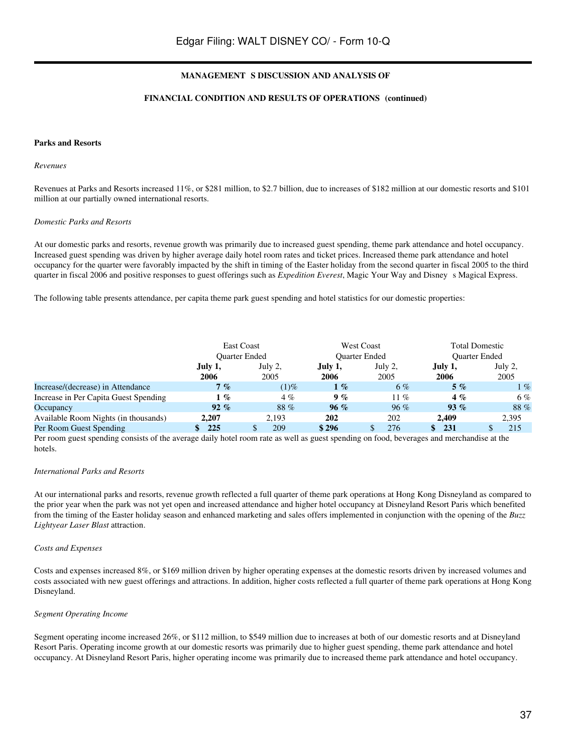**MANAGEMENT S DISCUSSION AND ANALYSIS OF**

**FINANCIAL CONDITION AND RESULTS OF OPERATIONS (continued)**

**Parks and Resorts**

*Revenues*

Revenues at Parks and Resorts increased 11%, or $281 million, to $2.7 billion, due to increases of $182 million at our domestic resorts and $101 million at our partially owned international resorts.

*Domestic Parks and Resorts*

At our domestic parks and resorts, revenue growth was primarily due to increased guest spending, theme park attendance and hotel occupancy. Increased guest spending was driven by higher average daily hotel room rates and ticket prices. Increased theme park attendance and hotel occupancy for the quarter were favorably impacted by the shift in timing of the Easter holiday from the second quarter in fiscal 2005 to the third quarter in fiscal 2006 and positive responses to guest offerings such as *Expedition Everest*, Magic Your Way and Disney s Magical Express.

The following table presents attendance, per capita theme park guest spending and hotel statistics for our domestic properties:

| | East Coast Quarter Ended | | West Coast Quarter Ended | | Total Domestic Quarter Ended | |
|---|---|---|---|---|---|---|
| | **July 1, 2006** | July 2, 2005 | **July 1, 2006** | July 2, 2005 | **July 1, 2006** | July 2, 2005 |
| Increase/(decrease) in Attendance | **7 %** | (1)% | **1 %** | 6 % | **5 %** | 1 % |
| Increase in Per Capita Guest Spending | **1 %** | 4 % | **9 %** | 11 % | **4 %** | 6 % |
| Occupancy | **92 %** | 88 % | **96 %** | 96 % | **93 %** | 88 % |
| Available Room Nights (in thousands) | **2,207** | 2,193 | **202** | 202 | **2,409** | 2,395 |
| Per Room Guest Spending | **$ 225** | $ 209 | **$ 296** | $ 276 | **$ 231** | $ 215 |

Per room guest spending consists of the average daily hotel room rate as well as guest spending on food, beverages and merchandise at the hotels.

*International Parks and Resorts*

At our international parks and resorts, revenue growth reflected a full quarter of theme park operations at Hong Kong Disneyland as compared to the prior year when the park was not yet open and increased attendance and higher hotel occupancy at Disneyland Resort Paris which benefited from the timing of the Easter holiday season and enhanced marketing and sales offers implemented in conjunction with the opening of the *Buzz Lightyear Laser Blast* attraction.

*Costs and Expenses*

Costs and expenses increased 8%, or $169 million driven by higher operating expenses at the domestic resorts driven by increased volumes and costs associated with new guest offerings and attractions. In addition, higher costs reflected a full quarter of theme park operations at Hong Kong Disneyland.

*Segment Operating Income*

Segment operating income increased 26%, or $112 million, to $549 million due to increases at both of our domestic resorts and at Disneyland Resort Paris. Operating income growth at our domestic resorts was primarily due to higher guest spending, theme park attendance and hotel occupancy. At Disneyland Resort Paris, higher operating income was primarily due to increased theme park attendance and hotel occupancy.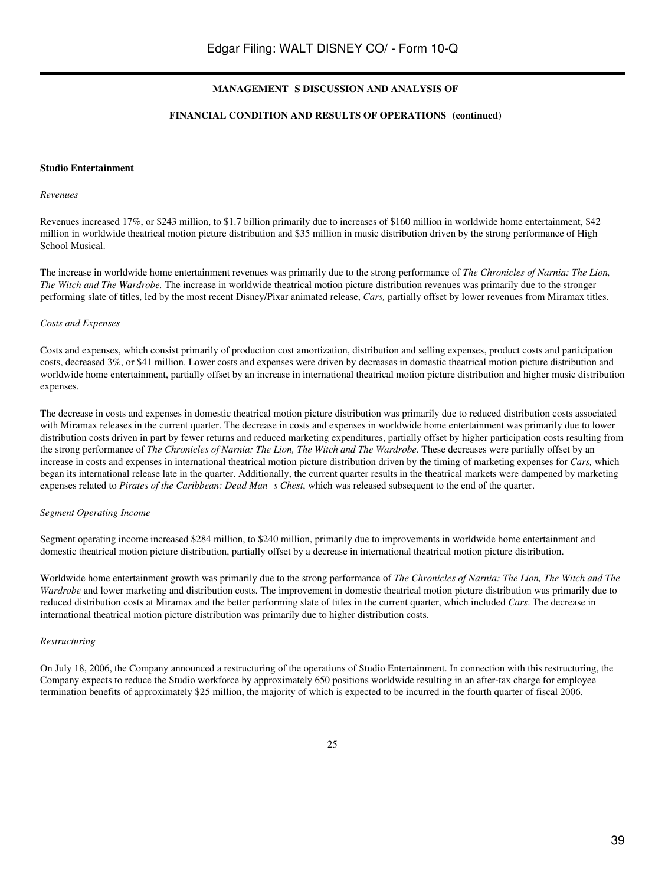**MANAGEMENT S DISCUSSION AND ANALYSIS OF**

**FINANCIAL CONDITION AND RESULTS OF OPERATIONS (continued)**

**Studio Entertainment**

*Revenues*

Revenues increased 17%, or $243 million, to $1.7 billion primarily due to increases of $160 million in worldwide home entertainment, $42 million in worldwide theatrical motion picture distribution and $35 million in music distribution driven by the strong performance of High School Musical.

The increase in worldwide home entertainment revenues was primarily due to the strong performance of *The Chronicles of Narnia: The Lion, The Witch and The Wardrobe.* The increase in worldwide theatrical motion picture distribution revenues was primarily due to the stronger performing slate of titles, led by the most recent Disney/Pixar animated release, *Cars,* partially offset by lower revenues from Miramax titles.

*Costs and Expenses*

Costs and expenses, which consist primarily of production cost amortization, distribution and selling expenses, product costs and participation costs, decreased 3%, or $41 million. Lower costs and expenses were driven by decreases in domestic theatrical motion picture distribution and worldwide home entertainment, partially offset by an increase in international theatrical motion picture distribution and higher music distribution expenses.

The decrease in costs and expenses in domestic theatrical motion picture distribution was primarily due to reduced distribution costs associated with Miramax releases in the current quarter. The decrease in costs and expenses in worldwide home entertainment was primarily due to lower distribution costs driven in part by fewer returns and reduced marketing expenditures, partially offset by higher participation costs resulting from the strong performance of *The Chronicles of Narnia: The Lion, The Witch and The Wardrobe.* These decreases were partially offset by an increase in costs and expenses in international theatrical motion picture distribution driven by the timing of marketing expenses for *Cars,* which began its international release late in the quarter. Additionally, the current quarter results in the theatrical markets were dampened by marketing expenses related to *Pirates of the Caribbean: Dead Man s Chest*, which was released subsequent to the end of the quarter.

*Segment Operating Income*

Segment operating income increased $284 million, to $240 million, primarily due to improvements in worldwide home entertainment and domestic theatrical motion picture distribution, partially offset by a decrease in international theatrical motion picture distribution.

Worldwide home entertainment growth was primarily due to the strong performance of *The Chronicles of Narnia: The Lion, The Witch and The Wardrobe* and lower marketing and distribution costs. The improvement in domestic theatrical motion picture distribution was primarily due to reduced distribution costs at Miramax and the better performing slate of titles in the current quarter, which included *Cars*. The decrease in international theatrical motion picture distribution was primarily due to higher distribution costs.

*Restructuring*

On July 18, 2006, the Company announced a restructuring of the operations of Studio Entertainment. In connection with this restructuring, the Company expects to reduce the Studio workforce by approximately 650 positions worldwide resulting in an after-tax charge for employee termination benefits of approximately $25 million, the majority of which is expected to be incurred in the fourth quarter of fiscal 2006.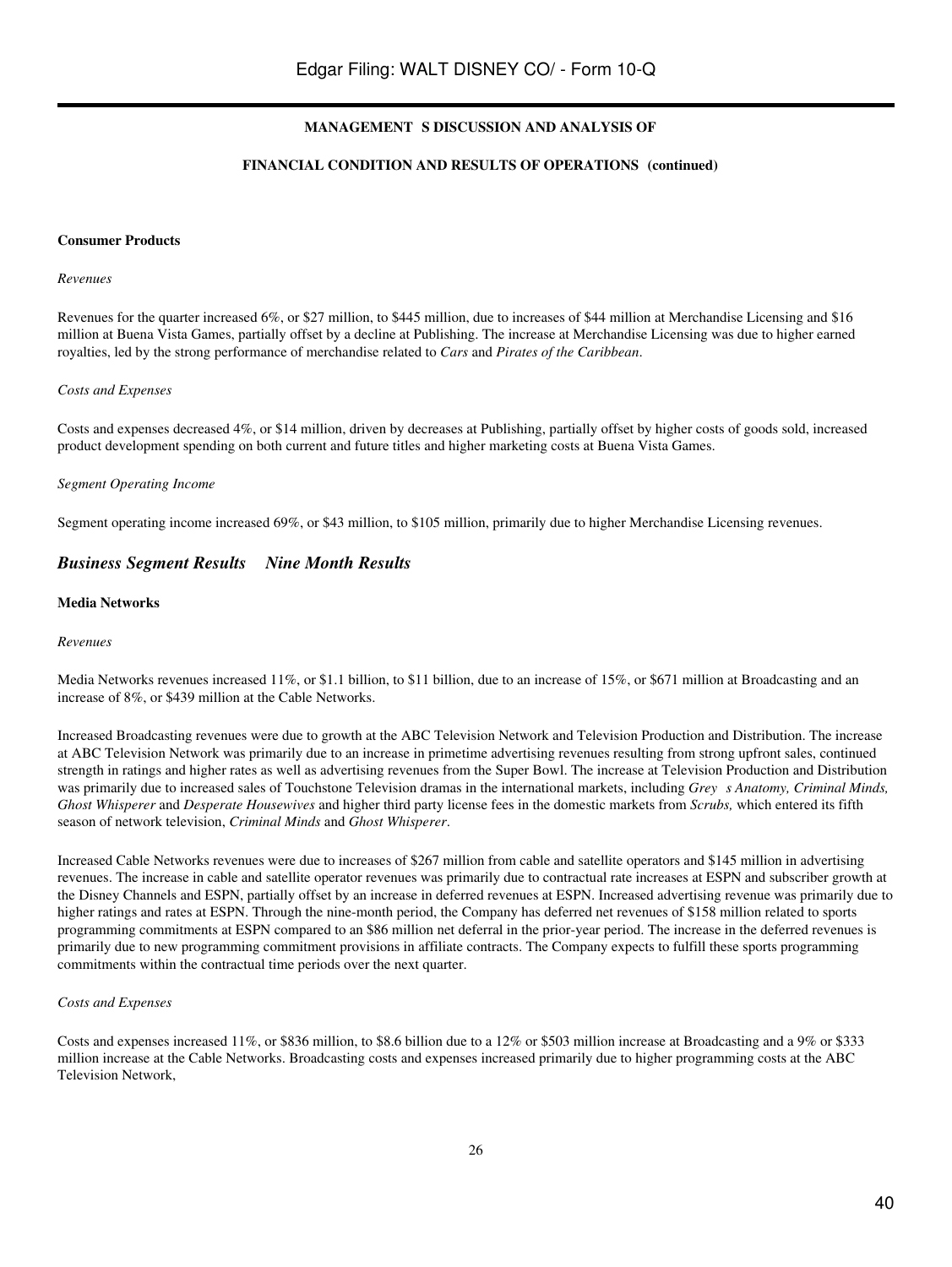**MANAGEMENT S DISCUSSION AND ANALYSIS OF**

**FINANCIAL CONDITION AND RESULTS OF OPERATIONS (continued)**

**Consumer Products**

*Revenues*

Revenues for the quarter increased 6%, or $27 million, to $445 million, due to increases of $44 million at Merchandise Licensing and $16 million at Buena Vista Games, partially offset by a decline at Publishing. The increase at Merchandise Licensing was due to higher earned royalties, led by the strong performance of merchandise related to *Cars* and *Pirates of the Caribbean*.

*Costs and Expenses*

Costs and expenses decreased 4%, or $14 million, driven by decreases at Publishing, partially offset by higher costs of goods sold, increased product development spending on both current and future titles and higher marketing costs at Buena Vista Games.

*Segment Operating Income*

Segment operating income increased 69%, or $43 million, to $105 million, primarily due to higher Merchandise Licensing revenues.

## *Business Segment Results Nine Month Results*

**Media Networks**

*Revenues*

Media Networks revenues increased 11%, or $1.1 billion, to $11 billion, due to an increase of 15%, or $671 million at Broadcasting and an increase of 8%, or $439 million at the Cable Networks.

Increased Broadcasting revenues were due to growth at the ABC Television Network and Television Production and Distribution. The increase at ABC Television Network was primarily due to an increase in primetime advertising revenues resulting from strong upfront sales, continued strength in ratings and higher rates as well as advertising revenues from the Super Bowl. The increase at Television Production and Distribution was primarily due to increased sales of Touchstone Television dramas in the international markets, including *Grey s Anatomy, Criminal Minds, Ghost Whisperer* and *Desperate Housewives* and higher third party license fees in the domestic markets from *Scrubs,* which entered its fifth season of network television, *Criminal Minds* and *Ghost Whisperer*.

Increased Cable Networks revenues were due to increases of $267 million from cable and satellite operators and $145 million in advertising revenues. The increase in cable and satellite operator revenues was primarily due to contractual rate increases at ESPN and subscriber growth at the Disney Channels and ESPN, partially offset by an increase in deferred revenues at ESPN. Increased advertising revenue was primarily due to higher ratings and rates at ESPN. Through the nine-month period, the Company has deferred net revenues of $158 million related to sports programming commitments at ESPN compared to an $86 million net deferral in the prior-year period. The increase in the deferred revenues is primarily due to new programming commitment provisions in affiliate contracts. The Company expects to fulfill these sports programming commitments within the contractual time periods over the next quarter.

*Costs and Expenses*

Costs and expenses increased 11%, or $836 million, to $8.6 billion due to a 12% or $503 million increase at Broadcasting and a 9% or $333 million increase at the Cable Networks. Broadcasting costs and expenses increased primarily due to higher programming costs at the ABC Television Network,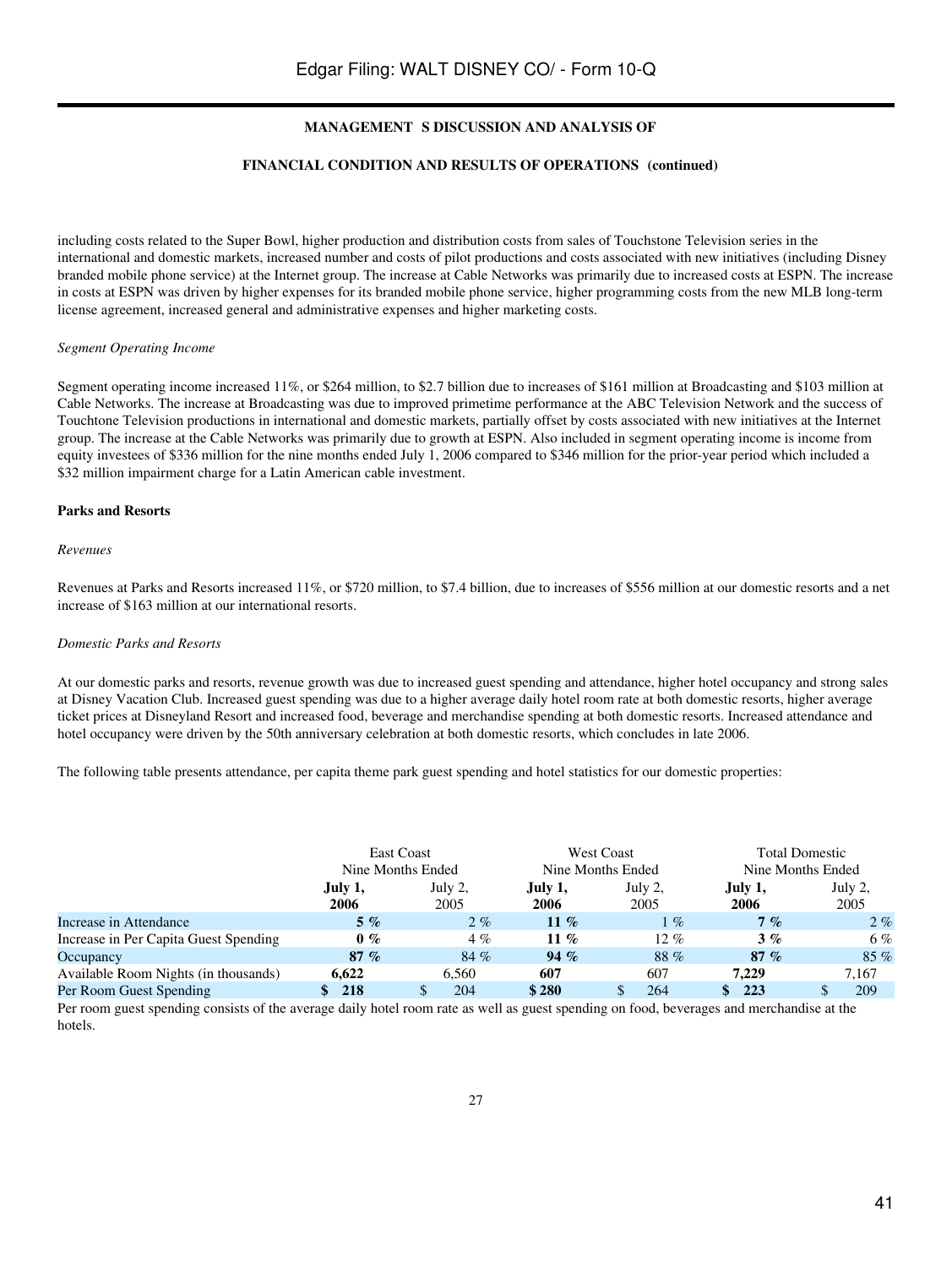including costs related to the Super Bowl, higher production and distribution costs from sales of Touchstone Television series in the international and domestic markets, increased number and costs of pilot productions and costs associated with new initiatives (including Disney branded mobile phone service) at the Internet group. The increase at Cable Networks was primarily due to increased costs at ESPN. The increase in costs at ESPN was driven by higher expenses for its branded mobile phone service, higher programming costs from the new MLB long-term license agreement, increased general and administrative expenses and higher marketing costs.

*Segment Operating Income*

Segment operating income increased 11%, or $264 million, to $2.7 billion due to increases of $161 million at Broadcasting and $103 million at Cable Networks. The increase at Broadcasting was due to improved primetime performance at the ABC Television Network and the success of Touchtone Television productions in international and domestic markets, partially offset by costs associated with new initiatives at the Internet group. The increase at the Cable Networks was primarily due to growth at ESPN. Also included in segment operating income is income from equity investees of $336 million for the nine months ended July 1, 2006 compared to $346 million for the prior-year period which included a $32 million impairment charge for a Latin American cable investment.

**Parks and Resorts**

*Revenues*

Revenues at Parks and Resorts increased 11%, or $720 million, to $7.4 billion, due to increases of $556 million at our domestic resorts and a net increase of $163 million at our international resorts.

*Domestic Parks and Resorts*

At our domestic parks and resorts, revenue growth was due to increased guest spending and attendance, higher hotel occupancy and strong sales at Disney Vacation Club. Increased guest spending was due to a higher average daily hotel room rate at both domestic resorts, higher average ticket prices at Disneyland Resort and increased food, beverage and merchandise spending at both domestic resorts. Increased attendance and hotel occupancy were driven by the 50th anniversary celebration at both domestic resorts, which concludes in late 2006.

The following table presents attendance, per capita theme park guest spending and hotel statistics for our domestic properties:

| | East Coast Nine Months Ended | | West Coast Nine Months Ended | | Total Domestic Nine Months Ended | |
|---|---|---|---|---|---|---|
| | **July 1, 2006** | July 2, 2005 | **July 1, 2006** | July 2, 2005 | **July 1, 2006** | July 2, 2005 |
| Increase in Attendance | **5 %** | 2 % | **11 %** | 1 % | **7 %** | 2 % |
| Increase in Per Capita Guest Spending | **0 %** | 4 % | **11 %** | 12 % | **3 %** | 6 % |
| Occupancy | **87 %** | 84 % | **94 %** | 88 % | **87 %** | 85 % |
| Available Room Nights (in thousands) | **6,622** | 6,560 | **607** | 607 | **7,229** | 7,167 |
| Per Room Guest Spending | **$ 218** | $ 204 | **$ 280** | $ 264 | **$ 223** | $ 209 |

Per room guest spending consists of the average daily hotel room rate as well as guest spending on food, beverages and merchandise at the hotels.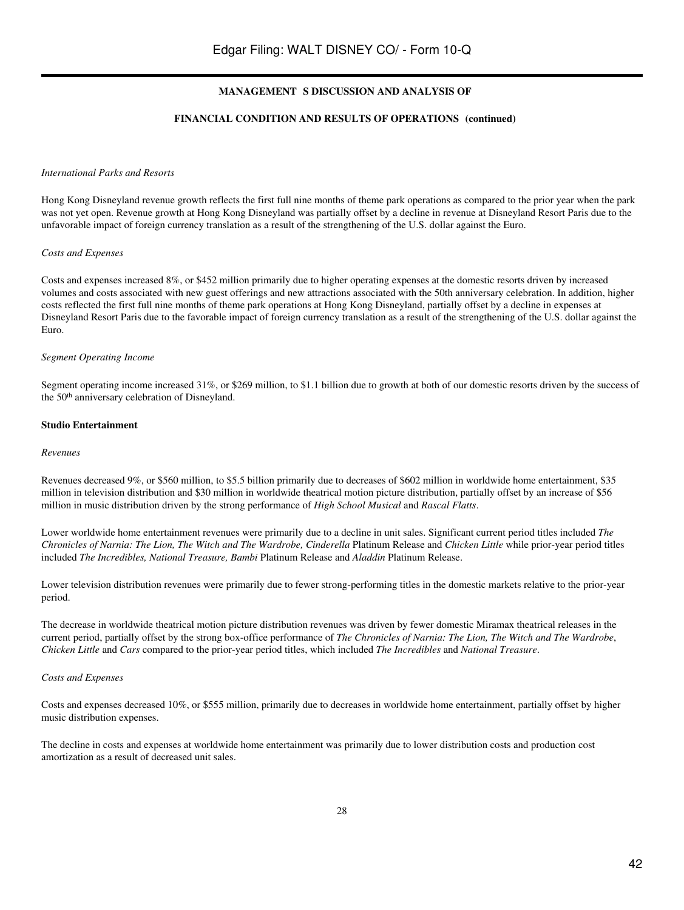**MANAGEMENT S DISCUSSION AND ANALYSIS OF**

**FINANCIAL CONDITION AND RESULTS OF OPERATIONS (continued)**

*International Parks and Resorts*

Hong Kong Disneyland revenue growth reflects the first full nine months of theme park operations as compared to the prior year when the park was not yet open. Revenue growth at Hong Kong Disneyland was partially offset by a decline in revenue at Disneyland Resort Paris due to the unfavorable impact of foreign currency translation as a result of the strengthening of the U.S. dollar against the Euro.

*Costs and Expenses*

Costs and expenses increased 8%, or $452 million primarily due to higher operating expenses at the domestic resorts driven by increased volumes and costs associated with new guest offerings and new attractions associated with the 50th anniversary celebration. In addition, higher costs reflected the first full nine months of theme park operations at Hong Kong Disneyland, partially offset by a decline in expenses at Disneyland Resort Paris due to the favorable impact of foreign currency translation as a result of the strengthening of the U.S. dollar against the Euro.

*Segment Operating Income*

Segment operating income increased 31%, or $269 million, to $1.1 billion due to growth at both of our domestic resorts driven by the success of the 50th anniversary celebration of Disneyland.

**Studio Entertainment**

*Revenues*

Revenues decreased 9%, or $560 million, to $5.5 billion primarily due to decreases of $602 million in worldwide home entertainment, $35 million in television distribution and $30 million in worldwide theatrical motion picture distribution, partially offset by an increase of $56 million in music distribution driven by the strong performance of *High School Musical* and *Rascal Flatts*.

Lower worldwide home entertainment revenues were primarily due to a decline in unit sales. Significant current period titles included *The Chronicles of Narnia: The Lion, The Witch and The Wardrobe, Cinderella* Platinum Release and *Chicken Little* while prior-year period titles included *The Incredibles, National Treasure, Bambi* Platinum Release and *Aladdin* Platinum Release.

Lower television distribution revenues were primarily due to fewer strong-performing titles in the domestic markets relative to the prior-year period.

The decrease in worldwide theatrical motion picture distribution revenues was driven by fewer domestic Miramax theatrical releases in the current period, partially offset by the strong box-office performance of *The Chronicles of Narnia: The Lion, The Witch and The Wardrobe*, *Chicken Little* and *Cars* compared to the prior-year period titles, which included *The Incredibles* and *National Treasure*.

*Costs and Expenses*

Costs and expenses decreased 10%, or $555 million, primarily due to decreases in worldwide home entertainment, partially offset by higher music distribution expenses.

The decline in costs and expenses at worldwide home entertainment was primarily due to lower distribution costs and production cost amortization as a result of decreased unit sales.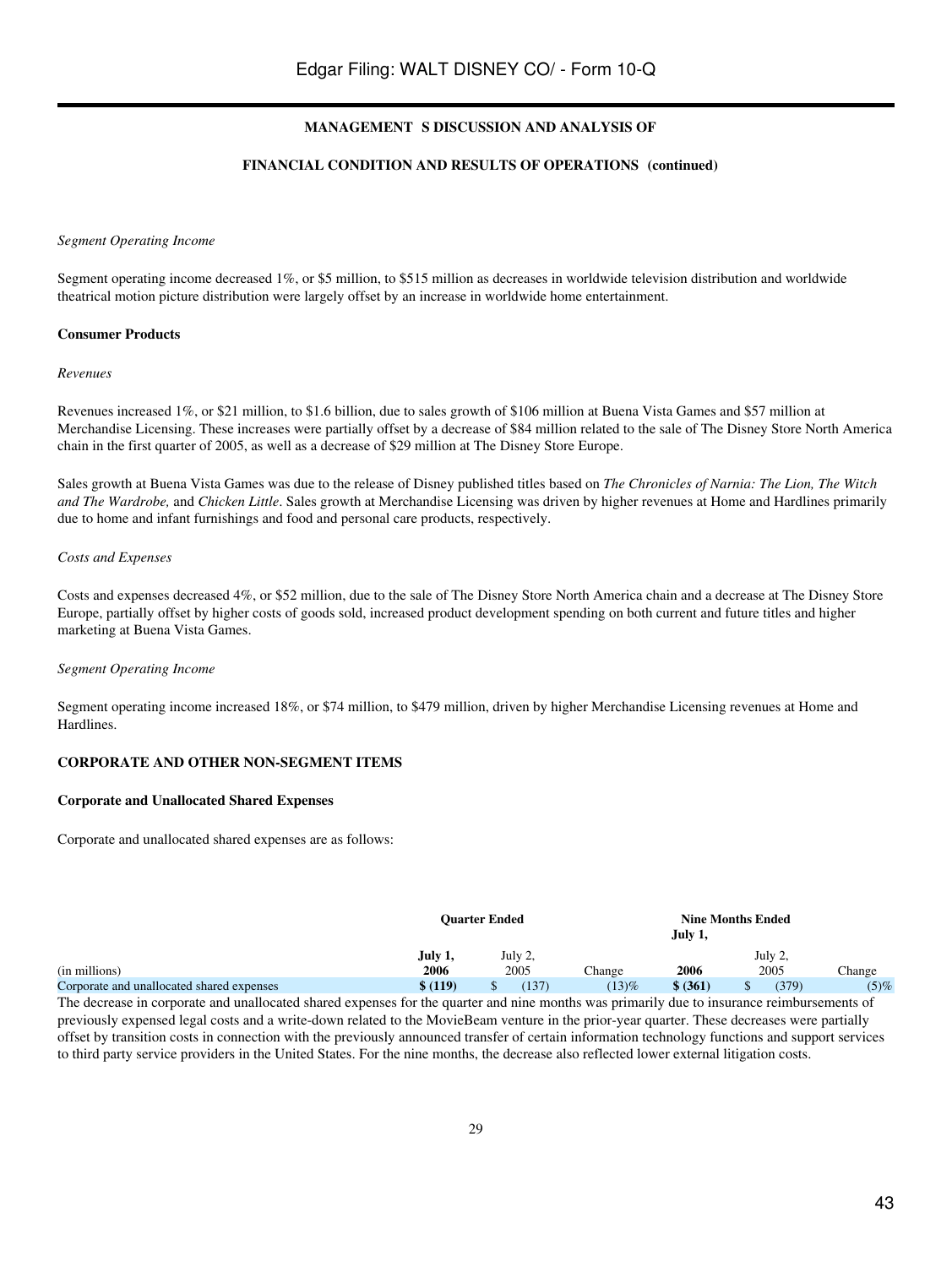**MANAGEMENT S DISCUSSION AND ANALYSIS OF**

**FINANCIAL CONDITION AND RESULTS OF OPERATIONS (continued)**

*Segment Operating Income*

Segment operating income decreased 1%, or $5 million, to $515 million as decreases in worldwide television distribution and worldwide theatrical motion picture distribution were largely offset by an increase in worldwide home entertainment.

**Consumer Products**

*Revenues*

Revenues increased 1%, or $21 million, to $1.6 billion, due to sales growth of $106 million at Buena Vista Games and $57 million at Merchandise Licensing. These increases were partially offset by a decrease of $84 million related to the sale of The Disney Store North America chain in the first quarter of 2005, as well as a decrease of $29 million at The Disney Store Europe.

Sales growth at Buena Vista Games was due to the release of Disney published titles based on *The Chronicles of Narnia: The Lion, The Witch and The Wardrobe,* and *Chicken Little*. Sales growth at Merchandise Licensing was driven by higher revenues at Home and Hardlines primarily due to home and infant furnishings and food and personal care products, respectively.

*Costs and Expenses*

Costs and expenses decreased 4%, or $52 million, due to the sale of The Disney Store North America chain and a decrease at The Disney Store Europe, partially offset by higher costs of goods sold, increased product development spending on both current and future titles and higher marketing at Buena Vista Games.

*Segment Operating Income*

Segment operating income increased 18%, or $74 million, to $479 million, driven by higher Merchandise Licensing revenues at Home and Hardlines.

**CORPORATE AND OTHER NON-SEGMENT ITEMS**

**Corporate and Unallocated Shared Expenses**

Corporate and unallocated shared expenses are as follows:

| | Quarter Ended | | | Nine Months Ended | | |
|---|---|---|---|---|---|---|
| (in millions) | **July 1, 2006** | July 2, 2005 | Change | **July 1, 2006** | July 2, 2005 | Change |
| Corporate and unallocated shared expenses | **$ (119)** | $ (137) | (13)% | **$ (361)** | $ (379) | (5)% |

The decrease in corporate and unallocated shared expenses for the quarter and nine months was primarily due to insurance reimbursements of previously expensed legal costs and a write-down related to the MovieBeam venture in the prior-year quarter. These decreases were partially offset by transition costs in connection with the previously announced transfer of certain information technology functions and support services to third party service providers in the United States. For the nine months, the decrease also reflected lower external litigation costs.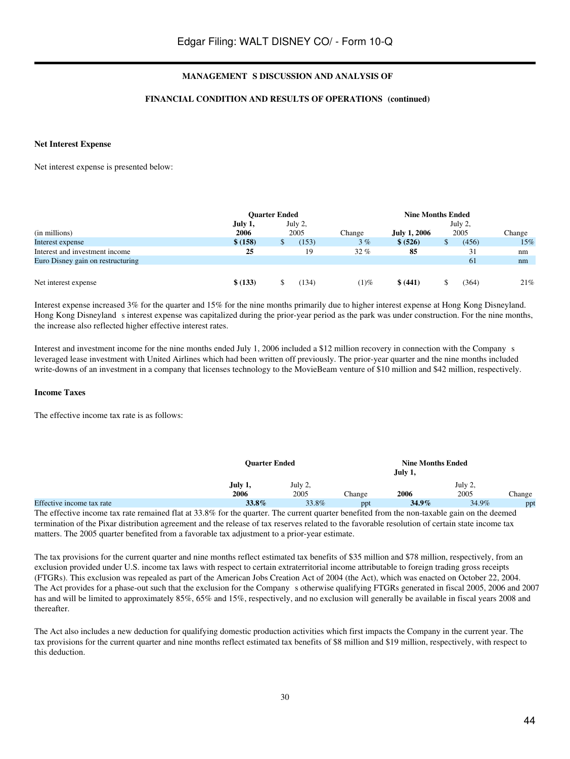**MANAGEMENT S DISCUSSION AND ANALYSIS OF**

**FINANCIAL CONDITION AND RESULTS OF OPERATIONS (continued)**

### Net Interest Expense

Net interest expense is presented below:

| (in millions) | Quarter Ended July 1, 2006 | July 2, 2005 | Change | Nine Months Ended July 1, 2006 | July 2, 2005 | Change |
|---|---|---|---|---|---|---|
| Interest expense | **$ (158)** | $ (153) | 3 % | **$ (526)** | $ (456) | 15% |
| Interest and investment income | **25** | 19 | 32 % | **85** | 31 | nm |
| Euro Disney gain on restructuring | | | | | 61 | nm |
| Net interest expense | **$ (133)** | $ (134) | (1)% | **$ (441)** | $ (364) | 21% |

Interest expense increased 3% for the quarter and 15% for the nine months primarily due to higher interest expense at Hong Kong Disneyland. Hong Kong Disneyland s interest expense was capitalized during the prior-year period as the park was under construction. For the nine months, the increase also reflected higher effective interest rates.

Interest and investment income for the nine months ended July 1, 2006 included a $12 million recovery in connection with the Company s leveraged lease investment with United Airlines which had been written off previously. The prior-year quarter and the nine months included write-downs of an investment in a company that licenses technology to the MovieBeam venture of $10 million and $42 million, respectively.

### Income Taxes

The effective income tax rate is as follows:

| | Quarter Ended July 1, 2006 | July 2, 2005 | Change | Nine Months Ended July 1, 2006 | July 2, 2005 | Change |
|---|---|---|---|---|---|---|
| Effective income tax rate | **33.8%** | 33.8% | ppt | **34.9%** | 34.9% | ppt |

The effective income tax rate remained flat at 33.8% for the quarter. The current quarter benefited from the non-taxable gain on the deemed termination of the Pixar distribution agreement and the release of tax reserves related to the favorable resolution of certain state income tax matters. The 2005 quarter benefited from a favorable tax adjustment to a prior-year estimate.

The tax provisions for the current quarter and nine months reflect estimated tax benefits of $35 million and $78 million, respectively, from an exclusion provided under U.S. income tax laws with respect to certain extraterritorial income attributable to foreign trading gross receipts (FTGRs). This exclusion was repealed as part of the American Jobs Creation Act of 2004 (the Act), which was enacted on October 22, 2004. The Act provides for a phase-out such that the exclusion for the Company s otherwise qualifying FTGRs generated in fiscal 2005, 2006 and 2007 has and will be limited to approximately 85%, 65% and 15%, respectively, and no exclusion will generally be available in fiscal years 2008 and thereafter.

The Act also includes a new deduction for qualifying domestic production activities which first impacts the Company in the current year. The tax provisions for the current quarter and nine months reflect estimated tax benefits of $8 million and $19 million, respectively, with respect to this deduction.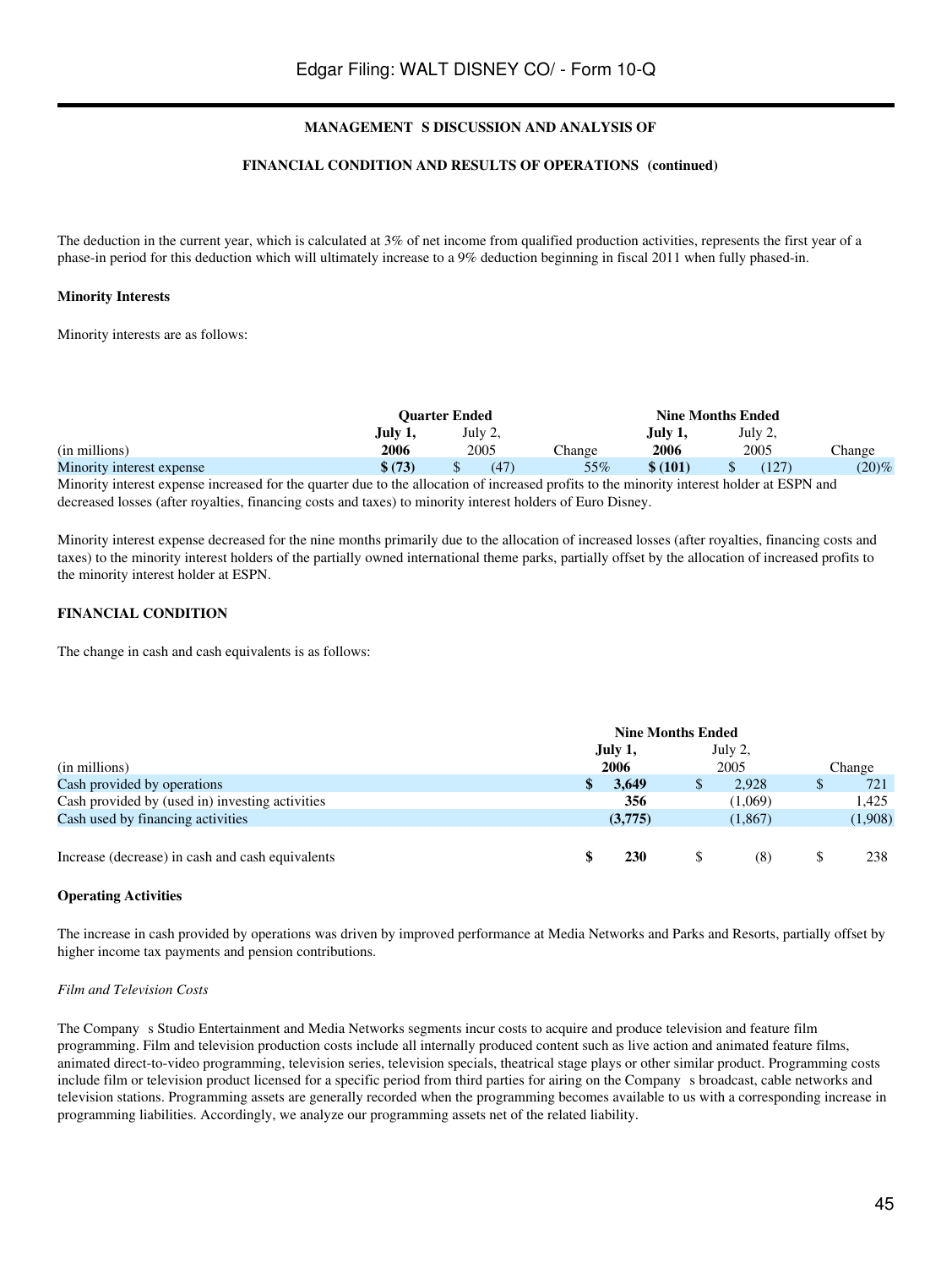**MANAGEMENT'S DISCUSSION AND ANALYSIS OF**

**FINANCIAL CONDITION AND RESULTS OF OPERATIONS (continued)**

The deduction in the current year, which is calculated at 3% of net income from qualified production activities, represents the first year of a phase-in period for this deduction which will ultimately increase to a 9% deduction beginning in fiscal 2011 when fully phased-in.

**Minority Interests**

Minority interests are as follows:

| | Quarter Ended | | | Nine Months Ended | | |
|---|---|---|---|---|---|---|
| (in millions) | **July 1, 2006** | July 2, 2005 | Change | **July 1, 2006** | July 2, 2005 | Change |
| Minority interest expense | **$ (73)** | $ (47) | 55% | **$ (101)** | $ (127) | (20)% |

Minority interest expense increased for the quarter due to the allocation of increased profits to the minority interest holder at ESPN and decreased losses (after royalties, financing costs and taxes) to minority interest holders of Euro Disney.

Minority interest expense decreased for the nine months primarily due to the allocation of increased losses (after royalties, financing costs and taxes) to the minority interest holders of the partially owned international theme parks, partially offset by the allocation of increased profits to the minority interest holder at ESPN.

**FINANCIAL CONDITION**

The change in cash and cash equivalents is as follows:

| | Nine Months Ended | | |
|---|---|---|---|
| (in millions) | **July 1, 2006** | July 2, 2005 | Change |
| Cash provided by operations | **$ 3,649** | $ 2,928 | $ 721 |
| Cash provided by (used in) investing activities | **356** | (1,069) | 1,425 |
| Cash used by financing activities | **(3,775)** | (1,867) | (1,908) |
| Increase (decrease) in cash and cash equivalents | **$ 230** | $ (8) | $ 238 |

**Operating Activities**

The increase in cash provided by operations was driven by improved performance at Media Networks and Parks and Resorts, partially offset by higher income tax payments and pension contributions.

*Film and Television Costs*

The Company's Studio Entertainment and Media Networks segments incur costs to acquire and produce television and feature film programming. Film and television production costs include all internally produced content such as live action and animated feature films, animated direct-to-video programming, television series, television specials, theatrical stage plays or other similar product. Programming costs include film or television product licensed for a specific period from third parties for airing on the Company's broadcast, cable networks and television stations. Programming assets are generally recorded when the programming becomes available to us with a corresponding increase in programming liabilities. Accordingly, we analyze our programming assets net of the related liability.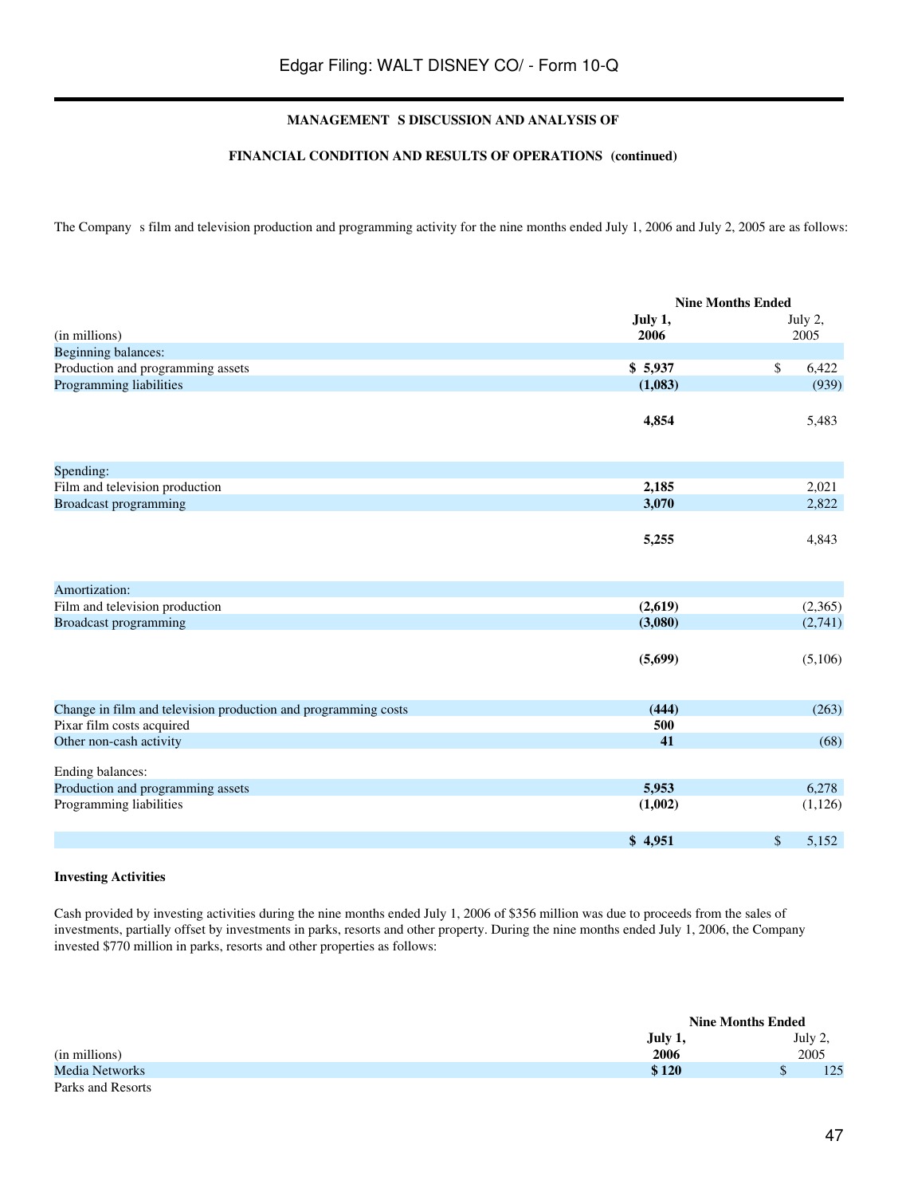**MANAGEMENT'S DISCUSSION AND ANALYSIS OF**

**FINANCIAL CONDITION AND RESULTS OF OPERATIONS (continued)**

The Company's film and television production and programming activity for the nine months ended July 1, 2006 and July 2, 2005 are as follows:

| (in millions) | Nine Months Ended July 1, 2006 | Nine Months Ended July 2, 2005 |
|---|---|---|
| Beginning balances: | | |
| Production and programming assets | **$ 5,937** | $ 6,422 |
| Programming liabilities | **(1,083)** | (939) |
| | **4,854** | 5,483 |
| Spending: | | |
| Film and television production | **2,185** | 2,021 |
| Broadcast programming | **3,070** | 2,822 |
| | **5,255** | 4,843 |
| Amortization: | | |
| Film and television production | **(2,619)** | (2,365) |
| Broadcast programming | **(3,080)** | (2,741) |
| | **(5,699)** | (5,106) |
| Change in film and television production and programming costs | **(444)** | (263) |
| Pixar film costs acquired | **500** | |
| Other non-cash activity | **41** | (68) |
| Ending balances: | | |
| Production and programming assets | **5,953** | 6,278 |
| Programming liabilities | **(1,002)** | (1,126) |
| | **$ 4,951** | $ 5,152 |

**Investing Activities**

Cash provided by investing activities during the nine months ended July 1, 2006 of $356 million was due to proceeds from the sales of investments, partially offset by investments in parks, resorts and other property. During the nine months ended July 1, 2006, the Company invested $770 million in parks, resorts and other properties as follows:

| (in millions) | Nine Months Ended July 1, 2006 | Nine Months Ended July 2, 2005 |
|---|---|---|
| Media Networks | **$ 120** | $ 125 |
| Parks and Resorts | | |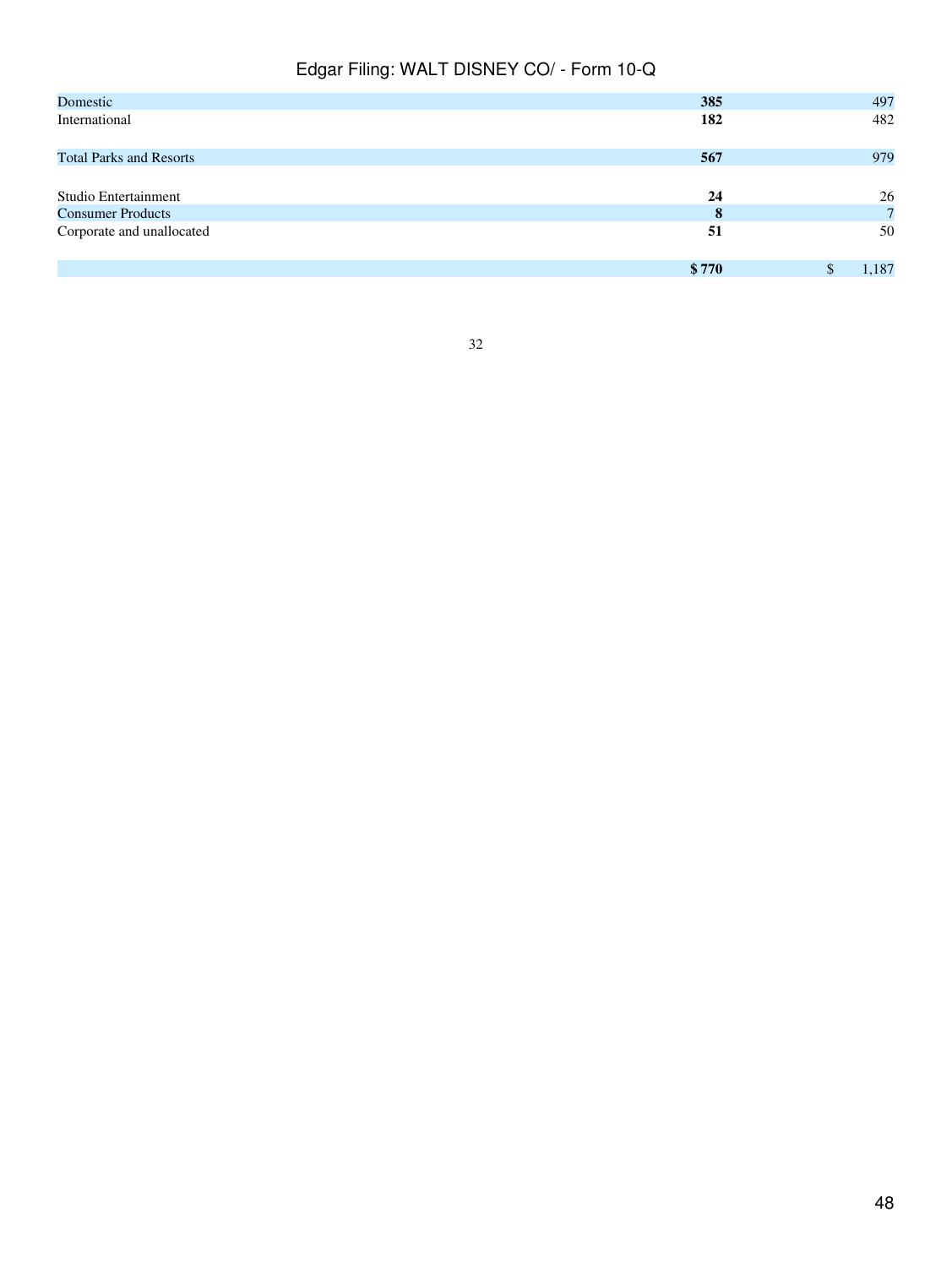| | | |
|---|---|---|
| Domestic | **385** | 497 |
| International | **182** | 482 |
| Total Parks and Resorts | **567** | 979 |
| Studio Entertainment | **24** | 26 |
| Consumer Products | **8** | 7 |
| Corporate and unallocated | **51** | 50 |
| | **$ 770** | $ 1,187 |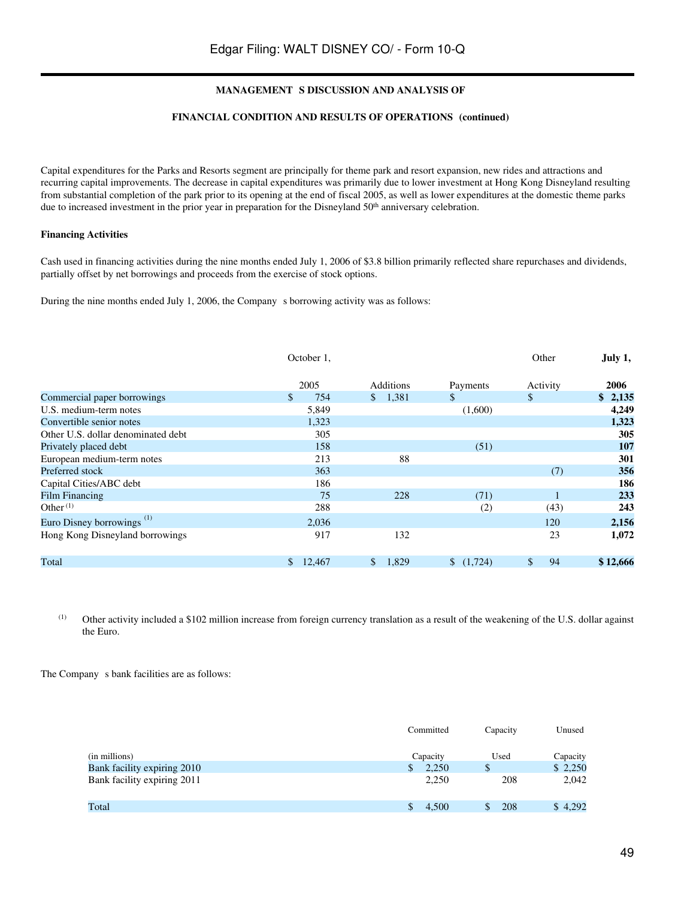**MANAGEMENT S DISCUSSION AND ANALYSIS OF**

**FINANCIAL CONDITION AND RESULTS OF OPERATIONS (continued)**

Capital expenditures for the Parks and Resorts segment are principally for theme park and resort expansion, new rides and attractions and recurring capital improvements. The decrease in capital expenditures was primarily due to lower investment at Hong Kong Disneyland resulting from substantial completion of the park prior to its opening at the end of fiscal 2005, as well as lower expenditures at the domestic theme parks due to increased investment in the prior year in preparation for the Disneyland 50th anniversary celebration.

**Financing Activities**

Cash used in financing activities during the nine months ended July 1, 2006 of \$3.8 billion primarily reflected share repurchases and dividends, partially offset by net borrowings and proceeds from the exercise of stock options.

During the nine months ended July 1, 2006, the Company s borrowing activity was as follows:

| | October 1, 2005 | Additions | Payments | Other Activity | **July 1, 2006** |
|---|---|---|---|---|---|
| Commercial paper borrowings | \$ 754 | \$ 1,381 | \$ | \$ | **\$ 2,135** |
| U.S. medium-term notes | 5,849 | | (1,600) | | **4,249** |
| Convertible senior notes | 1,323 | | | | **1,323** |
| Other U.S. dollar denominated debt | 305 | | | | **305** |
| Privately placed debt | 158 | | (51) | | **107** |
| European medium-term notes | 213 | 88 | | | **301** |
| Preferred stock | 363 | | | (7) | **356** |
| Capital Cities/ABC debt | 186 | | | | **186** |
| Film Financing | 75 | 228 | (71) | 1 | **233** |
| Other [(1)] | 288 | | (2) | (43) | **243** |
| Euro Disney borrowings [(1)] | 2,036 | | | 120 | **2,156** |
| Hong Kong Disneyland borrowings | 917 | 132 | | 23 | **1,072** |
| Total | \$ 12,467 | \$ 1,829 | \$ (1,724) | \$ 94 | **\$ 12,666** |

(1) Other activity included a \$102 million increase from foreign currency translation as a result of the weakening of the U.S. dollar against the Euro.

The Company s bank facilities are as follows:

| (in millions) | Committed Capacity | Capacity Used | Unused Capacity |
|---|---|---|---|
| Bank facility expiring 2010 | \$ 2,250 | \$ | \$ 2,250 |
| Bank facility expiring 2011 | 2,250 | 208 | 2,042 |
| Total | \$ 4,500 | \$ 208 | \$ 4,292 |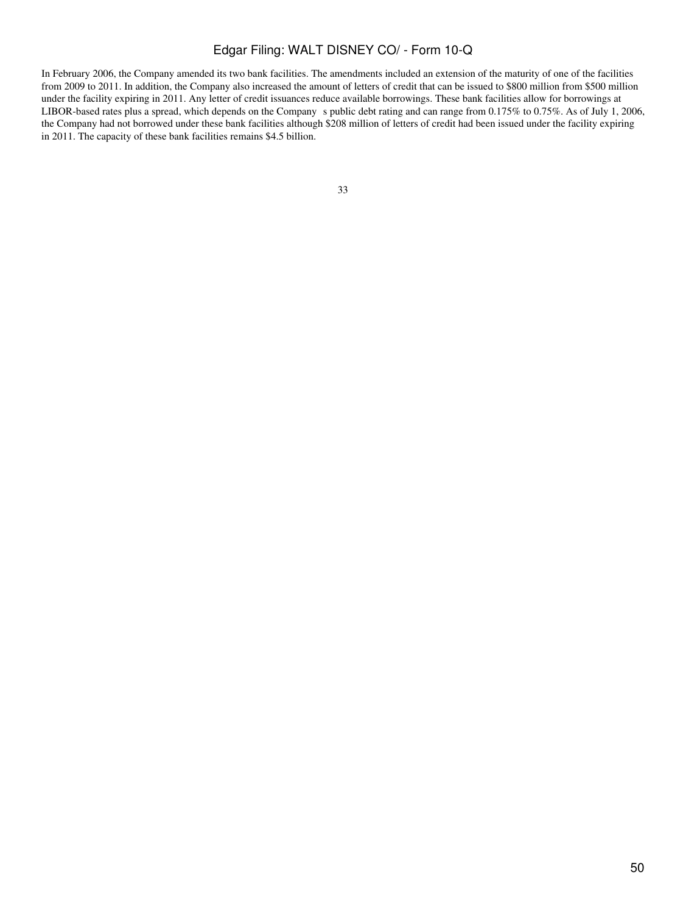In February 2006, the Company amended its two bank facilities. The amendments included an extension of the maturity of one of the facilities from 2009 to 2011. In addition, the Company also increased the amount of letters of credit that can be issued to $800 million from $500 million under the facility expiring in 2011. Any letter of credit issuances reduce available borrowings. These bank facilities allow for borrowings at LIBOR-based rates plus a spread, which depends on the Company's public debt rating and can range from 0.175% to 0.75%. As of July 1, 2006, the Company had not borrowed under these bank facilities although $208 million of letters of credit had been issued under the facility expiring in 2011. The capacity of these bank facilities remains $4.5 billion.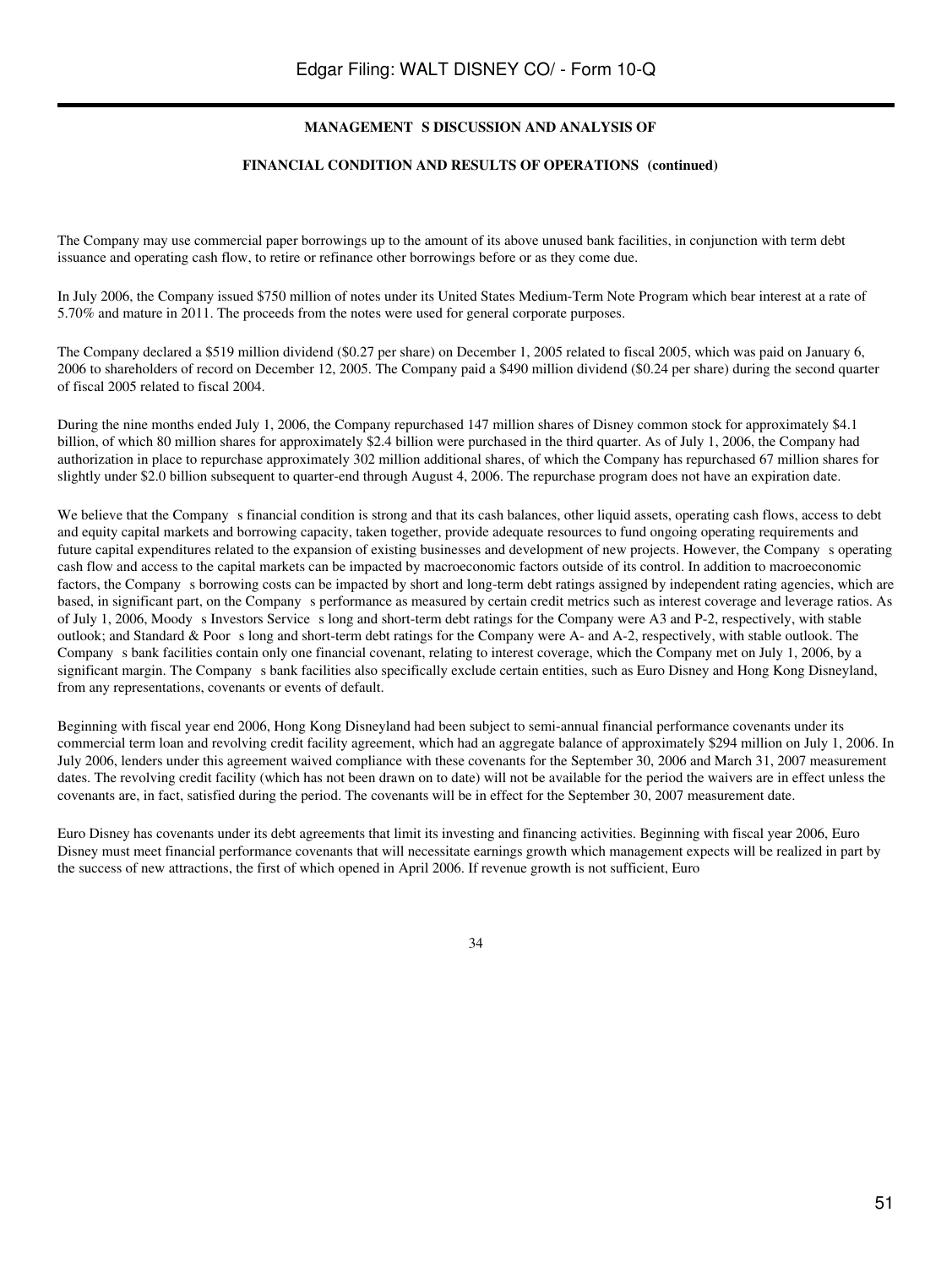**MANAGEMENT S DISCUSSION AND ANALYSIS OF**

**FINANCIAL CONDITION AND RESULTS OF OPERATIONS (continued)**

The Company may use commercial paper borrowings up to the amount of its above unused bank facilities, in conjunction with term debt issuance and operating cash flow, to retire or refinance other borrowings before or as they come due.

In July 2006, the Company issued $750 million of notes under its United States Medium-Term Note Program which bear interest at a rate of 5.70% and mature in 2011. The proceeds from the notes were used for general corporate purposes.

The Company declared a $519 million dividend ($0.27 per share) on December 1, 2005 related to fiscal 2005, which was paid on January 6, 2006 to shareholders of record on December 12, 2005. The Company paid a $490 million dividend ($0.24 per share) during the second quarter of fiscal 2005 related to fiscal 2004.

During the nine months ended July 1, 2006, the Company repurchased 147 million shares of Disney common stock for approximately $4.1 billion, of which 80 million shares for approximately $2.4 billion were purchased in the third quarter. As of July 1, 2006, the Company had authorization in place to repurchase approximately 302 million additional shares, of which the Company has repurchased 67 million shares for slightly under $2.0 billion subsequent to quarter-end through August 4, 2006. The repurchase program does not have an expiration date.

We believe that the Company s financial condition is strong and that its cash balances, other liquid assets, operating cash flows, access to debt and equity capital markets and borrowing capacity, taken together, provide adequate resources to fund ongoing operating requirements and future capital expenditures related to the expansion of existing businesses and development of new projects. However, the Company s operating cash flow and access to the capital markets can be impacted by macroeconomic factors outside of its control. In addition to macroeconomic factors, the Company s borrowing costs can be impacted by short and long-term debt ratings assigned by independent rating agencies, which are based, in significant part, on the Company s performance as measured by certain credit metrics such as interest coverage and leverage ratios. As of July 1, 2006, Moody s Investors Service s long and short-term debt ratings for the Company were A3 and P-2, respectively, with stable outlook; and Standard & Poor s long and short-term debt ratings for the Company were A- and A-2, respectively, with stable outlook. The Company s bank facilities contain only one financial covenant, relating to interest coverage, which the Company met on July 1, 2006, by a significant margin. The Company s bank facilities also specifically exclude certain entities, such as Euro Disney and Hong Kong Disneyland, from any representations, covenants or events of default.

Beginning with fiscal year end 2006, Hong Kong Disneyland had been subject to semi-annual financial performance covenants under its commercial term loan and revolving credit facility agreement, which had an aggregate balance of approximately $294 million on July 1, 2006. In July 2006, lenders under this agreement waived compliance with these covenants for the September 30, 2006 and March 31, 2007 measurement dates. The revolving credit facility (which has not been drawn on to date) will not be available for the period the waivers are in effect unless the covenants are, in fact, satisfied during the period. The covenants will be in effect for the September 30, 2007 measurement date.

Euro Disney has covenants under its debt agreements that limit its investing and financing activities. Beginning with fiscal year 2006, Euro Disney must meet financial performance covenants that will necessitate earnings growth which management expects will be realized in part by the success of new attractions, the first of which opened in April 2006. If revenue growth is not sufficient, Euro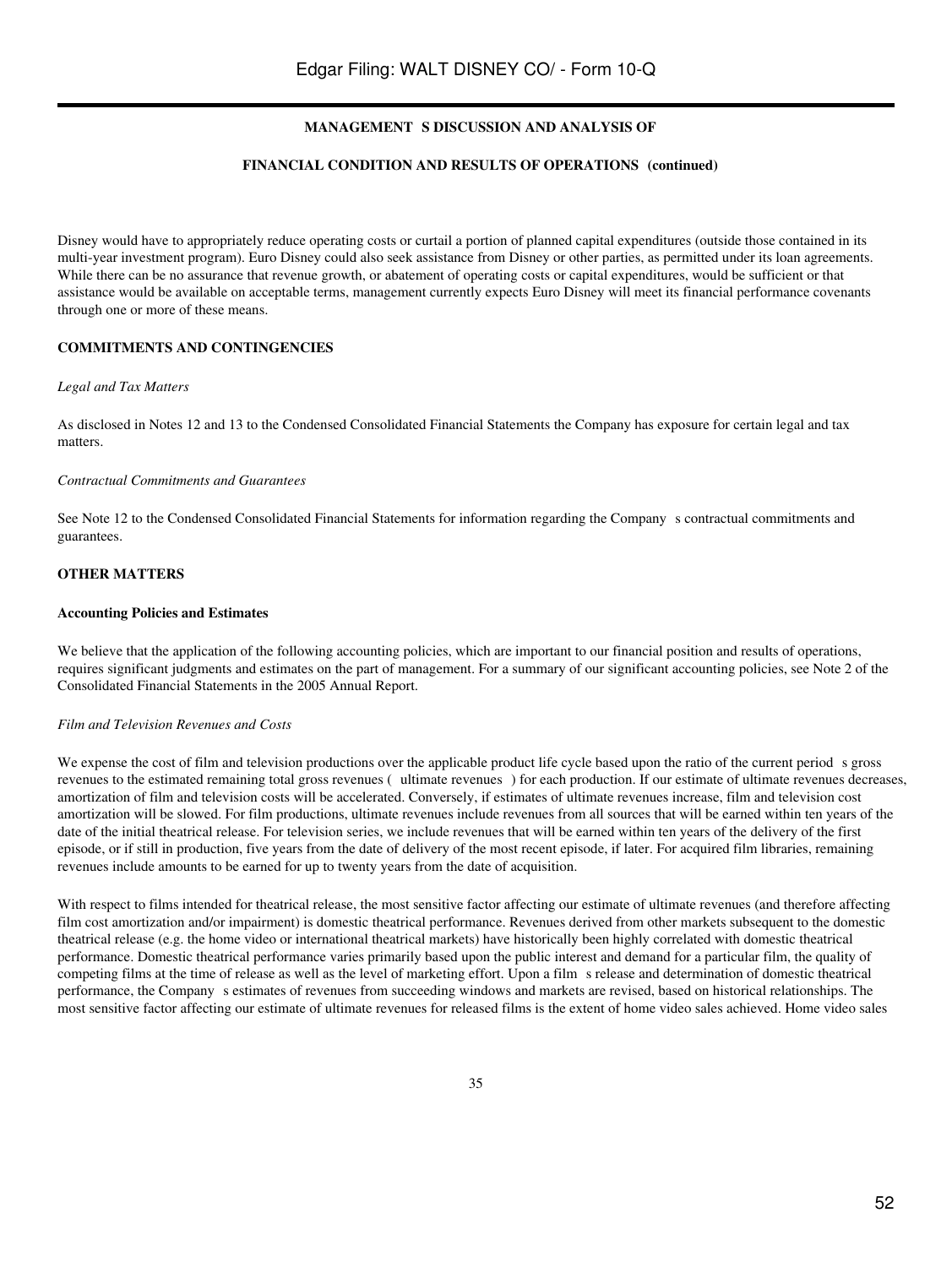Disney would have to appropriately reduce operating costs or curtail a portion of planned capital expenditures (outside those contained in its multi-year investment program). Euro Disney could also seek assistance from Disney or other parties, as permitted under its loan agreements. While there can be no assurance that revenue growth, or abatement of operating costs or capital expenditures, would be sufficient or that assistance would be available on acceptable terms, management currently expects Euro Disney will meet its financial performance covenants through one or more of these means.

**COMMITMENTS AND CONTINGENCIES**

*Legal and Tax Matters*

As disclosed in Notes 12 and 13 to the Condensed Consolidated Financial Statements the Company has exposure for certain legal and tax matters.

*Contractual Commitments and Guarantees*

See Note 12 to the Condensed Consolidated Financial Statements for information regarding the Company s contractual commitments and guarantees.

**OTHER MATTERS**

**Accounting Policies and Estimates**

We believe that the application of the following accounting policies, which are important to our financial position and results of operations, requires significant judgments and estimates on the part of management. For a summary of our significant accounting policies, see Note 2 of the Consolidated Financial Statements in the 2005 Annual Report.

*Film and Television Revenues and Costs*

We expense the cost of film and television productions over the applicable product life cycle based upon the ratio of the current period s gross revenues to the estimated remaining total gross revenues ( ultimate revenues ) for each production. If our estimate of ultimate revenues decreases, amortization of film and television costs will be accelerated. Conversely, if estimates of ultimate revenues increase, film and television cost amortization will be slowed. For film productions, ultimate revenues include revenues from all sources that will be earned within ten years of the date of the initial theatrical release. For television series, we include revenues that will be earned within ten years of the delivery of the first episode, or if still in production, five years from the date of delivery of the most recent episode, if later. For acquired film libraries, remaining revenues include amounts to be earned for up to twenty years from the date of acquisition.

With respect to films intended for theatrical release, the most sensitive factor affecting our estimate of ultimate revenues (and therefore affecting film cost amortization and/or impairment) is domestic theatrical performance. Revenues derived from other markets subsequent to the domestic theatrical release (e.g. the home video or international theatrical markets) have historically been highly correlated with domestic theatrical performance. Domestic theatrical performance varies primarily based upon the public interest and demand for a particular film, the quality of competing films at the time of release as well as the level of marketing effort. Upon a film s release and determination of domestic theatrical performance, the Company s estimates of revenues from succeeding windows and markets are revised, based on historical relationships. The most sensitive factor affecting our estimate of ultimate revenues for released films is the extent of home video sales achieved. Home video sales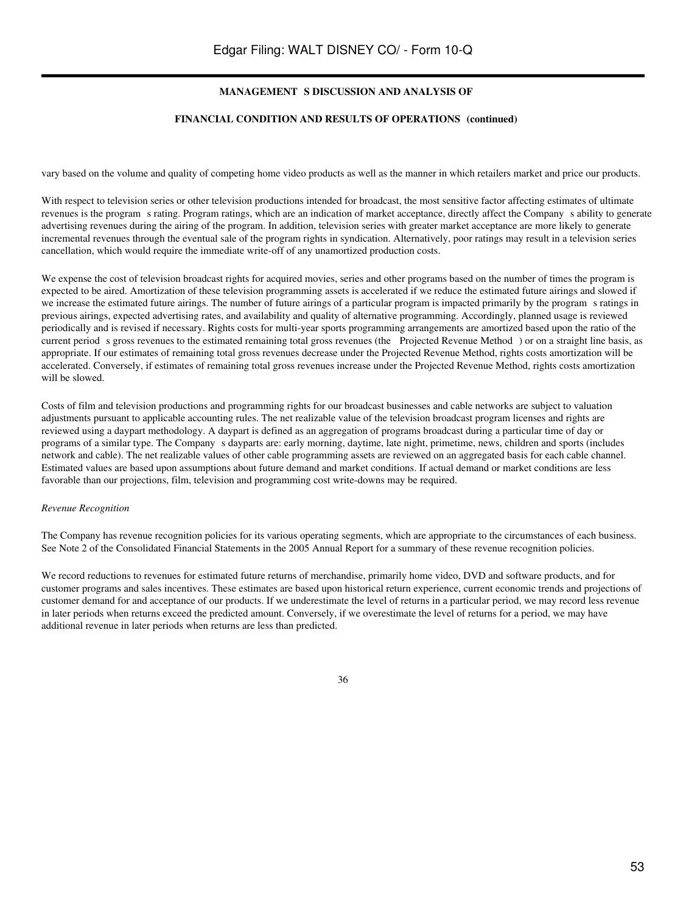vary based on the volume and quality of competing home video products as well as the manner in which retailers market and price our products.

With respect to television series or other television productions intended for broadcast, the most sensitive factor affecting estimates of ultimate revenues is the program s rating. Program ratings, which are an indication of market acceptance, directly affect the Company s ability to generate advertising revenues during the airing of the program. In addition, television series with greater market acceptance are more likely to generate incremental revenues through the eventual sale of the program rights in syndication. Alternatively, poor ratings may result in a television series cancellation, which would require the immediate write-off of any unamortized production costs.

We expense the cost of television broadcast rights for acquired movies, series and other programs based on the number of times the program is expected to be aired. Amortization of these television programming assets is accelerated if we reduce the estimated future airings and slowed if we increase the estimated future airings. The number of future airings of a particular program is impacted primarily by the program s ratings in previous airings, expected advertising rates, and availability and quality of alternative programming. Accordingly, planned usage is reviewed periodically and is revised if necessary. Rights costs for multi-year sports programming arrangements are amortized based upon the ratio of the current period s gross revenues to the estimated remaining total gross revenues (the Projected Revenue Method ) or on a straight line basis, as appropriate. If our estimates of remaining total gross revenues decrease under the Projected Revenue Method, rights costs amortization will be accelerated. Conversely, if estimates of remaining total gross revenues increase under the Projected Revenue Method, rights costs amortization will be slowed.

Costs of film and television productions and programming rights for our broadcast businesses and cable networks are subject to valuation adjustments pursuant to applicable accounting rules. The net realizable value of the television broadcast program licenses and rights are reviewed using a daypart methodology. A daypart is defined as an aggregation of programs broadcast during a particular time of day or programs of a similar type. The Company s dayparts are: early morning, daytime, late night, primetime, news, children and sports (includes network and cable). The net realizable values of other cable programming assets are reviewed on an aggregated basis for each cable channel. Estimated values are based upon assumptions about future demand and market conditions. If actual demand or market conditions are less favorable than our projections, film, television and programming cost write-downs may be required.

*Revenue Recognition*

The Company has revenue recognition policies for its various operating segments, which are appropriate to the circumstances of each business. See Note 2 of the Consolidated Financial Statements in the 2005 Annual Report for a summary of these revenue recognition policies.

We record reductions to revenues for estimated future returns of merchandise, primarily home video, DVD and software products, and for customer programs and sales incentives. These estimates are based upon historical return experience, current economic trends and projections of customer demand for and acceptance of our products. If we underestimate the level of returns in a particular period, we may record less revenue in later periods when returns exceed the predicted amount. Conversely, if we overestimate the level of returns for a period, we may have additional revenue in later periods when returns are less than predicted.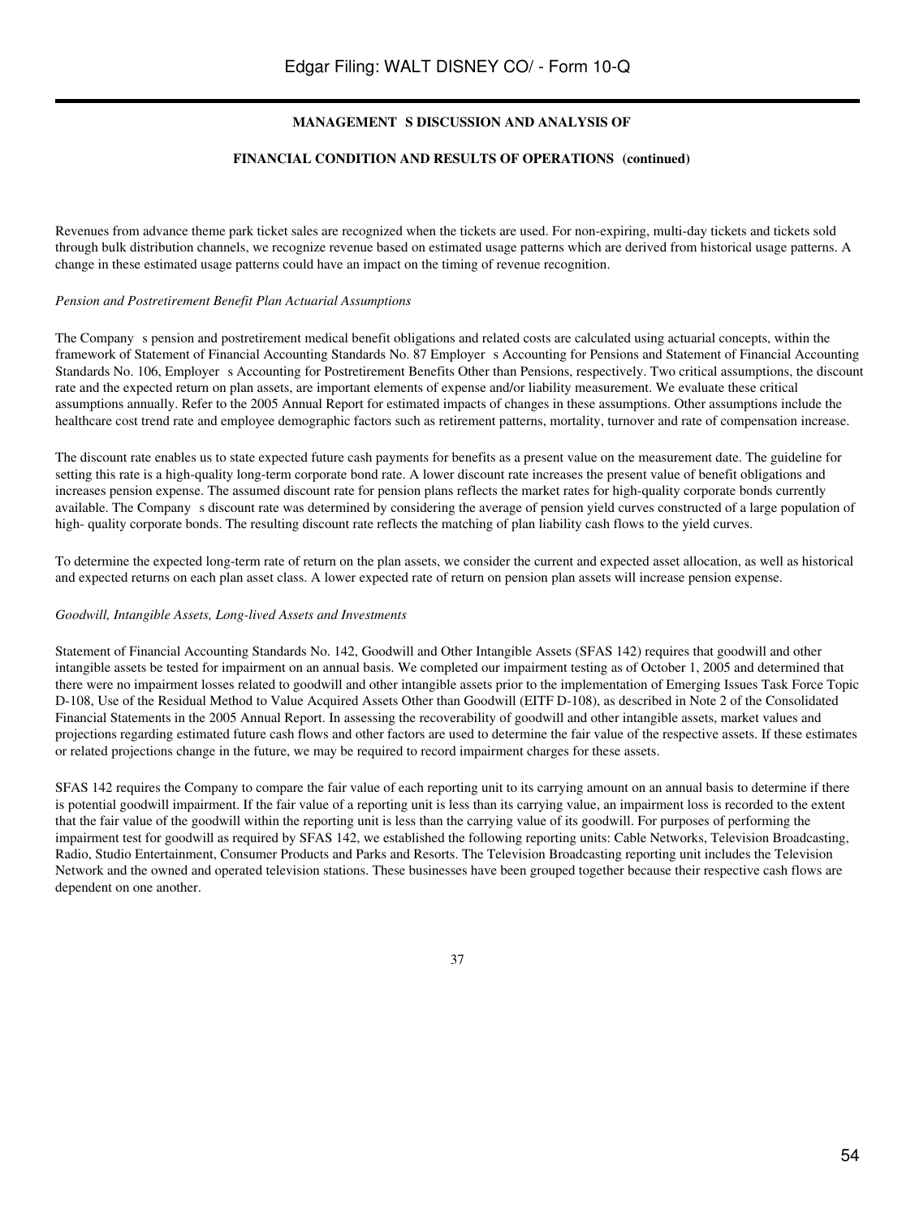**MANAGEMENT S DISCUSSION AND ANALYSIS OF**

**FINANCIAL CONDITION AND RESULTS OF OPERATIONS (continued)**

Revenues from advance theme park ticket sales are recognized when the tickets are used. For non-expiring, multi-day tickets and tickets sold through bulk distribution channels, we recognize revenue based on estimated usage patterns which are derived from historical usage patterns. A change in these estimated usage patterns could have an impact on the timing of revenue recognition.

*Pension and Postretirement Benefit Plan Actuarial Assumptions*

The Company s pension and postretirement medical benefit obligations and related costs are calculated using actuarial concepts, within the framework of Statement of Financial Accounting Standards No. 87 Employer s Accounting for Pensions and Statement of Financial Accounting Standards No. 106, Employer s Accounting for Postretirement Benefits Other than Pensions, respectively. Two critical assumptions, the discount rate and the expected return on plan assets, are important elements of expense and/or liability measurement. We evaluate these critical assumptions annually. Refer to the 2005 Annual Report for estimated impacts of changes in these assumptions. Other assumptions include the healthcare cost trend rate and employee demographic factors such as retirement patterns, mortality, turnover and rate of compensation increase.

The discount rate enables us to state expected future cash payments for benefits as a present value on the measurement date. The guideline for setting this rate is a high-quality long-term corporate bond rate. A lower discount rate increases the present value of benefit obligations and increases pension expense. The assumed discount rate for pension plans reflects the market rates for high-quality corporate bonds currently available. The Company s discount rate was determined by considering the average of pension yield curves constructed of a large population of high- quality corporate bonds. The resulting discount rate reflects the matching of plan liability cash flows to the yield curves.

To determine the expected long-term rate of return on the plan assets, we consider the current and expected asset allocation, as well as historical and expected returns on each plan asset class. A lower expected rate of return on pension plan assets will increase pension expense.

*Goodwill, Intangible Assets, Long-lived Assets and Investments*

Statement of Financial Accounting Standards No. 142, Goodwill and Other Intangible Assets (SFAS 142) requires that goodwill and other intangible assets be tested for impairment on an annual basis. We completed our impairment testing as of October 1, 2005 and determined that there were no impairment losses related to goodwill and other intangible assets prior to the implementation of Emerging Issues Task Force Topic D-108, Use of the Residual Method to Value Acquired Assets Other than Goodwill (EITF D-108), as described in Note 2 of the Consolidated Financial Statements in the 2005 Annual Report. In assessing the recoverability of goodwill and other intangible assets, market values and projections regarding estimated future cash flows and other factors are used to determine the fair value of the respective assets. If these estimates or related projections change in the future, we may be required to record impairment charges for these assets.

SFAS 142 requires the Company to compare the fair value of each reporting unit to its carrying amount on an annual basis to determine if there is potential goodwill impairment. If the fair value of a reporting unit is less than its carrying value, an impairment loss is recorded to the extent that the fair value of the goodwill within the reporting unit is less than the carrying value of its goodwill. For purposes of performing the impairment test for goodwill as required by SFAS 142, we established the following reporting units: Cable Networks, Television Broadcasting, Radio, Studio Entertainment, Consumer Products and Parks and Resorts. The Television Broadcasting reporting unit includes the Television Network and the owned and operated television stations. These businesses have been grouped together because their respective cash flows are dependent on one another.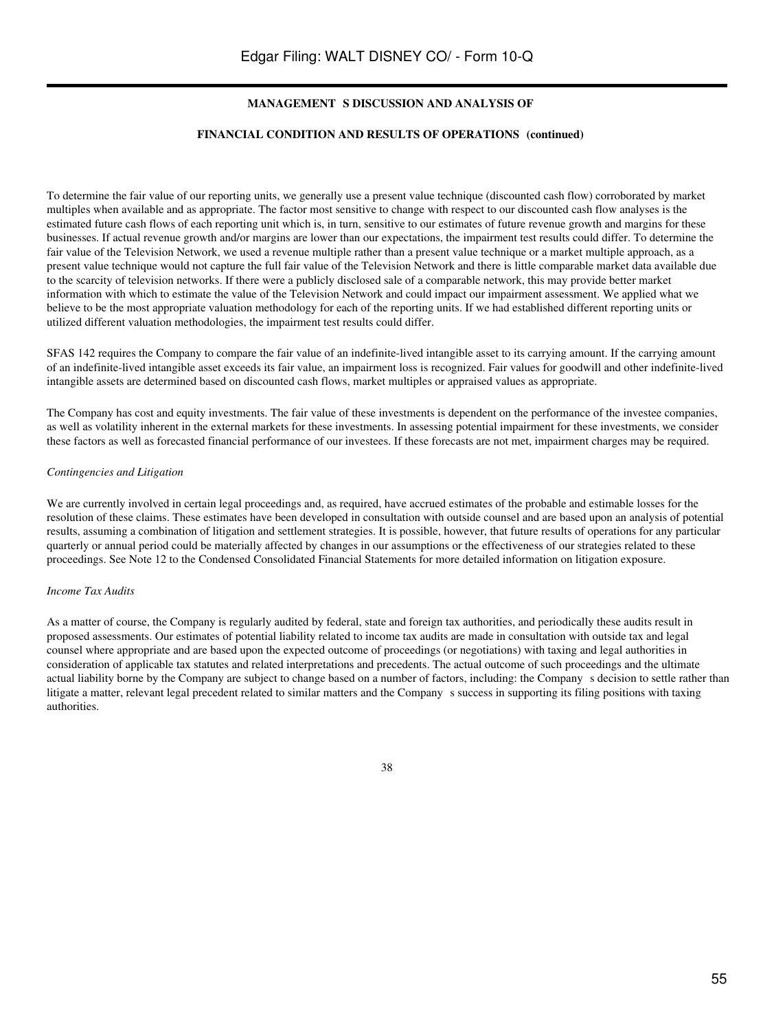To determine the fair value of our reporting units, we generally use a present value technique (discounted cash flow) corroborated by market multiples when available and as appropriate. The factor most sensitive to change with respect to our discounted cash flow analyses is the estimated future cash flows of each reporting unit which is, in turn, sensitive to our estimates of future revenue growth and margins for these businesses. If actual revenue growth and/or margins are lower than our expectations, the impairment test results could differ. To determine the fair value of the Television Network, we used a revenue multiple rather than a present value technique or a market multiple approach, as a present value technique would not capture the full fair value of the Television Network and there is little comparable market data available due to the scarcity of television networks. If there were a publicly disclosed sale of a comparable network, this may provide better market information with which to estimate the value of the Television Network and could impact our impairment assessment. We applied what we believe to be the most appropriate valuation methodology for each of the reporting units. If we had established different reporting units or utilized different valuation methodologies, the impairment test results could differ.

SFAS 142 requires the Company to compare the fair value of an indefinite-lived intangible asset to its carrying amount. If the carrying amount of an indefinite-lived intangible asset exceeds its fair value, an impairment loss is recognized. Fair values for goodwill and other indefinite-lived intangible assets are determined based on discounted cash flows, market multiples or appraised values as appropriate.

The Company has cost and equity investments. The fair value of these investments is dependent on the performance of the investee companies, as well as volatility inherent in the external markets for these investments. In assessing potential impairment for these investments, we consider these factors as well as forecasted financial performance of our investees. If these forecasts are not met, impairment charges may be required.

*Contingencies and Litigation*

We are currently involved in certain legal proceedings and, as required, have accrued estimates of the probable and estimable losses for the resolution of these claims. These estimates have been developed in consultation with outside counsel and are based upon an analysis of potential results, assuming a combination of litigation and settlement strategies. It is possible, however, that future results of operations for any particular quarterly or annual period could be materially affected by changes in our assumptions or the effectiveness of our strategies related to these proceedings. See Note 12 to the Condensed Consolidated Financial Statements for more detailed information on litigation exposure.

*Income Tax Audits*

As a matter of course, the Company is regularly audited by federal, state and foreign tax authorities, and periodically these audits result in proposed assessments. Our estimates of potential liability related to income tax audits are made in consultation with outside tax and legal counsel where appropriate and are based upon the expected outcome of proceedings (or negotiations) with taxing and legal authorities in consideration of applicable tax statutes and related interpretations and precedents. The actual outcome of such proceedings and the ultimate actual liability borne by the Company are subject to change based on a number of factors, including: the Company's decision to settle rather than litigate a matter, relevant legal precedent related to similar matters and the Company's success in supporting its filing positions with taxing authorities.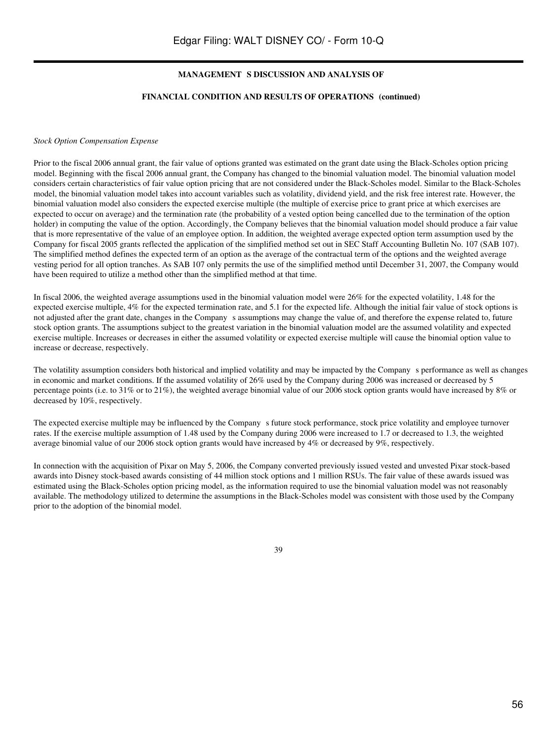**MANAGEMENT S DISCUSSION AND ANALYSIS OF**

**FINANCIAL CONDITION AND RESULTS OF OPERATIONS (continued)**

*Stock Option Compensation Expense*

Prior to the fiscal 2006 annual grant, the fair value of options granted was estimated on the grant date using the Black-Scholes option pricing model. Beginning with the fiscal 2006 annual grant, the Company has changed to the binomial valuation model. The binomial valuation model considers certain characteristics of fair value option pricing that are not considered under the Black-Scholes model. Similar to the Black-Scholes model, the binomial valuation model takes into account variables such as volatility, dividend yield, and the risk free interest rate. However, the binomial valuation model also considers the expected exercise multiple (the multiple of exercise price to grant price at which exercises are expected to occur on average) and the termination rate (the probability of a vested option being cancelled due to the termination of the option holder) in computing the value of the option. Accordingly, the Company believes that the binomial valuation model should produce a fair value that is more representative of the value of an employee option. In addition, the weighted average expected option term assumption used by the Company for fiscal 2005 grants reflected the application of the simplified method set out in SEC Staff Accounting Bulletin No. 107 (SAB 107). The simplified method defines the expected term of an option as the average of the contractual term of the options and the weighted average vesting period for all option tranches. As SAB 107 only permits the use of the simplified method until December 31, 2007, the Company would have been required to utilize a method other than the simplified method at that time.

In fiscal 2006, the weighted average assumptions used in the binomial valuation model were 26% for the expected volatility, 1.48 for the expected exercise multiple, 4% for the expected termination rate, and 5.1 for the expected life. Although the initial fair value of stock options is not adjusted after the grant date, changes in the Company s assumptions may change the value of, and therefore the expense related to, future stock option grants. The assumptions subject to the greatest variation in the binomial valuation model are the assumed volatility and expected exercise multiple. Increases or decreases in either the assumed volatility or expected exercise multiple will cause the binomial option value to increase or decrease, respectively.

The volatility assumption considers both historical and implied volatility and may be impacted by the Company s performance as well as changes in economic and market conditions. If the assumed volatility of 26% used by the Company during 2006 was increased or decreased by 5 percentage points (i.e. to 31% or to 21%), the weighted average binomial value of our 2006 stock option grants would have increased by 8% or decreased by 10%, respectively.

The expected exercise multiple may be influenced by the Company s future stock performance, stock price volatility and employee turnover rates. If the exercise multiple assumption of 1.48 used by the Company during 2006 were increased to 1.7 or decreased to 1.3, the weighted average binomial value of our 2006 stock option grants would have increased by 4% or decreased by 9%, respectively.

In connection with the acquisition of Pixar on May 5, 2006, the Company converted previously issued vested and unvested Pixar stock-based awards into Disney stock-based awards consisting of 44 million stock options and 1 million RSUs. The fair value of these awards issued was estimated using the Black-Scholes option pricing model, as the information required to use the binomial valuation model was not reasonably available. The methodology utilized to determine the assumptions in the Black-Scholes model was consistent with those used by the Company prior to the adoption of the binomial model.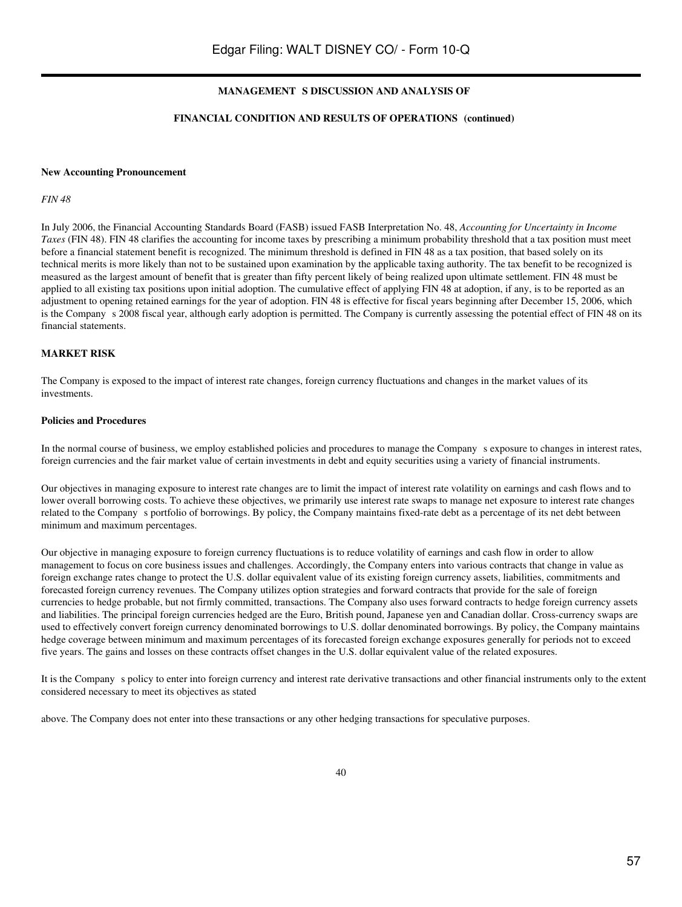**MANAGEMENT S DISCUSSION AND ANALYSIS OF**

**FINANCIAL CONDITION AND RESULTS OF OPERATIONS (continued)**

**New Accounting Pronouncement**

*FIN 48*

In July 2006, the Financial Accounting Standards Board (FASB) issued FASB Interpretation No. 48, *Accounting for Uncertainty in Income Taxes* (FIN 48). FIN 48 clarifies the accounting for income taxes by prescribing a minimum probability threshold that a tax position must meet before a financial statement benefit is recognized. The minimum threshold is defined in FIN 48 as a tax position, that based solely on its technical merits is more likely than not to be sustained upon examination by the applicable taxing authority. The tax benefit to be recognized is measured as the largest amount of benefit that is greater than fifty percent likely of being realized upon ultimate settlement. FIN 48 must be applied to all existing tax positions upon initial adoption. The cumulative effect of applying FIN 48 at adoption, if any, is to be reported as an adjustment to opening retained earnings for the year of adoption. FIN 48 is effective for fiscal years beginning after December 15, 2006, which is the Company s 2008 fiscal year, although early adoption is permitted. The Company is currently assessing the potential effect of FIN 48 on its financial statements.

**MARKET RISK**

The Company is exposed to the impact of interest rate changes, foreign currency fluctuations and changes in the market values of its investments.

**Policies and Procedures**

In the normal course of business, we employ established policies and procedures to manage the Company s exposure to changes in interest rates, foreign currencies and the fair market value of certain investments in debt and equity securities using a variety of financial instruments.

Our objectives in managing exposure to interest rate changes are to limit the impact of interest rate volatility on earnings and cash flows and to lower overall borrowing costs. To achieve these objectives, we primarily use interest rate swaps to manage net exposure to interest rate changes related to the Company s portfolio of borrowings. By policy, the Company maintains fixed-rate debt as a percentage of its net debt between minimum and maximum percentages.

Our objective in managing exposure to foreign currency fluctuations is to reduce volatility of earnings and cash flow in order to allow management to focus on core business issues and challenges. Accordingly, the Company enters into various contracts that change in value as foreign exchange rates change to protect the U.S. dollar equivalent value of its existing foreign currency assets, liabilities, commitments and forecasted foreign currency revenues. The Company utilizes option strategies and forward contracts that provide for the sale of foreign currencies to hedge probable, but not firmly committed, transactions. The Company also uses forward contracts to hedge foreign currency assets and liabilities. The principal foreign currencies hedged are the Euro, British pound, Japanese yen and Canadian dollar. Cross-currency swaps are used to effectively convert foreign currency denominated borrowings to U.S. dollar denominated borrowings. By policy, the Company maintains hedge coverage between minimum and maximum percentages of its forecasted foreign exchange exposures generally for periods not to exceed five years. The gains and losses on these contracts offset changes in the U.S. dollar equivalent value of the related exposures.

It is the Company s policy to enter into foreign currency and interest rate derivative transactions and other financial instruments only to the extent considered necessary to meet its objectives as stated

above. The Company does not enter into these transactions or any other hedging transactions for speculative purposes.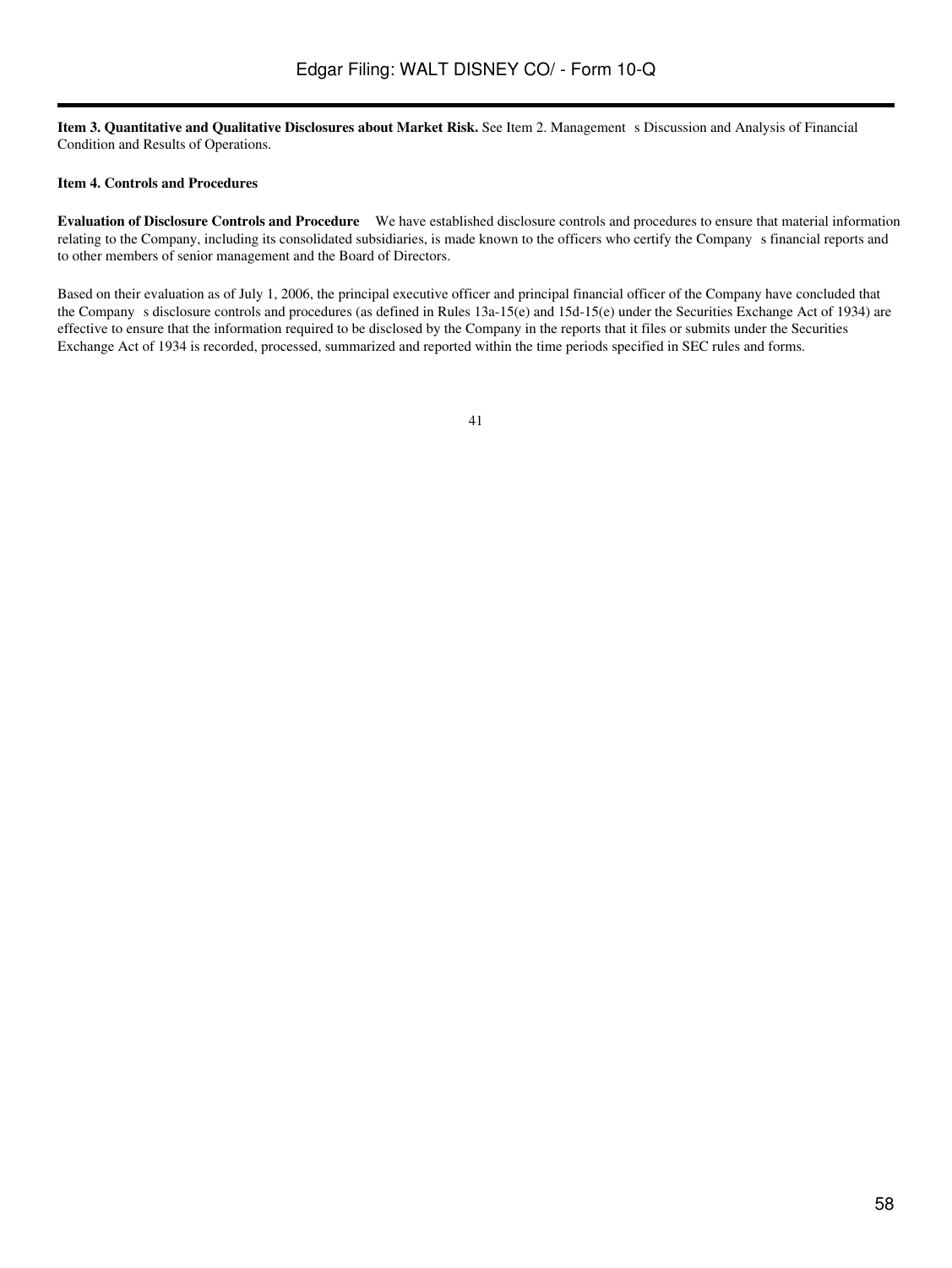**Item 3. Quantitative and Qualitative Disclosures about Market Risk.** See Item 2. Management s Discussion and Analysis of Financial Condition and Results of Operations.

**Item 4. Controls and Procedures**

**Evaluation of Disclosure Controls and Procedure** We have established disclosure controls and procedures to ensure that material information relating to the Company, including its consolidated subsidiaries, is made known to the officers who certify the Company s financial reports and to other members of senior management and the Board of Directors.

Based on their evaluation as of July 1, 2006, the principal executive officer and principal financial officer of the Company have concluded that the Company s disclosure controls and procedures (as defined in Rules 13a-15(e) and 15d-15(e) under the Securities Exchange Act of 1934) are effective to ensure that the information required to be disclosed by the Company in the reports that it files or submits under the Securities Exchange Act of 1934 is recorded, processed, summarized and reported within the time periods specified in SEC rules and forms.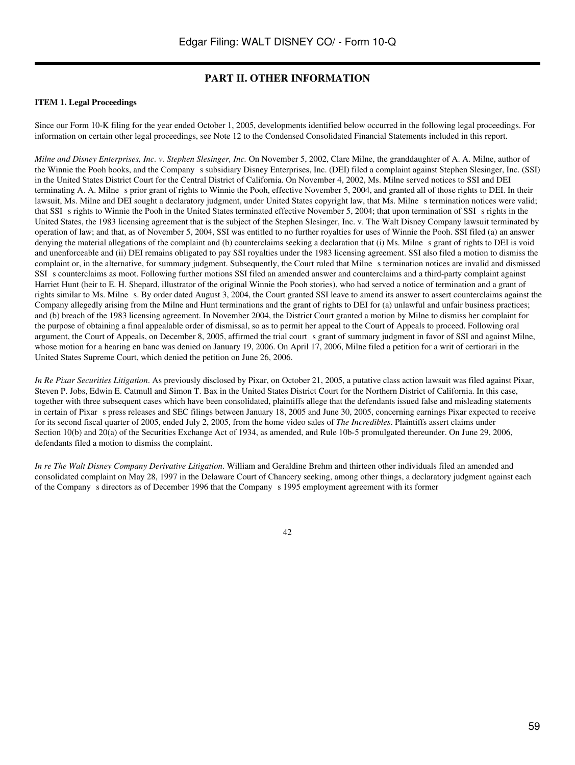## PART II. OTHER INFORMATION

**ITEM 1. Legal Proceedings**

Since our Form 10-K filing for the year ended October 1, 2005, developments identified below occurred in the following legal proceedings. For information on certain other legal proceedings, see Note 12 to the Condensed Consolidated Financial Statements included in this report.

*Milne and Disney Enterprises, Inc. v. Stephen Slesinger, Inc.* On November 5, 2002, Clare Milne, the granddaughter of A. A. Milne, author of the Winnie the Pooh books, and the Company s subsidiary Disney Enterprises, Inc. (DEI) filed a complaint against Stephen Slesinger, Inc. (SSI) in the United States District Court for the Central District of California. On November 4, 2002, Ms. Milne served notices to SSI and DEI terminating A. A. Milne s prior grant of rights to Winnie the Pooh, effective November 5, 2004, and granted all of those rights to DEI. In their lawsuit, Ms. Milne and DEI sought a declaratory judgment, under United States copyright law, that Ms. Milne s termination notices were valid; that SSI s rights to Winnie the Pooh in the United States terminated effective November 5, 2004; that upon termination of SSI s rights in the United States, the 1983 licensing agreement that is the subject of the Stephen Slesinger, Inc. v. The Walt Disney Company lawsuit terminated by operation of law; and that, as of November 5, 2004, SSI was entitled to no further royalties for uses of Winnie the Pooh. SSI filed (a) an answer denying the material allegations of the complaint and (b) counterclaims seeking a declaration that (i) Ms. Milne s grant of rights to DEI is void and unenforceable and (ii) DEI remains obligated to pay SSI royalties under the 1983 licensing agreement. SSI also filed a motion to dismiss the complaint or, in the alternative, for summary judgment. Subsequently, the Court ruled that Milne s termination notices are invalid and dismissed SSI s counterclaims as moot. Following further motions SSI filed an amended answer and counterclaims and a third-party complaint against Harriet Hunt (heir to E. H. Shepard, illustrator of the original Winnie the Pooh stories), who had served a notice of termination and a grant of rights similar to Ms. Milne s. By order dated August 3, 2004, the Court granted SSI leave to amend its answer to assert counterclaims against the Company allegedly arising from the Milne and Hunt terminations and the grant of rights to DEI for (a) unlawful and unfair business practices; and (b) breach of the 1983 licensing agreement. In November 2004, the District Court granted a motion by Milne to dismiss her complaint for the purpose of obtaining a final appealable order of dismissal, so as to permit her appeal to the Court of Appeals to proceed. Following oral argument, the Court of Appeals, on December 8, 2005, affirmed the trial court s grant of summary judgment in favor of SSI and against Milne, whose motion for a hearing en banc was denied on January 19, 2006. On April 17, 2006, Milne filed a petition for a writ of certiorari in the United States Supreme Court, which denied the petition on June 26, 2006.

*In Re Pixar Securities Litigation*. As previously disclosed by Pixar, on October 21, 2005, a putative class action lawsuit was filed against Pixar, Steven P. Jobs, Edwin E. Catmull and Simon T. Bax in the United States District Court for the Northern District of California. In this case, together with three subsequent cases which have been consolidated, plaintiffs allege that the defendants issued false and misleading statements in certain of Pixar s press releases and SEC filings between January 18, 2005 and June 30, 2005, concerning earnings Pixar expected to receive for its second fiscal quarter of 2005, ended July 2, 2005, from the home video sales of *The Incredibles*. Plaintiffs assert claims under Section 10(b) and 20(a) of the Securities Exchange Act of 1934, as amended, and Rule 10b-5 promulgated thereunder. On June 29, 2006, defendants filed a motion to dismiss the complaint.

*In re The Walt Disney Company Derivative Litigation*. William and Geraldine Brehm and thirteen other individuals filed an amended and consolidated complaint on May 28, 1997 in the Delaware Court of Chancery seeking, among other things, a declaratory judgment against each of the Company s directors as of December 1996 that the Company s 1995 employment agreement with its former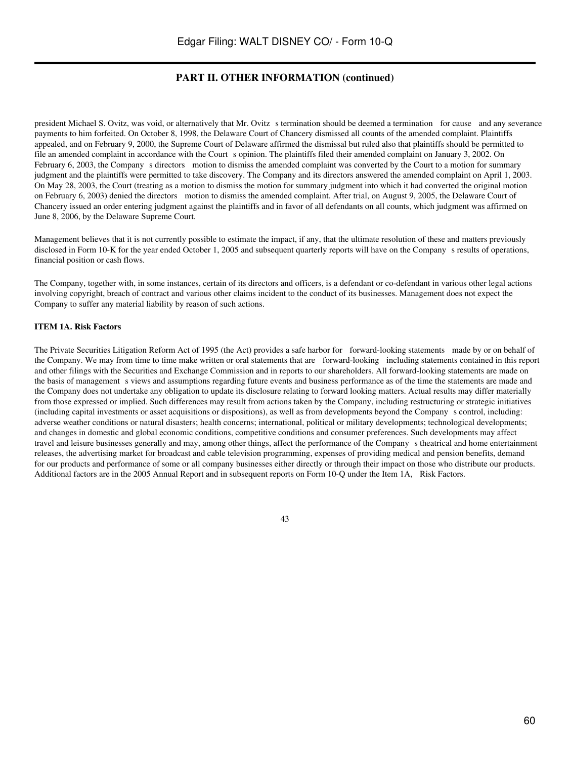## PART II. OTHER INFORMATION (continued)

president Michael S. Ovitz, was void, or alternatively that Mr. Ovitz s termination should be deemed a termination for cause and any severance payments to him forfeited. On October 8, 1998, the Delaware Court of Chancery dismissed all counts of the amended complaint. Plaintiffs appealed, and on February 9, 2000, the Supreme Court of Delaware affirmed the dismissal but ruled also that plaintiffs should be permitted to file an amended complaint in accordance with the Court s opinion. The plaintiffs filed their amended complaint on January 3, 2002. On February 6, 2003, the Company s directors motion to dismiss the amended complaint was converted by the Court to a motion for summary judgment and the plaintiffs were permitted to take discovery. The Company and its directors answered the amended complaint on April 1, 2003. On May 28, 2003, the Court (treating as a motion to dismiss the motion for summary judgment into which it had converted the original motion on February 6, 2003) denied the directors motion to dismiss the amended complaint. After trial, on August 9, 2005, the Delaware Court of Chancery issued an order entering judgment against the plaintiffs and in favor of all defendants on all counts, which judgment was affirmed on June 8, 2006, by the Delaware Supreme Court.

Management believes that it is not currently possible to estimate the impact, if any, that the ultimate resolution of these and matters previously disclosed in Form 10-K for the year ended October 1, 2005 and subsequent quarterly reports will have on the Company s results of operations, financial position or cash flows.

The Company, together with, in some instances, certain of its directors and officers, is a defendant or co-defendant in various other legal actions involving copyright, breach of contract and various other claims incident to the conduct of its businesses. Management does not expect the Company to suffer any material liability by reason of such actions.

**ITEM 1A. Risk Factors**

The Private Securities Litigation Reform Act of 1995 (the Act) provides a safe harbor for forward-looking statements made by or on behalf of the Company. We may from time to time make written or oral statements that are forward-looking including statements contained in this report and other filings with the Securities and Exchange Commission and in reports to our shareholders. All forward-looking statements are made on the basis of management s views and assumptions regarding future events and business performance as of the time the statements are made and the Company does not undertake any obligation to update its disclosure relating to forward looking matters. Actual results may differ materially from those expressed or implied. Such differences may result from actions taken by the Company, including restructuring or strategic initiatives (including capital investments or asset acquisitions or dispositions), as well as from developments beyond the Company s control, including: adverse weather conditions or natural disasters; health concerns; international, political or military developments; technological developments; and changes in domestic and global economic conditions, competitive conditions and consumer preferences. Such developments may affect travel and leisure businesses generally and may, among other things, affect the performance of the Company s theatrical and home entertainment releases, the advertising market for broadcast and cable television programming, expenses of providing medical and pension benefits, demand for our products and performance of some or all company businesses either directly or through their impact on those who distribute our products. Additional factors are in the 2005 Annual Report and in subsequent reports on Form 10-Q under the Item 1A, Risk Factors.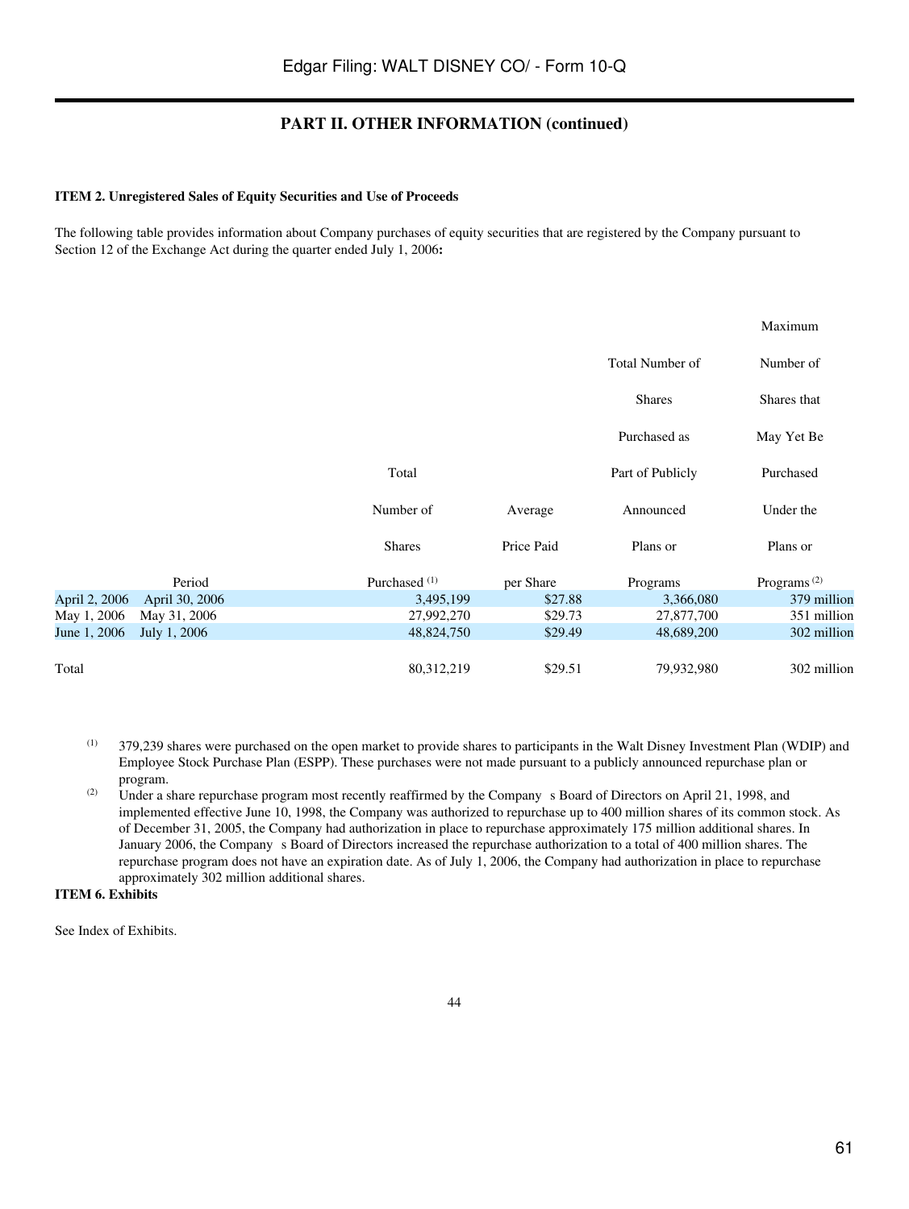## PART II. OTHER INFORMATION (continued)

**ITEM 2. Unregistered Sales of Equity Securities and Use of Proceeds**

The following table provides information about Company purchases of equity securities that are registered by the Company pursuant to Section 12 of the Exchange Act during the quarter ended July 1, 2006**:**

| Period | Total Number of Shares Purchased [(1)] | Average Price Paid per Share | Total Number of Shares Purchased as Part of Publicly Announced Plans or Programs | Maximum Number of Shares that May Yet Be Purchased Under the Plans or Programs [(2)] |
|---|---|---|---|---|
| April 2, 2006 April 30, 2006 | 3,495,199 | $27.88 | 3,366,080 | 379 million |
| May 1, 2006 May 31, 2006 | 27,992,270 | $29.73 | 27,877,700 | 351 million |
| June 1, 2006 July 1, 2006 | 48,824,750 | $29.49 | 48,689,200 | 302 million |
| Total | 80,312,219 | $29.51 | 79,932,980 | 302 million |

(1) 379,239 shares were purchased on the open market to provide shares to participants in the Walt Disney Investment Plan (WDIP) and Employee Stock Purchase Plan (ESPP). These purchases were not made pursuant to a publicly announced repurchase plan or program.

(2) Under a share repurchase program most recently reaffirmed by the Company s Board of Directors on April 21, 1998, and implemented effective June 10, 1998, the Company was authorized to repurchase up to 400 million shares of its common stock. As of December 31, 2005, the Company had authorization in place to repurchase approximately 175 million additional shares. In January 2006, the Company s Board of Directors increased the repurchase authorization to a total of 400 million shares. The repurchase program does not have an expiration date. As of July 1, 2006, the Company had authorization in place to repurchase approximately 302 million additional shares.

**ITEM 6. Exhibits**

See Index of Exhibits.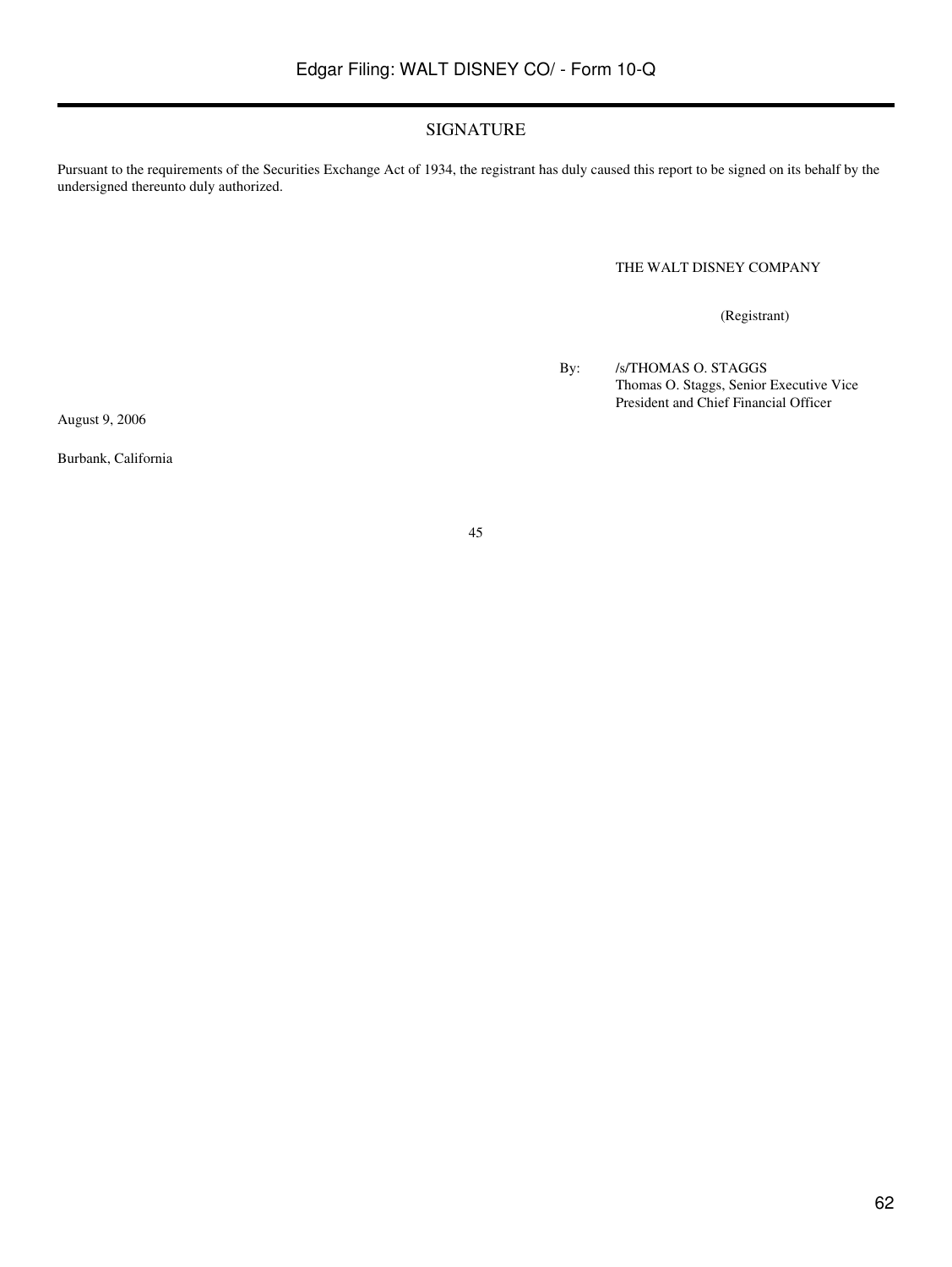## SIGNATURE

Pursuant to the requirements of the Securities Exchange Act of 1934, the registrant has duly caused this report to be signed on its behalf by the undersigned thereunto duly authorized.

THE WALT DISNEY COMPANY

(Registrant)

By: /s/THOMAS O. STAGGS
Thomas O. Staggs, Senior Executive Vice President and Chief Financial Officer

August 9, 2006

Burbank, California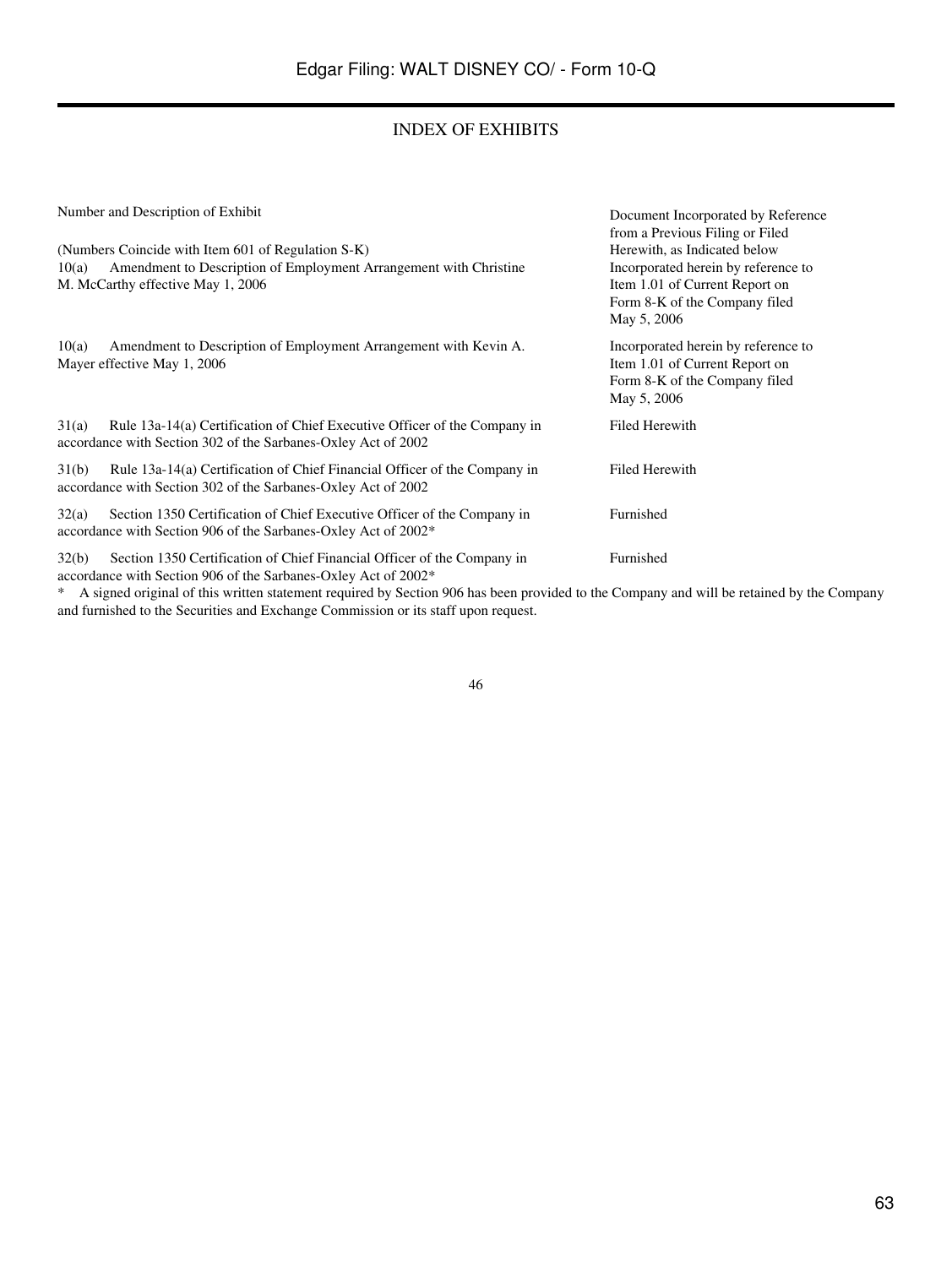## INDEX OF EXHIBITS

| Number and Description of Exhibit (Numbers Coincide with Item 601 of Regulation S-K) | Document Incorporated by Reference from a Previous Filing or Filed Herewith, as Indicated below |
|---|---|
| 10(a) Amendment to Description of Employment Arrangement with Christine M. McCarthy effective May 1, 2006 | Incorporated herein by reference to Item 1.01 of Current Report on Form 8-K of the Company filed May 5, 2006 |
| 10(a) Amendment to Description of Employment Arrangement with Kevin A. Mayer effective May 1, 2006 | Incorporated herein by reference to Item 1.01 of Current Report on Form 8-K of the Company filed May 5, 2006 |
| 31(a) Rule 13a-14(a) Certification of Chief Executive Officer of the Company in accordance with Section 302 of the Sarbanes-Oxley Act of 2002 | Filed Herewith |
| 31(b) Rule 13a-14(a) Certification of Chief Financial Officer of the Company in accordance with Section 302 of the Sarbanes-Oxley Act of 2002 | Filed Herewith |
| 32(a) Section 1350 Certification of Chief Executive Officer of the Company in accordance with Section 906 of the Sarbanes-Oxley Act of 2002* | Furnished |
| 32(b) Section 1350 Certification of Chief Financial Officer of the Company in accordance with Section 906 of the Sarbanes-Oxley Act of 2002* | Furnished |

\* A signed original of this written statement required by Section 906 has been provided to the Company and will be retained by the Company and furnished to the Securities and Exchange Commission or its staff upon request.